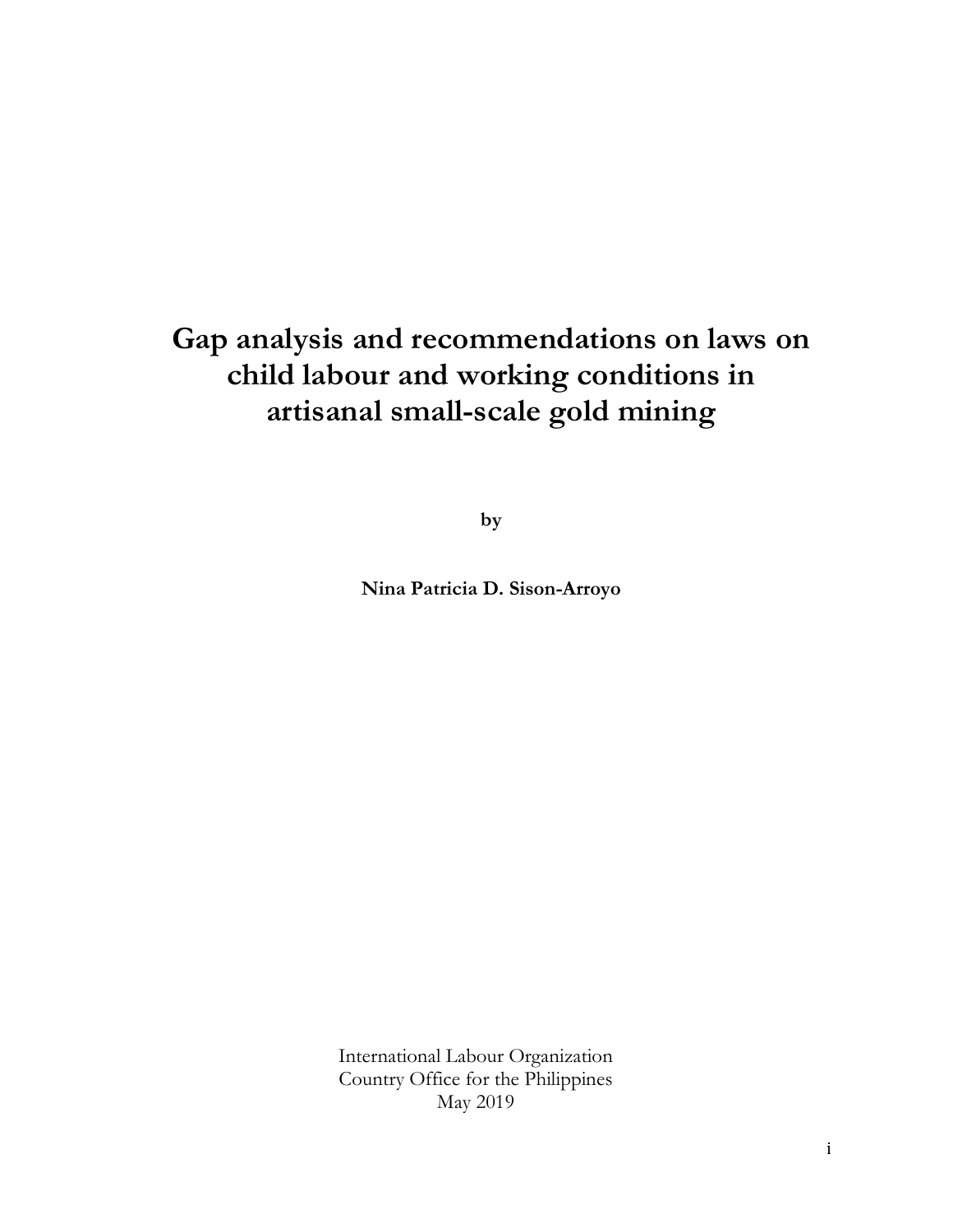# Gap analysis and recommendations on laws on child labour and working conditions in artisanal small-scale gold mining

**by**

**Nina Patricia D. Sison-Arroyo**

International Labour Organization
Country Office for the Philippines
May 2019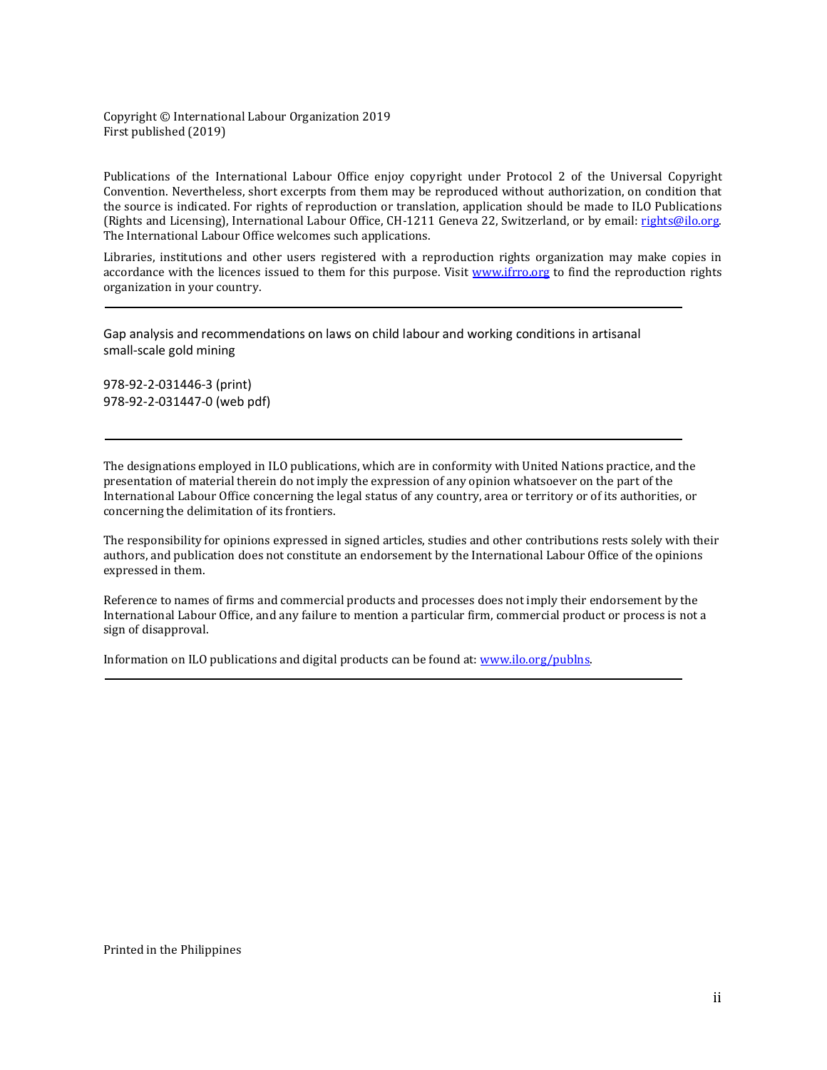Copyright © International Labour Organization 2019
First published (2019)

Publications of the International Labour Office enjoy copyright under Protocol 2 of the Universal Copyright Convention. Nevertheless, short excerpts from them may be reproduced without authorization, on condition that the source is indicated. For rights of reproduction or translation, application should be made to ILO Publications (Rights and Licensing), International Labour Office, CH-1211 Geneva 22, Switzerland, or by email: rights@ilo.org. The International Labour Office welcomes such applications.

Libraries, institutions and other users registered with a reproduction rights organization may make copies in accordance with the licences issued to them for this purpose. Visit www.ifrro.org to find the reproduction rights organization in your country.

---

Gap analysis and recommendations on laws on child labour and working conditions in artisanal small-scale gold mining

978-92-2-031446-3 (print)
978-92-2-031447-0 (web pdf)

---

The designations employed in ILO publications, which are in conformity with United Nations practice, and the presentation of material therein do not imply the expression of any opinion whatsoever on the part of the International Labour Office concerning the legal status of any country, area or territory or of its authorities, or concerning the delimitation of its frontiers.

The responsibility for opinions expressed in signed articles, studies and other contributions rests solely with their authors, and publication does not constitute an endorsement by the International Labour Office of the opinions expressed in them.

Reference to names of firms and commercial products and processes does not imply their endorsement by the International Labour Office, and any failure to mention a particular firm, commercial product or process is not a sign of disapproval.

Information on ILO publications and digital products can be found at: www.ilo.org/publns.

---

Printed in the Philippines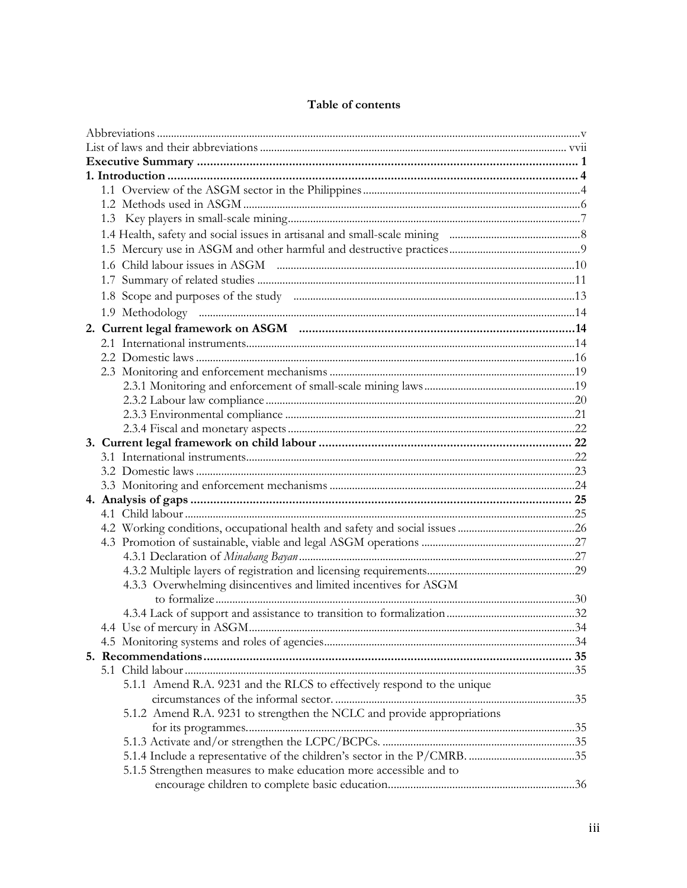# Table of contents

Abbreviations ..... v
List of laws and their abbreviations ..... vvii
**Executive Summary ..... 1**
**1. Introduction ..... 4**
- 1.1 Overview of the ASGM sector in the Philippines ..... 4
- 1.2 Methods used in ASGM ..... 6
- 1.3 Key players in small-scale mining ..... 7
- 1.4 Health, safety and social issues in artisanal and small-scale mining ..... 8
- 1.5 Mercury use in ASGM and other harmful and destructive practices ..... 9
- 1.6 Child labour issues in ASGM ..... 10
- 1.7 Summary of related studies ..... 11
- 1.8 Scope and purposes of the study ..... 13
- 1.9 Methodology ..... 14

**2. Current legal framework on ASGM ..... 14**
- 2.1 International instruments ..... 14
- 2.2 Domestic laws ..... 16
- 2.3 Monitoring and enforcement mechanisms ..... 19
  - 2.3.1 Monitoring and enforcement of small-scale mining laws ..... 19
  - 2.3.2 Labour law compliance ..... 20
  - 2.3.3 Environmental compliance ..... 21
  - 2.3.4 Fiscal and monetary aspects ..... 22

**3. Current legal framework on child labour ..... 22**
- 3.1 International instruments ..... 22
- 3.2 Domestic laws ..... 23
- 3.3 Monitoring and enforcement mechanisms ..... 24

**4. Analysis of gaps ..... 25**
- 4.1 Child labour ..... 25
- 4.2 Working conditions, occupational health and safety and social issues ..... 26
- 4.3 Promotion of sustainable, viable and legal ASGM operations ..... 27
  - 4.3.1 Declaration of *Minahang Bayan* ..... 27
  - 4.3.2 Multiple layers of registration and licensing requirements ..... 29
  - 4.3.3 Overwhelming disincentives and limited incentives for ASGM to formalize ..... 30
  - 4.3.4 Lack of support and assistance to transition to formalization ..... 32
- 4.4 Use of mercury in ASGM ..... 34
- 4.5 Monitoring systems and roles of agencies ..... 34

**5. Recommendations ..... 35**
- 5.1 Child labour ..... 35
  - 5.1.1 Amend R.A. 9231 and the RLCS to effectively respond to the unique circumstances of the informal sector. ..... 35
  - 5.1.2 Amend R.A. 9231 to strengthen the NCLC and provide appropriations for its programmes. ..... 35
  - 5.1.3 Activate and/or strengthen the LCPC/BCPCs. ..... 35
  - 5.1.4 Include a representative of the children's sector in the P/CMRB. ..... 35
  - 5.1.5 Strengthen measures to make education more accessible and to encourage children to complete basic education. ..... 36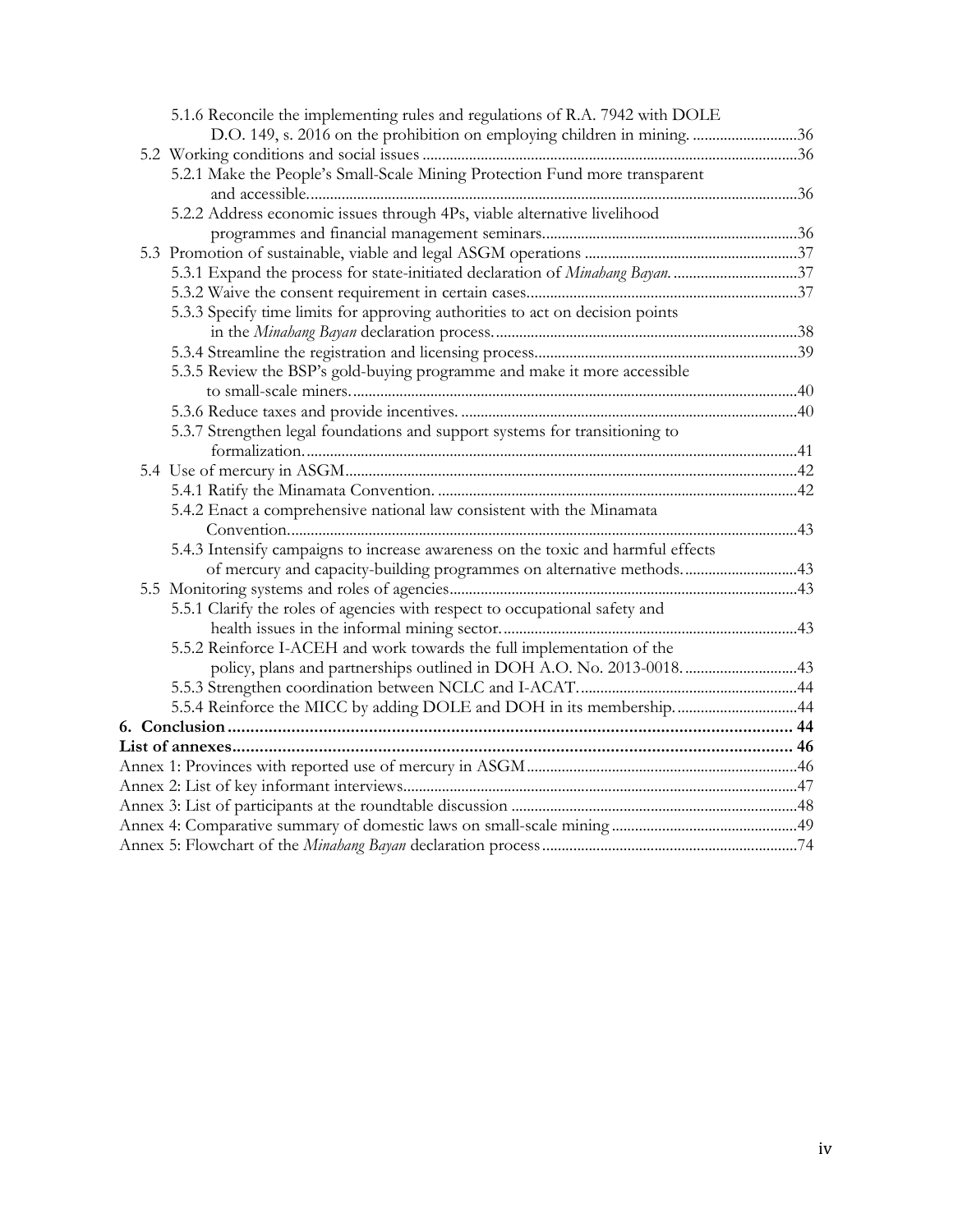5.1.6 Reconcile the implementing rules and regulations of R.A. 7942 with DOLE D.O. 149, s. 2016 on the prohibition on employing children in mining. ....36

5.2 Working conditions and social issues ....36

5.2.1 Make the People's Small-Scale Mining Protection Fund more transparent and accessible. ....36

5.2.2 Address economic issues through 4Ps, viable alternative livelihood programmes and financial management seminars. ....36

5.3 Promotion of sustainable, viable and legal ASGM operations ....37

5.3.1 Expand the process for state-initiated declaration of *Minahang Bayan*. ....37

5.3.2 Waive the consent requirement in certain cases. ....37

5.3.3 Specify time limits for approving authorities to act on decision points in the *Minahang Bayan* declaration process. ....38

5.3.4 Streamline the registration and licensing process. ....39

5.3.5 Review the BSP's gold-buying programme and make it more accessible to small-scale miners. ....40

5.3.6 Reduce taxes and provide incentives. ....40

5.3.7 Strengthen legal foundations and support systems for transitioning to formalization. ....41

5.4 Use of mercury in ASGM ....42

5.4.1 Ratify the Minamata Convention. ....42

5.4.2 Enact a comprehensive national law consistent with the Minamata Convention. ....43

5.4.3 Intensify campaigns to increase awareness on the toxic and harmful effects of mercury and capacity-building programmes on alternative methods. ....43

5.5 Monitoring systems and roles of agencies ....43

5.5.1 Clarify the roles of agencies with respect to occupational safety and health issues in the informal mining sector. ....43

5.5.2 Reinforce I-ACEH and work towards the full implementation of the policy, plans and partnerships outlined in DOH A.O. No. 2013-0018. ....43

5.5.3 Strengthen coordination between NCLC and I-ACAT. ....44

5.5.4 Reinforce the MICC by adding DOLE and DOH in its membership. ....44

**6. Conclusion ....44**

**List of annexes ....46**

Annex 1: Provinces with reported use of mercury in ASGM ....46

Annex 2: List of key informant interviews ....47

Annex 3: List of participants at the roundtable discussion ....48

Annex 4: Comparative summary of domestic laws on small-scale mining ....49

Annex 5: Flowchart of the *Minahang Bayan* declaration process ....74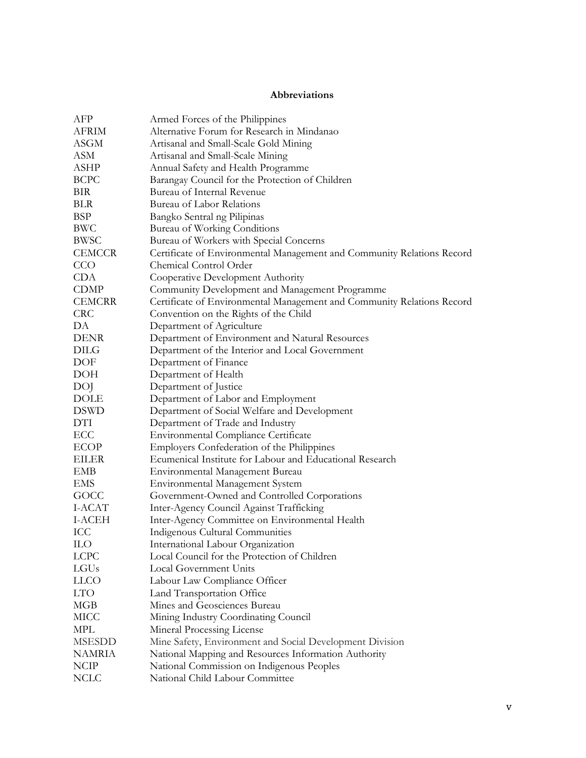## Abbreviations

| | |
|---|---|
| AFP | Armed Forces of the Philippines |
| AFRIM | Alternative Forum for Research in Mindanao |
| ASGM | Artisanal and Small-Scale Gold Mining |
| ASM | Artisanal and Small-Scale Mining |
| ASHP | Annual Safety and Health Programme |
| BCPC | Barangay Council for the Protection of Children |
| BIR | Bureau of Internal Revenue |
| BLR | Bureau of Labor Relations |
| BSP | Bangko Sentral ng Pilipinas |
| BWC | Bureau of Working Conditions |
| BWSC | Bureau of Workers with Special Concerns |
| CEMCCR | Certificate of Environmental Management and Community Relations Record |
| CCO | Chemical Control Order |
| CDA | Cooperative Development Authority |
| CDMP | Community Development and Management Programme |
| CEMCRR | Certificate of Environmental Management and Community Relations Record |
| CRC | Convention on the Rights of the Child |
| DA | Department of Agriculture |
| DENR | Department of Environment and Natural Resources |
| DILG | Department of the Interior and Local Government |
| DOF | Department of Finance |
| DOH | Department of Health |
| DOJ | Department of Justice |
| DOLE | Department of Labor and Employment |
| DSWD | Department of Social Welfare and Development |
| DTI | Department of Trade and Industry |
| ECC | Environmental Compliance Certificate |
| ECOP | Employers Confederation of the Philippines |
| EILER | Ecumenical Institute for Labour and Educational Research |
| EMB | Environmental Management Bureau |
| EMS | Environmental Management System |
| GOCC | Government-Owned and Controlled Corporations |
| I-ACAT | Inter-Agency Council Against Trafficking |
| I-ACEH | Inter-Agency Committee on Environmental Health |
| ICC | Indigenous Cultural Communities |
| ILO | International Labour Organization |
| LCPC | Local Council for the Protection of Children |
| LGUs | Local Government Units |
| LLCO | Labour Law Compliance Officer |
| LTO | Land Transportation Office |
| MGB | Mines and Geosciences Bureau |
| MICC | Mining Industry Coordinating Council |
| MPL | Mineral Processing License |
| MSESDD | Mine Safety, Environment and Social Development Division |
| NAMRIA | National Mapping and Resources Information Authority |
| NCIP | National Commission on Indigenous Peoples |
| NCLC | National Child Labour Committee |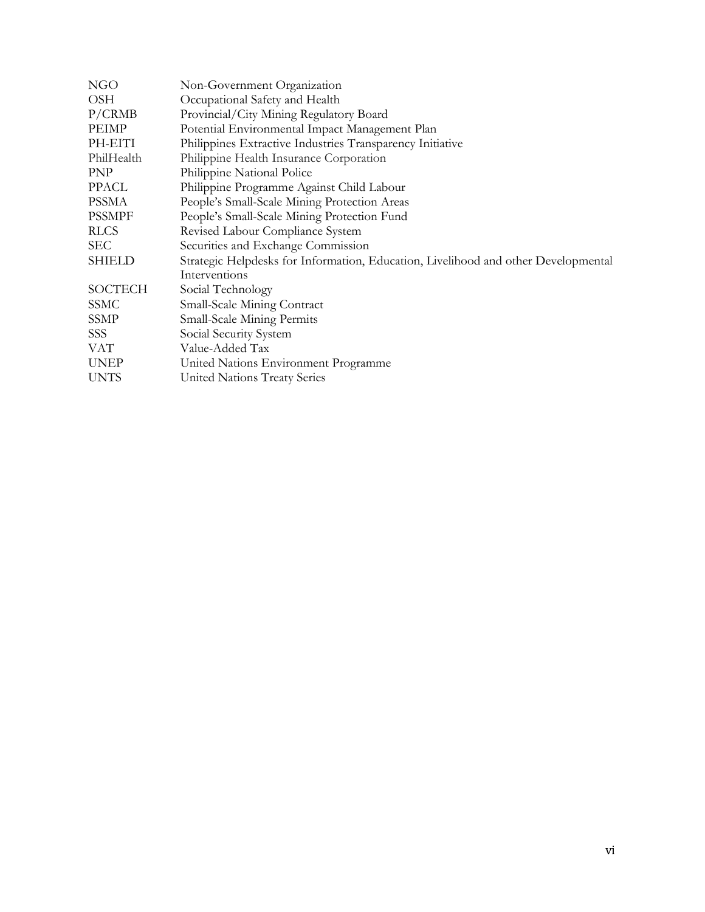| | |
|---|---|
| NGO | Non-Government Organization |
| OSH | Occupational Safety and Health |
| P/CRMB | Provincial/City Mining Regulatory Board |
| PEIMP | Potential Environmental Impact Management Plan |
| PH-EITI | Philippines Extractive Industries Transparency Initiative |
| PhilHealth | Philippine Health Insurance Corporation |
| PNP | Philippine National Police |
| PPACL | Philippine Programme Against Child Labour |
| PSSMA | People's Small-Scale Mining Protection Areas |
| PSSMPF | People's Small-Scale Mining Protection Fund |
| RLCS | Revised Labour Compliance System |
| SEC | Securities and Exchange Commission |
| SHIELD | Strategic Helpdesks for Information, Education, Livelihood and other Developmental Interventions |
| SOCTECH | Social Technology |
| SSMC | Small-Scale Mining Contract |
| SSMP | Small-Scale Mining Permits |
| SSS | Social Security System |
| VAT | Value-Added Tax |
| UNEP | United Nations Environment Programme |
| UNTS | United Nations Treaty Series |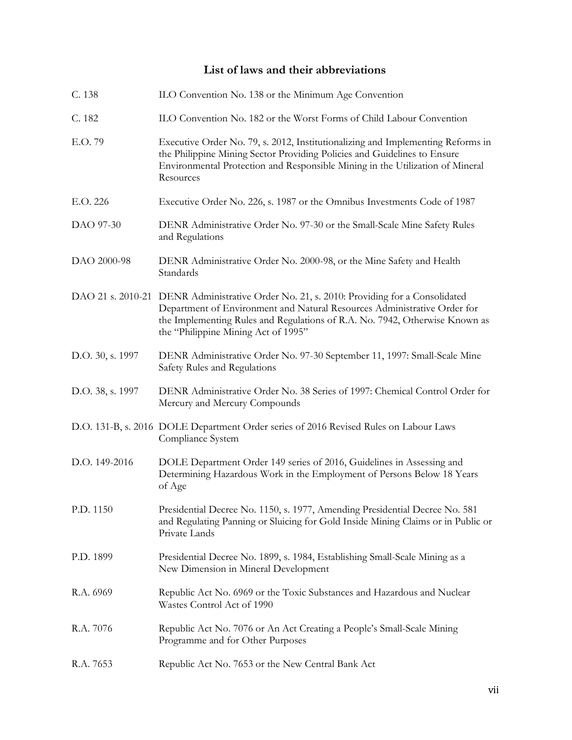## List of laws and their abbreviations

| Abbreviation | Law |
|---|---|
| C. 138 | ILO Convention No. 138 or the Minimum Age Convention |
| C. 182 | ILO Convention No. 182 or the Worst Forms of Child Labour Convention |
| E.O. 79 | Executive Order No. 79, s. 2012, Institutionalizing and Implementing Reforms in the Philippine Mining Sector Providing Policies and Guidelines to Ensure Environmental Protection and Responsible Mining in the Utilization of Mineral Resources |
| E.O. 226 | Executive Order No. 226, s. 1987 or the Omnibus Investments Code of 1987 |
| DAO 97-30 | DENR Administrative Order No. 97-30 or the Small-Scale Mine Safety Rules and Regulations |
| DAO 2000-98 | DENR Administrative Order No. 2000-98, or the Mine Safety and Health Standards |
| DAO 21 s. 2010-21 | DENR Administrative Order No. 21, s. 2010: Providing for a Consolidated Department of Environment and Natural Resources Administrative Order for the Implementing Rules and Regulations of R.A. No. 7942, Otherwise Known as the "Philippine Mining Act of 1995" |
| D.O. 30, s. 1997 | DENR Administrative Order No. 97-30 September 11, 1997: Small-Scale Mine Safety Rules and Regulations |
| D.O. 38, s. 1997 | DENR Administrative Order No. 38 Series of 1997: Chemical Control Order for Mercury and Mercury Compounds |
| D.O. 131-B, s. 2016 | DOLE Department Order series of 2016 Revised Rules on Labour Laws Compliance System |
| D.O. 149-2016 | DOLE Department Order 149 series of 2016, Guidelines in Assessing and Determining Hazardous Work in the Employment of Persons Below 18 Years of Age |
| P.D. 1150 | Presidential Decree No. 1150, s. 1977, Amending Presidential Decree No. 581 and Regulating Panning or Sluicing for Gold Inside Mining Claims or in Public or Private Lands |
| P.D. 1899 | Presidential Decree No. 1899, s. 1984, Establishing Small-Scale Mining as a New Dimension in Mineral Development |
| R.A. 6969 | Republic Act No. 6969 or the Toxic Substances and Hazardous and Nuclear Wastes Control Act of 1990 |
| R.A. 7076 | Republic Act No. 7076 or An Act Creating a People's Small-Scale Mining Programme and for Other Purposes |
| R.A. 7653 | Republic Act No. 7653 or the New Central Bank Act |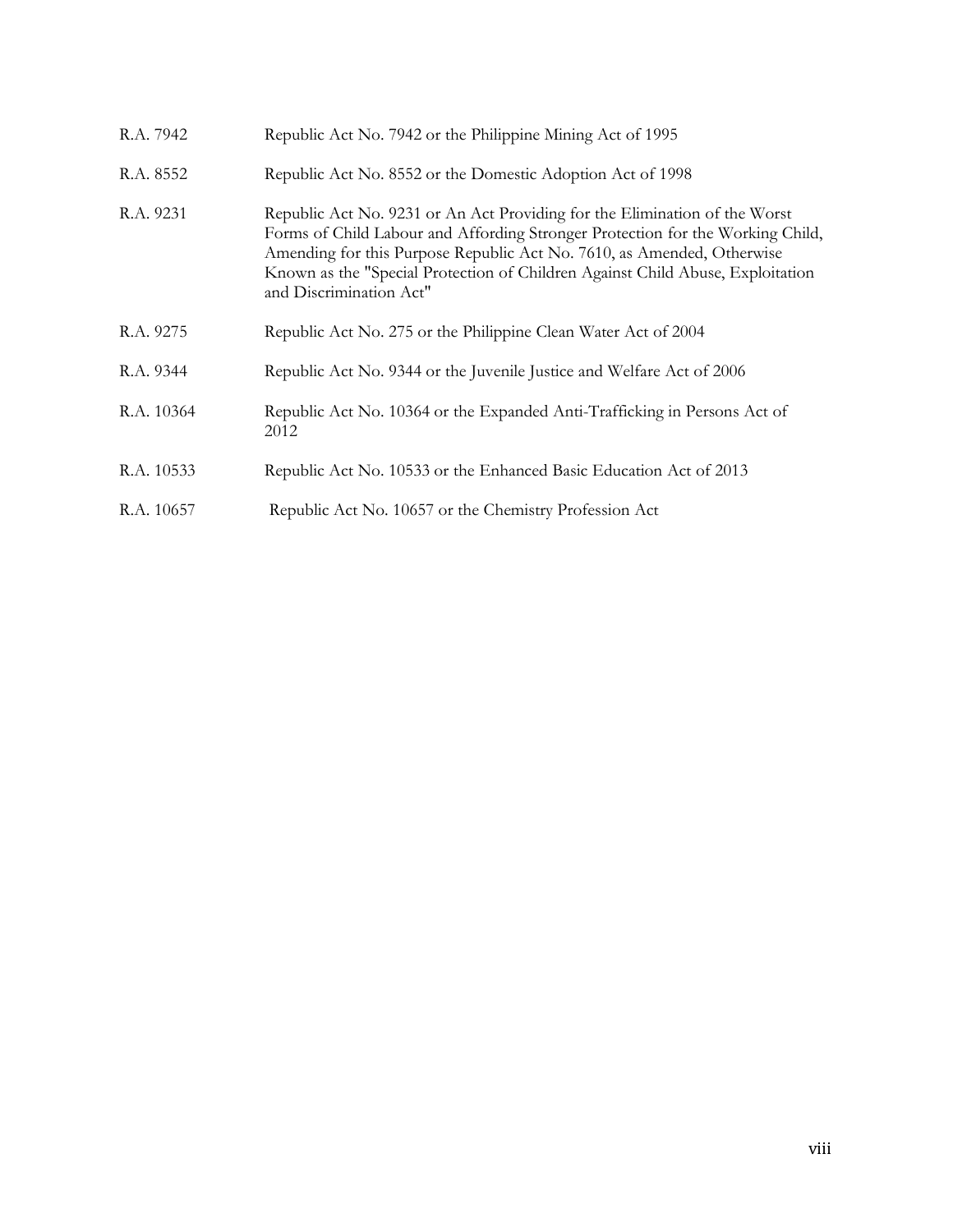| | |
|---|---|
| R.A. 7942 | Republic Act No. 7942 or the Philippine Mining Act of 1995 |
| R.A. 8552 | Republic Act No. 8552 or the Domestic Adoption Act of 1998 |
| R.A. 9231 | Republic Act No. 9231 or An Act Providing for the Elimination of the Worst Forms of Child Labour and Affording Stronger Protection for the Working Child, Amending for this Purpose Republic Act No. 7610, as Amended, Otherwise Known as the "Special Protection of Children Against Child Abuse, Exploitation and Discrimination Act" |
| R.A. 9275 | Republic Act No. 275 or the Philippine Clean Water Act of 2004 |
| R.A. 9344 | Republic Act No. 9344 or the Juvenile Justice and Welfare Act of 2006 |
| R.A. 10364 | Republic Act No. 10364 or the Expanded Anti-Trafficking in Persons Act of 2012 |
| R.A. 10533 | Republic Act No. 10533 or the Enhanced Basic Education Act of 2013 |
| R.A. 10657 | Republic Act No. 10657 or the Chemistry Profession Act |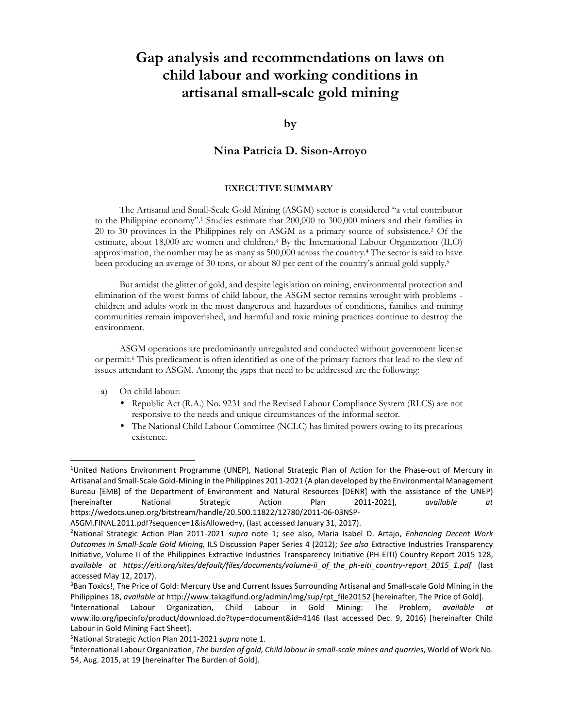# Gap analysis and recommendations on laws on child labour and working conditions in artisanal small-scale gold mining

**by**

## Nina Patricia D. Sison-Arroyo

### EXECUTIVE SUMMARY

The Artisanal and Small-Scale Gold Mining (ASGM) sector is considered "a vital contributor to the Philippine economy".[1] Studies estimate that 200,000 to 300,000 miners and their families in 20 to 30 provinces in the Philippines rely on ASGM as a primary source of subsistence.[2] Of the estimate, about 18,000 are women and children.[3] By the International Labour Organization (ILO) approximation, the number may be as many as 500,000 across the country.[4] The sector is said to have been producing an average of 30 tons, or about 80 per cent of the country's annual gold supply.[5]

But amidst the glitter of gold, and despite legislation on mining, environmental protection and elimination of the worst forms of child labour, the ASGM sector remains wrought with problems - children and adults work in the most dangerous and hazardous of conditions, families and mining communities remain impoverished, and harmful and toxic mining practices continue to destroy the environment.

ASGM operations are predominantly unregulated and conducted without government license or permit.[6] This predicament is often identified as one of the primary factors that lead to the slew of issues attendant to ASGM. Among the gaps that need to be addressed are the following:

a) On child labour:
   - Republic Act (R.A.) No. 9231 and the Revised Labour Compliance System (RLCS) are not responsive to the needs and unique circumstances of the informal sector.
   - The National Child Labour Committee (NCLC) has limited powers owing to its precarious existence.

---

[1]United Nations Environment Programme (UNEP), National Strategic Plan of Action for the Phase-out of Mercury in Artisanal and Small-Scale Gold-Mining in the Philippines 2011-2021 (A plan developed by the Environmental Management Bureau [EMB] of the Department of Environment and Natural Resources [DENR] with the assistance of the UNEP) [hereinafter National Strategic Action Plan 2011-2021], *available at* https://wedocs.unep.org/bitstream/handle/20.500.11822/12780/2011-06-03NSP-ASGM.FINAL.2011.pdf?sequence=1&isAllowed=y, (last accessed January 31, 2017).

[2]National Strategic Action Plan 2011-2021 *supra* note 1; see also, Maria Isabel D. Artajo, *Enhancing Decent Work Outcomes in Small-Scale Gold Mining,* ILS Discussion Paper Series 4 (2012); *See also* Extractive Industries Transparency Initiative, Volume II of the Philippines Extractive Industries Transparency Initiative (PH-EITI) Country Report 2015 128, *available at https://eiti.org/sites/default/files/documents/volume-ii_of_the_ph-eiti_country-report_2015_1.pdf* (last accessed May 12, 2017).

[3]Ban Toxics!, The Price of Gold: Mercury Use and Current Issues Surrounding Artisanal and Small-scale Gold Mining in the Philippines 18, *available at* http://www.takagifund.org/admin/img/sup/rpt_file20152 [hereinafter, The Price of Gold].

[4]International Labour Organization, Child Labour in Gold Mining: The Problem, *available at* www.ilo.org/ipecinfo/product/download.do?type=document&id=4146 (last accessed Dec. 9, 2016) [hereinafter Child Labour in Gold Mining Fact Sheet].

[5]National Strategic Action Plan 2011-2021 *supra* note 1.

[6]International Labour Organization, *The burden of gold, Child labour in small-scale mines and quarries*, World of Work No. 54, Aug. 2015, at 19 [hereinafter The Burden of Gold].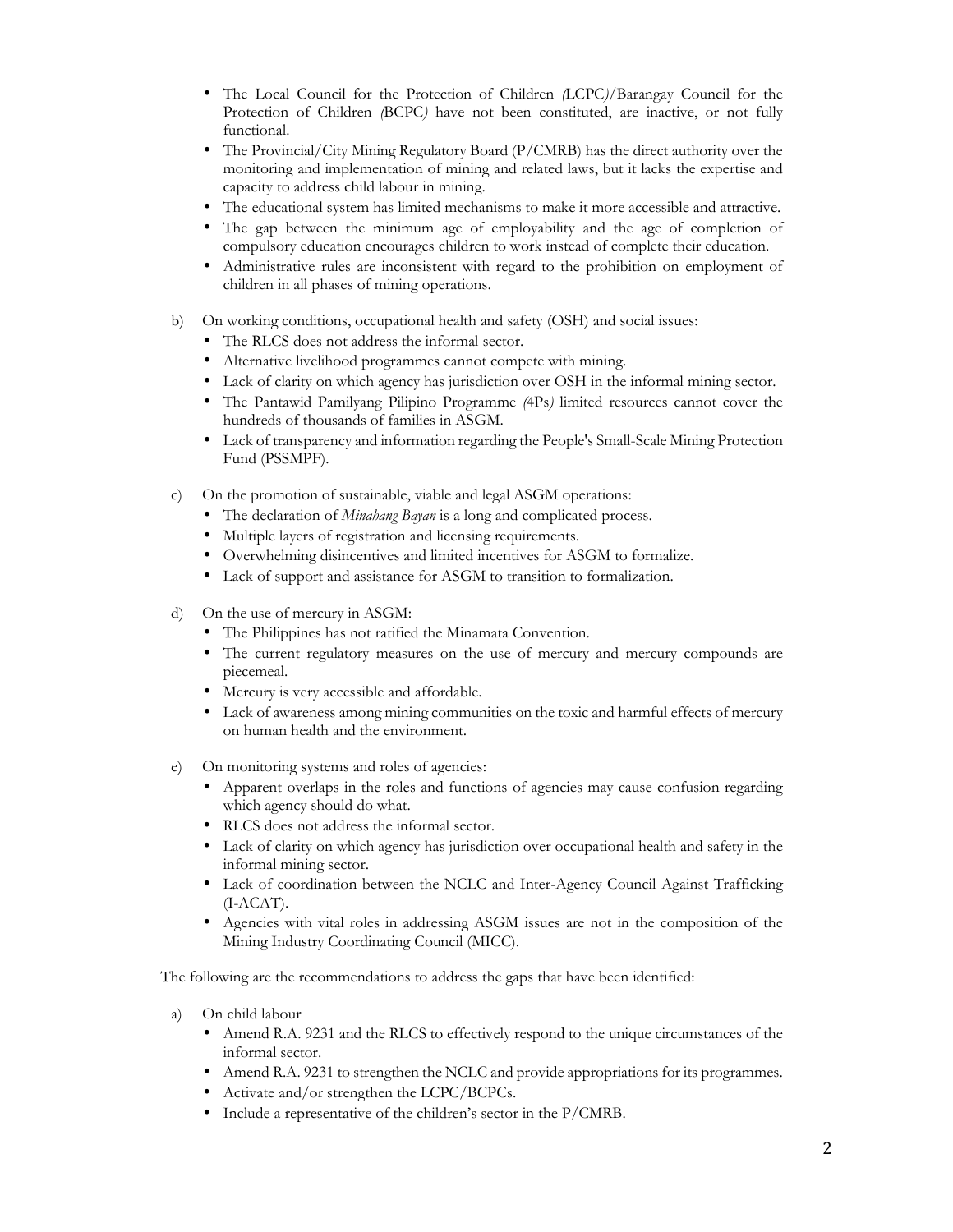- The Local Council for the Protection of Children *(*LCPC*)*/Barangay Council for the Protection of Children *(*BCPC*)* have not been constituted, are inactive, or not fully functional.
- The Provincial/City Mining Regulatory Board (P/CMRB) has the direct authority over the monitoring and implementation of mining and related laws, but it lacks the expertise and capacity to address child labour in mining.
- The educational system has limited mechanisms to make it more accessible and attractive.
- The gap between the minimum age of employability and the age of completion of compulsory education encourages children to work instead of complete their education.
- Administrative rules are inconsistent with regard to the prohibition on employment of children in all phases of mining operations.

b) On working conditions, occupational health and safety (OSH) and social issues:
- The RLCS does not address the informal sector.
- Alternative livelihood programmes cannot compete with mining.
- Lack of clarity on which agency has jurisdiction over OSH in the informal mining sector.
- The Pantawid Pamilyang Pilipino Programme *(*4Ps*)* limited resources cannot cover the hundreds of thousands of families in ASGM.
- Lack of transparency and information regarding the People's Small-Scale Mining Protection Fund (PSSMPF).

c) On the promotion of sustainable, viable and legal ASGM operations:
- The declaration of *Minahang Bayan* is a long and complicated process.
- Multiple layers of registration and licensing requirements.
- Overwhelming disincentives and limited incentives for ASGM to formalize.
- Lack of support and assistance for ASGM to transition to formalization.

d) On the use of mercury in ASGM:
- The Philippines has not ratified the Minamata Convention.
- The current regulatory measures on the use of mercury and mercury compounds are piecemeal.
- Mercury is very accessible and affordable.
- Lack of awareness among mining communities on the toxic and harmful effects of mercury on human health and the environment.

e) On monitoring systems and roles of agencies:
- Apparent overlaps in the roles and functions of agencies may cause confusion regarding which agency should do what.
- RLCS does not address the informal sector.
- Lack of clarity on which agency has jurisdiction over occupational health and safety in the informal mining sector.
- Lack of coordination between the NCLC and Inter-Agency Council Against Trafficking (I-ACAT).
- Agencies with vital roles in addressing ASGM issues are not in the composition of the Mining Industry Coordinating Council (MICC).

The following are the recommendations to address the gaps that have been identified:

a) On child labour
- Amend R.A. 9231 and the RLCS to effectively respond to the unique circumstances of the informal sector.
- Amend R.A. 9231 to strengthen the NCLC and provide appropriations for its programmes.
- Activate and/or strengthen the LCPC/BCPCs.
- Include a representative of the children's sector in the P/CMRB.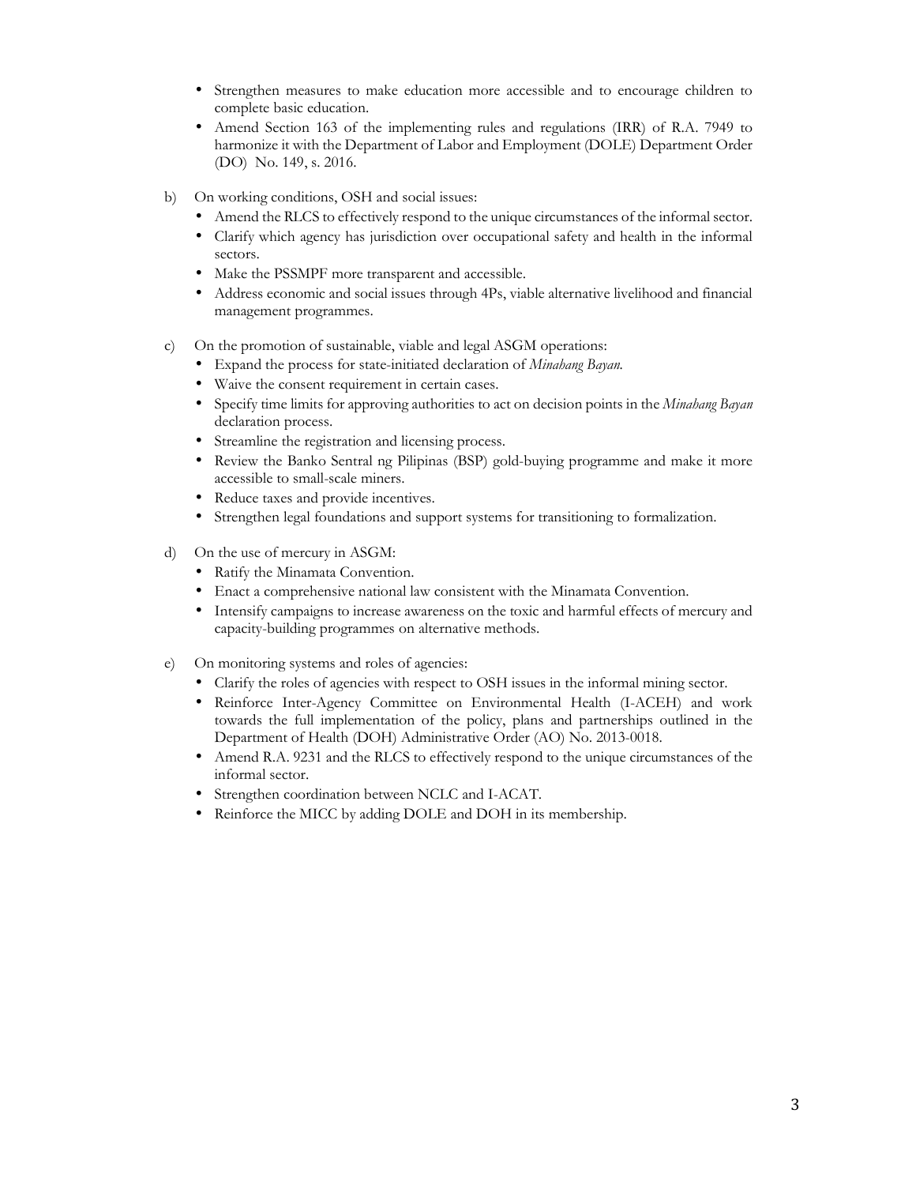- Strengthen measures to make education more accessible and to encourage children to complete basic education.
- Amend Section 163 of the implementing rules and regulations (IRR) of R.A. 7949 to harmonize it with the Department of Labor and Employment (DOLE) Department Order (DO) No. 149, s. 2016.

b) On working conditions, OSH and social issues:
   - Amend the RLCS to effectively respond to the unique circumstances of the informal sector.
   - Clarify which agency has jurisdiction over occupational safety and health in the informal sectors.
   - Make the PSSMPF more transparent and accessible.
   - Address economic and social issues through 4Ps, viable alternative livelihood and financial management programmes.

c) On the promotion of sustainable, viable and legal ASGM operations:
   - Expand the process for state-initiated declaration of *Minahang Bayan.*
   - Waive the consent requirement in certain cases.
   - Specify time limits for approving authorities to act on decision points in the *Minahang Bayan* declaration process.
   - Streamline the registration and licensing process.
   - Review the Banko Sentral ng Pilipinas (BSP) gold-buying programme and make it more accessible to small-scale miners.
   - Reduce taxes and provide incentives.
   - Strengthen legal foundations and support systems for transitioning to formalization.

d) On the use of mercury in ASGM:
   - Ratify the Minamata Convention.
   - Enact a comprehensive national law consistent with the Minamata Convention.
   - Intensify campaigns to increase awareness on the toxic and harmful effects of mercury and capacity-building programmes on alternative methods.

e) On monitoring systems and roles of agencies:
   - Clarify the roles of agencies with respect to OSH issues in the informal mining sector.
   - Reinforce Inter-Agency Committee on Environmental Health (I-ACEH) and work towards the full implementation of the policy, plans and partnerships outlined in the Department of Health (DOH) Administrative Order (AO) No. 2013-0018.
   - Amend R.A. 9231 and the RLCS to effectively respond to the unique circumstances of the informal sector.
   - Strengthen coordination between NCLC and I-ACAT.
   - Reinforce the MICC by adding DOLE and DOH in its membership.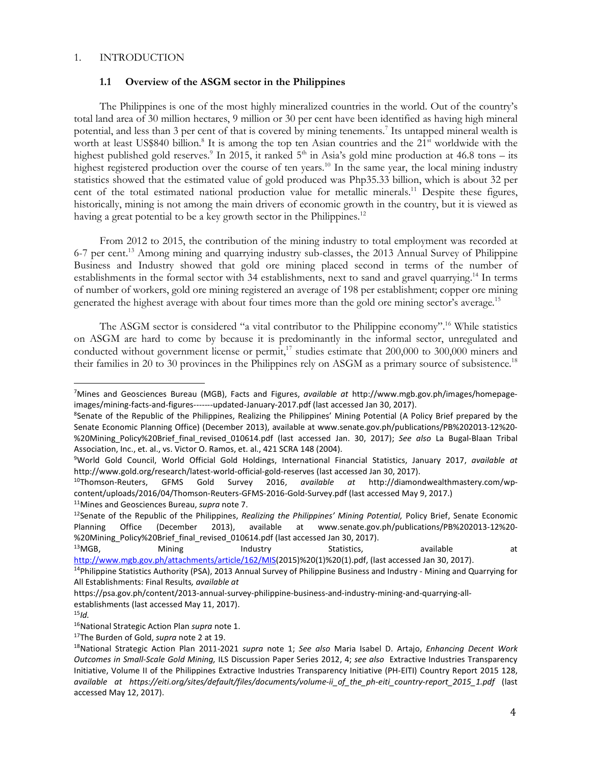# 1. INTRODUCTION

## 1.1 Overview of the ASGM sector in the Philippines

The Philippines is one of the most highly mineralized countries in the world. Out of the country's total land area of 30 million hectares, 9 million or 30 per cent have been identified as having high mineral potential, and less than 3 per cent of that is covered by mining tenements.[7] Its untapped mineral wealth is worth at least US$840 billion.[8] It is among the top ten Asian countries and the 21st worldwide with the highest published gold reserves.[9] In 2015, it ranked 5th in Asia's gold mine production at 46.8 tons – its highest registered production over the course of ten years.[10] In the same year, the local mining industry statistics showed that the estimated value of gold produced was Php35.33 billion, which is about 32 per cent of the total estimated national production value for metallic minerals.[11] Despite these figures, historically, mining is not among the main drivers of economic growth in the country, but it is viewed as having a great potential to be a key growth sector in the Philippines.[12]

From 2012 to 2015, the contribution of the mining industry to total employment was recorded at 6-7 per cent.[13] Among mining and quarrying industry sub-classes, the 2013 Annual Survey of Philippine Business and Industry showed that gold ore mining placed second in terms of the number of establishments in the formal sector with 34 establishments, next to sand and gravel quarrying.[14] In terms of number of workers, gold ore mining registered an average of 198 per establishment; copper ore mining generated the highest average with about four times more than the gold ore mining sector's average.[15]

The ASGM sector is considered "a vital contributor to the Philippine economy".[16] While statistics on ASGM are hard to come by because it is predominantly in the informal sector, unregulated and conducted without government license or permit,[17] studies estimate that 200,000 to 300,000 miners and their families in 20 to 30 provinces in the Philippines rely on ASGM as a primary source of subsistence.[18]

---

[7] Mines and Geosciences Bureau (MGB), Facts and Figures, *available at* http://www.mgb.gov.ph/images/homepage-images/mining-facts-and-figures-------updated-January-2017.pdf (last accessed Jan 30, 2017).

[8] Senate of the Republic of the Philippines, Realizing the Philippines' Mining Potential (A Policy Brief prepared by the Senate Economic Planning Office) (December 2013), available at www.senate.gov.ph/publications/PB%202013-12%20-%20Mining_Policy%20Brief_final_revised_010614.pdf (last accessed Jan. 30, 2017); *See also* La Bugal-Blaan Tribal Association, Inc., et. al., vs. Victor O. Ramos, et. al., 421 SCRA 148 (2004).

[9] World Gold Council, World Official Gold Holdings, International Financial Statistics, January 2017, *available at* http://www.gold.org/research/latest-world-official-gold-reserves (last accessed Jan 30, 2017).

[10] Thomson-Reuters, GFMS Gold Survey 2016, *available at* http://diamondwealthmastery.com/wp-content/uploads/2016/04/Thomson-Reuters-GFMS-2016-Gold-Survey.pdf (last accessed May 9, 2017.)

[11] Mines and Geosciences Bureau, *supra* note 7.

[12] Senate of the Republic of the Philippines, *Realizing the Philippines' Mining Potential,* Policy Brief, Senate Economic Planning Office (December 2013), available at www.senate.gov.ph/publications/PB%202013-12%20-%20Mining_Policy%20Brief_final_revised_010614.pdf (last accessed Jan 30, 2017).

[13] MGB, Mining Industry Statistics, available at http://www.mgb.gov.ph/attachments/article/162/MIS(2015)%20(1)%20(1).pdf, (last accessed Jan 30, 2017).

[14] Philippine Statistics Authority (PSA), 2013 Annual Survey of Philippine Business and Industry - Mining and Quarrying for All Establishments: Final Results*, available at* https://psa.gov.ph/content/2013-annual-survey-philippine-business-and-industry-mining-and-quarrying-all-establishments (last accessed May 11, 2017).

[15] *Id.*

[16] National Strategic Action Plan *supra* note 1.

[17] The Burden of Gold, *supra* note 2 at 19.

[18] National Strategic Action Plan 2011-2021 *supra* note 1; *See also* Maria Isabel D. Artajo, *Enhancing Decent Work Outcomes in Small-Scale Gold Mining,* ILS Discussion Paper Series 2012, 4; *see also* Extractive Industries Transparency Initiative, Volume II of the Philippines Extractive Industries Transparency Initiative (PH-EITI) Country Report 2015 128, *available at https://eiti.org/sites/default/files/documents/volume-ii_of_the_ph-eiti_country-report_2015_1.pdf* (last accessed May 12, 2017).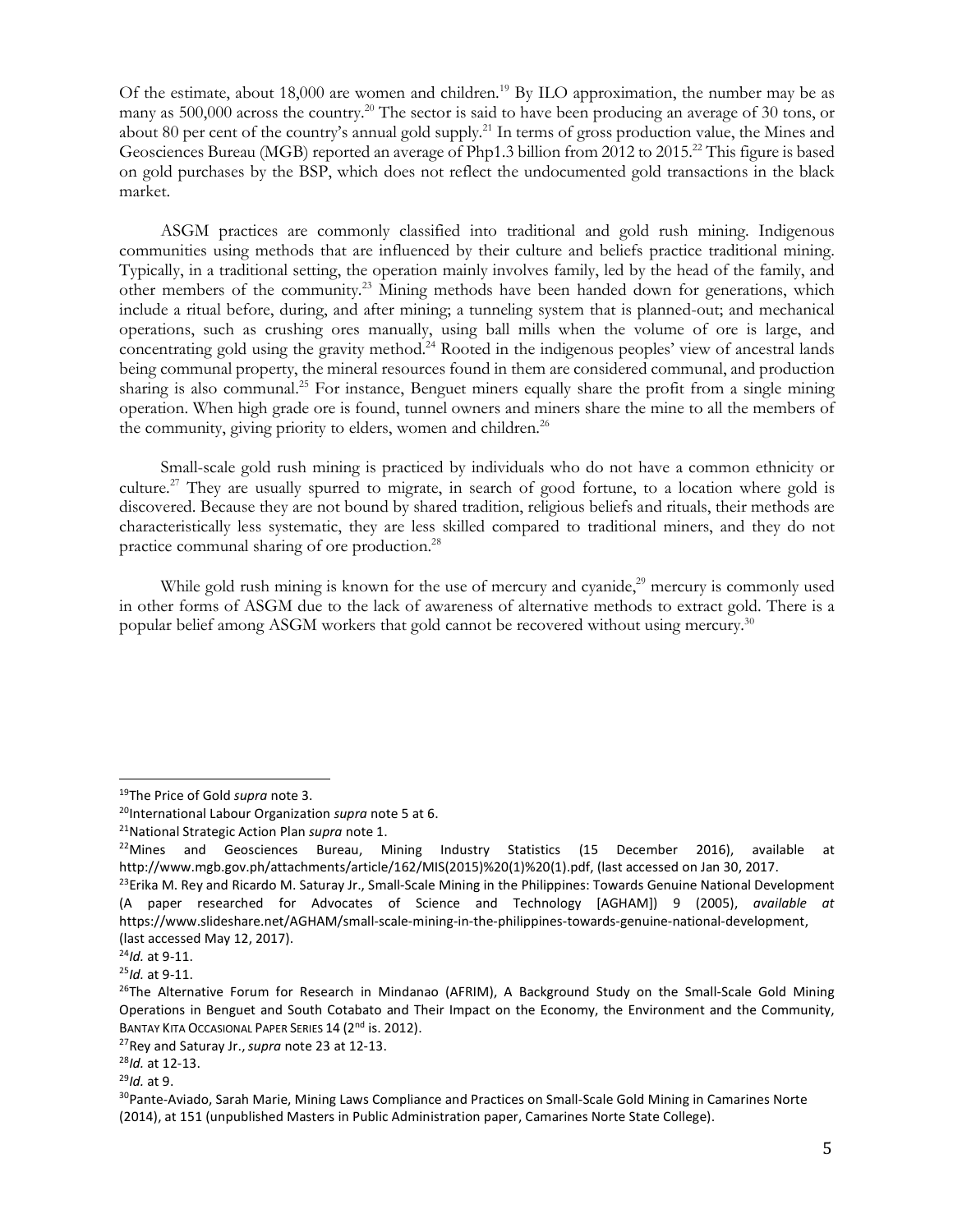Of the estimate, about 18,000 are women and children.[19] By ILO approximation, the number may be as many as 500,000 across the country.[20] The sector is said to have been producing an average of 30 tons, or about 80 per cent of the country's annual gold supply.[21] In terms of gross production value, the Mines and Geosciences Bureau (MGB) reported an average of Php1.3 billion from 2012 to 2015.[22] This figure is based on gold purchases by the BSP, which does not reflect the undocumented gold transactions in the black market.

ASGM practices are commonly classified into traditional and gold rush mining. Indigenous communities using methods that are influenced by their culture and beliefs practice traditional mining. Typically, in a traditional setting, the operation mainly involves family, led by the head of the family, and other members of the community.[23] Mining methods have been handed down for generations, which include a ritual before, during, and after mining; a tunneling system that is planned-out; and mechanical operations, such as crushing ores manually, using ball mills when the volume of ore is large, and concentrating gold using the gravity method.[24] Rooted in the indigenous peoples' view of ancestral lands being communal property, the mineral resources found in them are considered communal, and production sharing is also communal.[25] For instance, Benguet miners equally share the profit from a single mining operation. When high grade ore is found, tunnel owners and miners share the mine to all the members of the community, giving priority to elders, women and children.[26]

Small-scale gold rush mining is practiced by individuals who do not have a common ethnicity or culture.[27] They are usually spurred to migrate, in search of good fortune, to a location where gold is discovered. Because they are not bound by shared tradition, religious beliefs and rituals, their methods are characteristically less systematic, they are less skilled compared to traditional miners, and they do not practice communal sharing of ore production.[28]

While gold rush mining is known for the use of mercury and cyanide,[29] mercury is commonly used in other forms of ASGM due to the lack of awareness of alternative methods to extract gold. There is a popular belief among ASGM workers that gold cannot be recovered without using mercury.[30]

---

[19] The Price of Gold *supra* note 3.

[20] International Labour Organization *supra* note 5 at 6.

[21] National Strategic Action Plan *supra* note 1.

[22] Mines and Geosciences Bureau, Mining Industry Statistics (15 December 2016), available at http://www.mgb.gov.ph/attachments/article/162/MIS(2015)%20(1)%20(1).pdf, (last accessed on Jan 30, 2017.

[23] Erika M. Rey and Ricardo M. Saturay Jr., Small-Scale Mining in the Philippines: Towards Genuine National Development (A paper researched for Advocates of Science and Technology [AGHAM]) 9 (2005), *available at* https://www.slideshare.net/AGHAM/small-scale-mining-in-the-philippines-towards-genuine-national-development, (last accessed May 12, 2017).

[24] *Id.* at 9-11.

[25] *Id.* at 9-11.

[26] The Alternative Forum for Research in Mindanao (AFRIM), A Background Study on the Small-Scale Gold Mining Operations in Benguet and South Cotabato and Their Impact on the Economy, the Environment and the Community, BANTAY KITA OCCASIONAL PAPER SERIES 14 (2nd is. 2012).

[27] Rey and Saturay Jr., *supra* note 23 at 12-13.

[28] *Id.* at 12-13.

[29] *Id.* at 9.

[30] Pante-Aviado, Sarah Marie, Mining Laws Compliance and Practices on Small-Scale Gold Mining in Camarines Norte (2014), at 151 (unpublished Masters in Public Administration paper, Camarines Norte State College).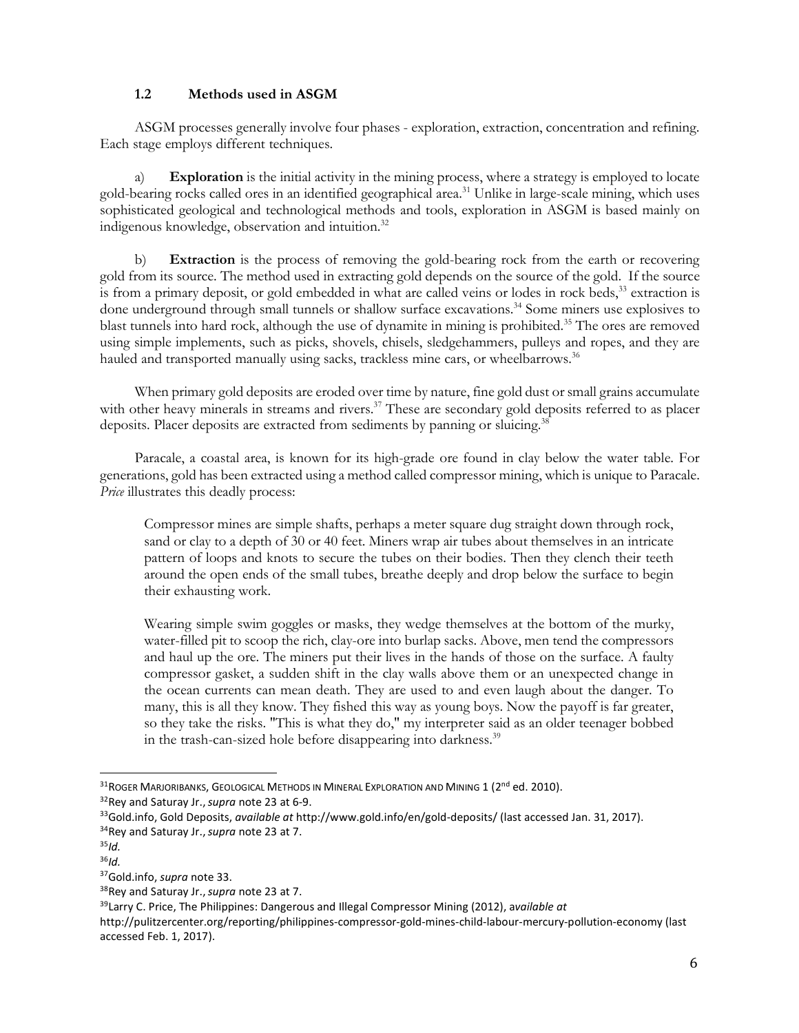### 1.2 Methods used in ASGM

ASGM processes generally involve four phases - exploration, extraction, concentration and refining. Each stage employs different techniques.

a) **Exploration** is the initial activity in the mining process, where a strategy is employed to locate gold-bearing rocks called ores in an identified geographical area.[31] Unlike in large-scale mining, which uses sophisticated geological and technological methods and tools, exploration in ASGM is based mainly on indigenous knowledge, observation and intuition.[32]

b) **Extraction** is the process of removing the gold-bearing rock from the earth or recovering gold from its source. The method used in extracting gold depends on the source of the gold. If the source is from a primary deposit, or gold embedded in what are called veins or lodes in rock beds,[33] extraction is done underground through small tunnels or shallow surface excavations.[34] Some miners use explosives to blast tunnels into hard rock, although the use of dynamite in mining is prohibited.[35] The ores are removed using simple implements, such as picks, shovels, chisels, sledgehammers, pulleys and ropes, and they are hauled and transported manually using sacks, trackless mine cars, or wheelbarrows.[36]

When primary gold deposits are eroded over time by nature, fine gold dust or small grains accumulate with other heavy minerals in streams and rivers.[37] These are secondary gold deposits referred to as placer deposits. Placer deposits are extracted from sediments by panning or sluicing.[38]

Paracale, a coastal area, is known for its high-grade ore found in clay below the water table. For generations, gold has been extracted using a method called compressor mining, which is unique to Paracale. *Price* illustrates this deadly process:

> Compressor mines are simple shafts, perhaps a meter square dug straight down through rock, sand or clay to a depth of 30 or 40 feet. Miners wrap air tubes about themselves in an intricate pattern of loops and knots to secure the tubes on their bodies. Then they clench their teeth around the open ends of the small tubes, breathe deeply and drop below the surface to begin their exhausting work.
>
> Wearing simple swim goggles or masks, they wedge themselves at the bottom of the murky, water-filled pit to scoop the rich, clay-ore into burlap sacks. Above, men tend the compressors and haul up the ore. The miners put their lives in the hands of those on the surface. A faulty compressor gasket, a sudden shift in the clay walls above them or an unexpected change in the ocean currents can mean death. They are used to and even laugh about the danger. To many, this is all they know. They fished this way as young boys. Now the payoff is far greater, so they take the risks. "This is what they do," my interpreter said as an older teenager bobbed in the trash-can-sized hole before disappearing into darkness.[39]

---

[31] ROGER MARJORIBANKS, GEOLOGICAL METHODS IN MINERAL EXPLORATION AND MINING 1 (2nd ed. 2010).

[32] Rey and Saturay Jr., *supra* note 23 at 6-9.

[33] Gold.info, Gold Deposits, *available at* http://www.gold.info/en/gold-deposits/ (last accessed Jan. 31, 2017).

[34] Rey and Saturay Jr., *supra* note 23 at 7.

[35] *Id.*

[36] *Id.*

[37] Gold.info, *supra* note 33.

[38] Rey and Saturay Jr., *supra* note 23 at 7.

[39] Larry C. Price, The Philippines: Dangerous and Illegal Compressor Mining (2012), *available at* http://pulitzercenter.org/reporting/philippines-compressor-gold-mines-child-labour-mercury-pollution-economy (last accessed Feb. 1, 2017).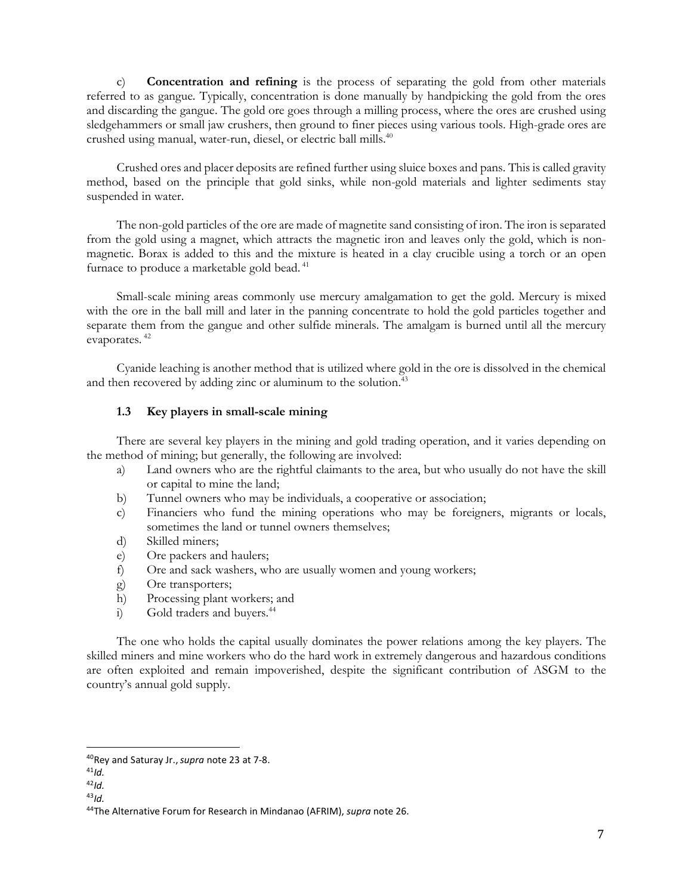c) **Concentration and refining** is the process of separating the gold from other materials referred to as gangue. Typically, concentration is done manually by handpicking the gold from the ores and discarding the gangue. The gold ore goes through a milling process, where the ores are crushed using sledgehammers or small jaw crushers, then ground to finer pieces using various tools. High-grade ores are crushed using manual, water-run, diesel, or electric ball mills.[40]

Crushed ores and placer deposits are refined further using sluice boxes and pans. This is called gravity method, based on the principle that gold sinks, while non-gold materials and lighter sediments stay suspended in water.

The non-gold particles of the ore are made of magnetite sand consisting of iron. The iron is separated from the gold using a magnet, which attracts the magnetic iron and leaves only the gold, which is non-magnetic. Borax is added to this and the mixture is heated in a clay crucible using a torch or an open furnace to produce a marketable gold bead.[41]

Small-scale mining areas commonly use mercury amalgamation to get the gold. Mercury is mixed with the ore in the ball mill and later in the panning concentrate to hold the gold particles together and separate them from the gangue and other sulfide minerals. The amalgam is burned until all the mercury evaporates.[42]

Cyanide leaching is another method that is utilized where gold in the ore is dissolved in the chemical and then recovered by adding zinc or aluminum to the solution.[43]

### 1.3 Key players in small-scale mining

There are several key players in the mining and gold trading operation, and it varies depending on the method of mining; but generally, the following are involved:

a) Land owners who are the rightful claimants to the area, but who usually do not have the skill or capital to mine the land;
b) Tunnel owners who may be individuals, a cooperative or association;
c) Financiers who fund the mining operations who may be foreigners, migrants or locals, sometimes the land or tunnel owners themselves;
d) Skilled miners;
e) Ore packers and haulers;
f) Ore and sack washers, who are usually women and young workers;
g) Ore transporters;
h) Processing plant workers; and
i) Gold traders and buyers.[44]

The one who holds the capital usually dominates the power relations among the key players. The skilled miners and mine workers who do the hard work in extremely dangerous and hazardous conditions are often exploited and remain impoverished, despite the significant contribution of ASGM to the country's annual gold supply.

---

[40] Rey and Saturay Jr., *supra* note 23 at 7-8.
[41] *Id.*
[42] *Id.*
[43] *Id.*
[44] The Alternative Forum for Research in Mindanao (AFRIM), *supra* note 26.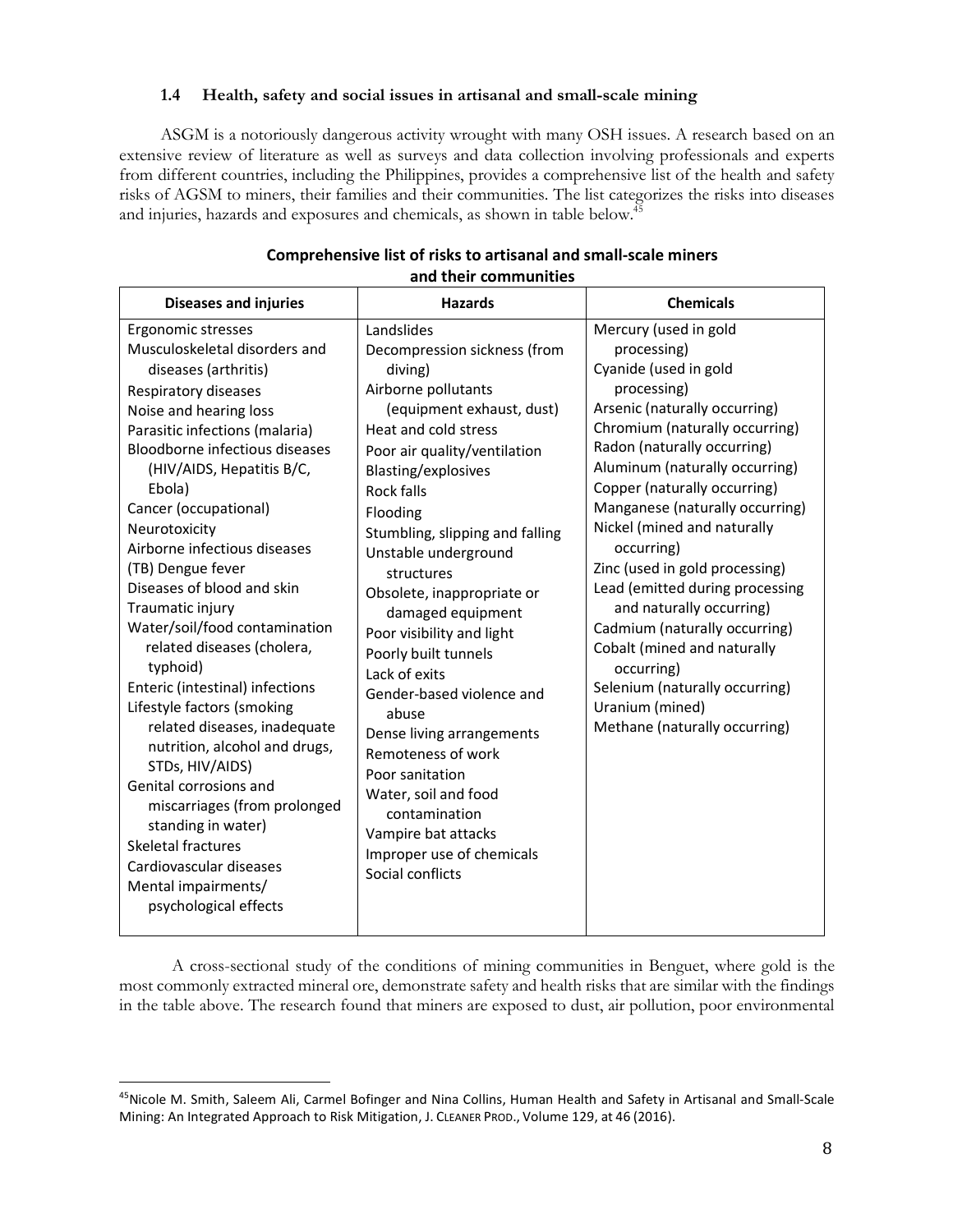### 1.4 Health, safety and social issues in artisanal and small-scale mining

ASGM is a notoriously dangerous activity wrought with many OSH issues. A research based on an extensive review of literature as well as surveys and data collection involving professionals and experts from different countries, including the Philippines, provides a comprehensive list of the health and safety risks of AGSM to miners, their families and their communities. The list categorizes the risks into diseases and injuries, hazards and exposures and chemicals, as shown in table below.[45]

**Comprehensive list of risks to artisanal and small-scale miners and their communities**

| Diseases and injuries | Hazards | Chemicals |
|---|---|---|
| Ergonomic stresses<br>Musculoskeletal disorders and diseases (arthritis)<br>Respiratory diseases<br>Noise and hearing loss<br>Parasitic infections (malaria)<br>Bloodborne infectious diseases (HIV/AIDS, Hepatitis B/C, Ebola)<br>Cancer (occupational)<br>Neurotoxicity<br>Airborne infectious diseases<br>(TB) Dengue fever<br>Diseases of blood and skin<br>Traumatic injury<br>Water/soil/food contamination related diseases (cholera, typhoid)<br>Enteric (intestinal) infections<br>Lifestyle factors (smoking related diseases, inadequate nutrition, alcohol and drugs, STDs, HIV/AIDS)<br>Genital corrosions and miscarriages (from prolonged standing in water)<br>Skeletal fractures<br>Cardiovascular diseases<br>Mental impairments/ psychological effects | Landslides<br>Decompression sickness (from diving)<br>Airborne pollutants (equipment exhaust, dust)<br>Heat and cold stress<br>Poor air quality/ventilation<br>Blasting/explosives<br>Rock falls<br>Flooding<br>Stumbling, slipping and falling<br>Unstable underground structures<br>Obsolete, inappropriate or damaged equipment<br>Poor visibility and light<br>Poorly built tunnels<br>Lack of exits<br>Gender-based violence and abuse<br>Dense living arrangements<br>Remoteness of work<br>Poor sanitation<br>Water, soil and food contamination<br>Vampire bat attacks<br>Improper use of chemicals<br>Social conflicts | Mercury (used in gold processing)<br>Cyanide (used in gold processing)<br>Arsenic (naturally occurring)<br>Chromium (naturally occurring)<br>Radon (naturally occurring)<br>Aluminum (naturally occurring)<br>Copper (naturally occurring)<br>Manganese (naturally occurring)<br>Nickel (mined and naturally occurring)<br>Zinc (used in gold processing)<br>Lead (emitted during processing and naturally occurring)<br>Cadmium (naturally occurring)<br>Cobalt (mined and naturally occurring)<br>Selenium (naturally occurring)<br>Uranium (mined)<br>Methane (naturally occurring) |

A cross-sectional study of the conditions of mining communities in Benguet, where gold is the most commonly extracted mineral ore, demonstrate safety and health risks that are similar with the findings in the table above. The research found that miners are exposed to dust, air pollution, poor environmental

---

[45] Nicole M. Smith, Saleem Ali, Carmel Bofinger and Nina Collins, Human Health and Safety in Artisanal and Small-Scale Mining: An Integrated Approach to Risk Mitigation, J. CLEANER PROD., Volume 129, at 46 (2016).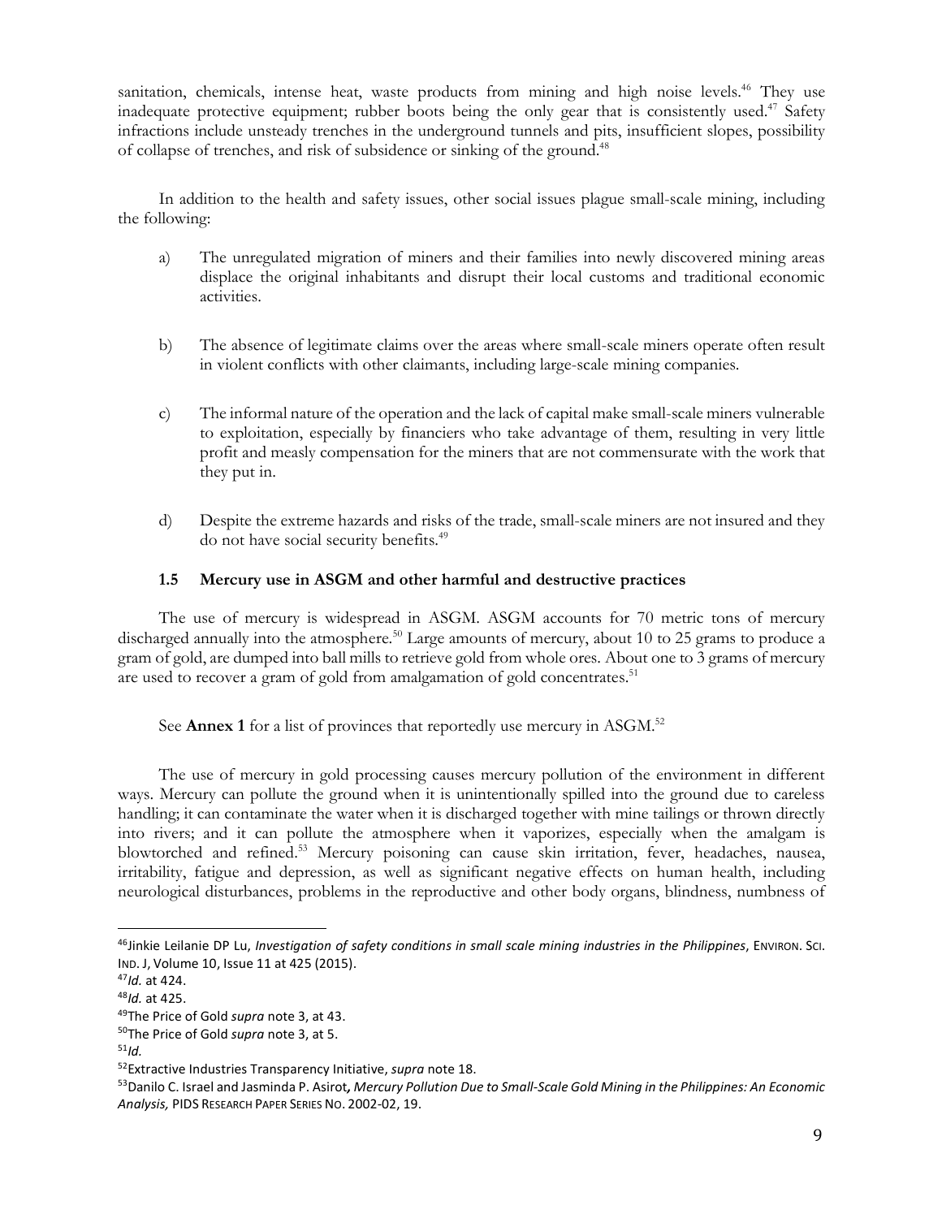sanitation, chemicals, intense heat, waste products from mining and high noise levels.[46] They use inadequate protective equipment; rubber boots being the only gear that is consistently used.[47] Safety infractions include unsteady trenches in the underground tunnels and pits, insufficient slopes, possibility of collapse of trenches, and risk of subsidence or sinking of the ground.[48]

In addition to the health and safety issues, other social issues plague small-scale mining, including the following:

a) The unregulated migration of miners and their families into newly discovered mining areas displace the original inhabitants and disrupt their local customs and traditional economic activities.

b) The absence of legitimate claims over the areas where small-scale miners operate often result in violent conflicts with other claimants, including large-scale mining companies.

c) The informal nature of the operation and the lack of capital make small-scale miners vulnerable to exploitation, especially by financiers who take advantage of them, resulting in very little profit and measly compensation for the miners that are not commensurate with the work that they put in.

d) Despite the extreme hazards and risks of the trade, small-scale miners are not insured and they do not have social security benefits.[49]

### 1.5 Mercury use in ASGM and other harmful and destructive practices

The use of mercury is widespread in ASGM. ASGM accounts for 70 metric tons of mercury discharged annually into the atmosphere.[50] Large amounts of mercury, about 10 to 25 grams to produce a gram of gold, are dumped into ball mills to retrieve gold from whole ores. About one to 3 grams of mercury are used to recover a gram of gold from amalgamation of gold concentrates.[51]

See **Annex 1** for a list of provinces that reportedly use mercury in ASGM.[52]

The use of mercury in gold processing causes mercury pollution of the environment in different ways. Mercury can pollute the ground when it is unintentionally spilled into the ground due to careless handling; it can contaminate the water when it is discharged together with mine tailings or thrown directly into rivers; and it can pollute the atmosphere when it vaporizes, especially when the amalgam is blowtorched and refined.[53] Mercury poisoning can cause skin irritation, fever, headaches, nausea, irritability, fatigue and depression, as well as significant negative effects on human health, including neurological disturbances, problems in the reproductive and other body organs, blindness, numbness of

---

[46] Jinkie Leilanie DP Lu, *Investigation of safety conditions in small scale mining industries in the Philippines*, ENVIRON. SCI. IND. J, Volume 10, Issue 11 at 425 (2015).

[47] *Id.* at 424.

[48] *Id.* at 425.

[49] The Price of Gold *supra* note 3, at 43.

[50] The Price of Gold *supra* note 3, at 5.

[51] *Id.*

[52] Extractive Industries Transparency Initiative, *supra* note 18.

[53] Danilo C. Israel and Jasminda P. Asirot, *Mercury Pollution Due to Small-Scale Gold Mining in the Philippines: An Economic Analysis,* PIDS RESEARCH PAPER SERIES NO. 2002-02, 19.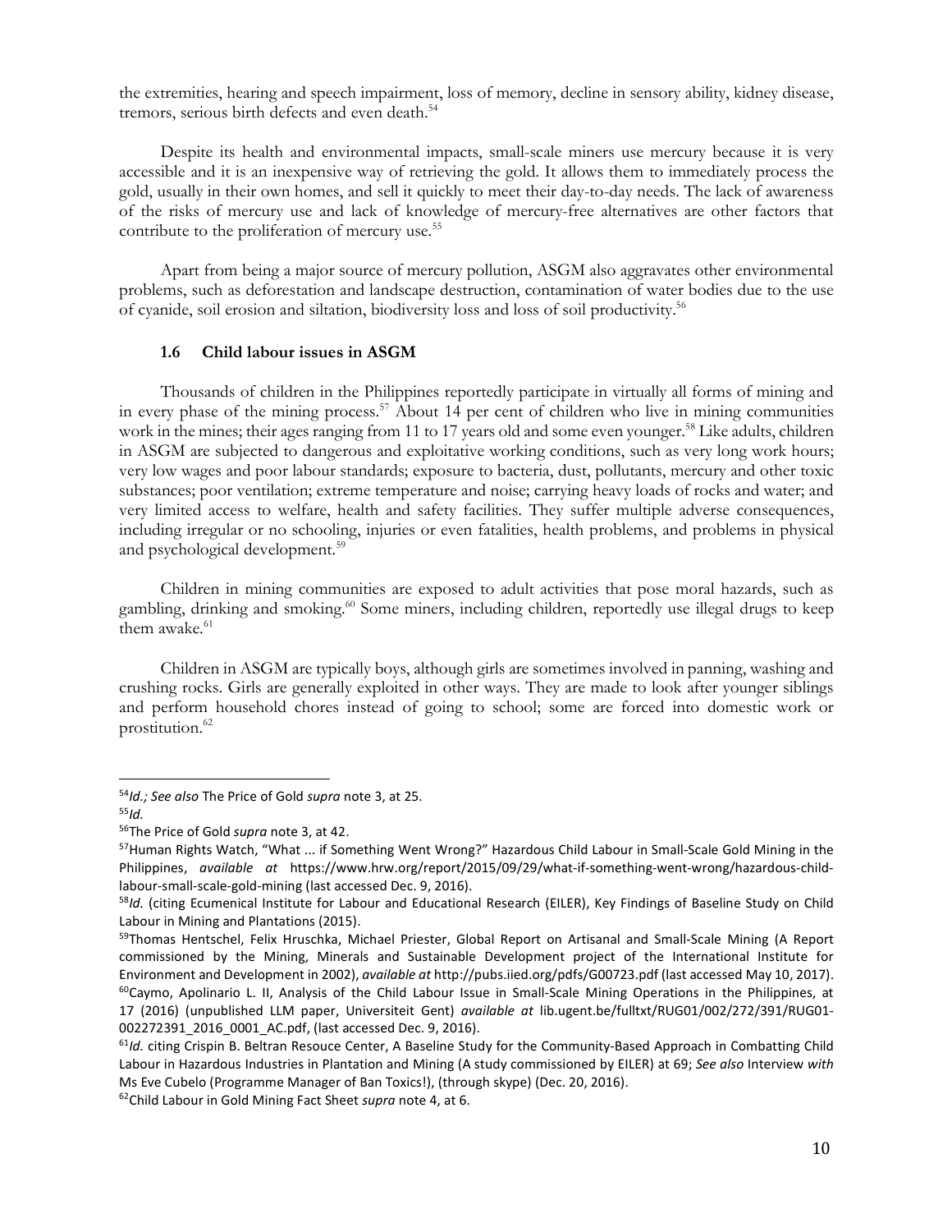the extremities, hearing and speech impairment, loss of memory, decline in sensory ability, kidney disease, tremors, serious birth defects and even death.[54]

Despite its health and environmental impacts, small-scale miners use mercury because it is very accessible and it is an inexpensive way of retrieving the gold. It allows them to immediately process the gold, usually in their own homes, and sell it quickly to meet their day-to-day needs. The lack of awareness of the risks of mercury use and lack of knowledge of mercury-free alternatives are other factors that contribute to the proliferation of mercury use.[55]

Apart from being a major source of mercury pollution, ASGM also aggravates other environmental problems, such as deforestation and landscape destruction, contamination of water bodies due to the use of cyanide, soil erosion and siltation, biodiversity loss and loss of soil productivity.[56]

### 1.6 Child labour issues in ASGM

Thousands of children in the Philippines reportedly participate in virtually all forms of mining and in every phase of the mining process.[57] About 14 per cent of children who live in mining communities work in the mines; their ages ranging from 11 to 17 years old and some even younger.[58] Like adults, children in ASGM are subjected to dangerous and exploitative working conditions, such as very long work hours; very low wages and poor labour standards; exposure to bacteria, dust, pollutants, mercury and other toxic substances; poor ventilation; extreme temperature and noise; carrying heavy loads of rocks and water; and very limited access to welfare, health and safety facilities. They suffer multiple adverse consequences, including irregular or no schooling, injuries or even fatalities, health problems, and problems in physical and psychological development.[59]

Children in mining communities are exposed to adult activities that pose moral hazards, such as gambling, drinking and smoking.[60] Some miners, including children, reportedly use illegal drugs to keep them awake.[61]

Children in ASGM are typically boys, although girls are sometimes involved in panning, washing and crushing rocks. Girls are generally exploited in other ways. They are made to look after younger siblings and perform household chores instead of going to school; some are forced into domestic work or prostitution.[62]

---

[54] *Id.; See also* The Price of Gold *supra* note 3, at 25.

[55] *Id.*

[56] The Price of Gold *supra* note 3, at 42.

[57] Human Rights Watch, "What ... if Something Went Wrong?" Hazardous Child Labour in Small-Scale Gold Mining in the Philippines, *available at* https://www.hrw.org/report/2015/09/29/what-if-something-went-wrong/hazardous-child-labour-small-scale-gold-mining (last accessed Dec. 9, 2016).

[58] *Id.* (citing Ecumenical Institute for Labour and Educational Research (EILER), Key Findings of Baseline Study on Child Labour in Mining and Plantations (2015).

[59] Thomas Hentschel, Felix Hruschka, Michael Priester, Global Report on Artisanal and Small-Scale Mining (A Report commissioned by the Mining, Minerals and Sustainable Development project of the International Institute for Environment and Development in 2002), *available at* http://pubs.iied.org/pdfs/G00723.pdf (last accessed May 10, 2017).

[60] Caymo, Apolinario L. II, Analysis of the Child Labour Issue in Small-Scale Mining Operations in the Philippines, at 17 (2016) (unpublished LLM paper, Universiteit Gent) *available at* lib.ugent.be/fulltxt/RUG01/002/272/391/RUG01-002272391_2016_0001_AC.pdf, (last accessed Dec. 9, 2016).

[61] *Id.* citing Crispin B. Beltran Resouce Center, A Baseline Study for the Community-Based Approach in Combatting Child Labour in Hazardous Industries in Plantation and Mining (A study commissioned by EILER) at 69; *See also* Interview *with* Ms Eve Cubelo (Programme Manager of Ban Toxics!), (through skype) (Dec. 20, 2016).

[62] Child Labour in Gold Mining Fact Sheet *supra* note 4, at 6.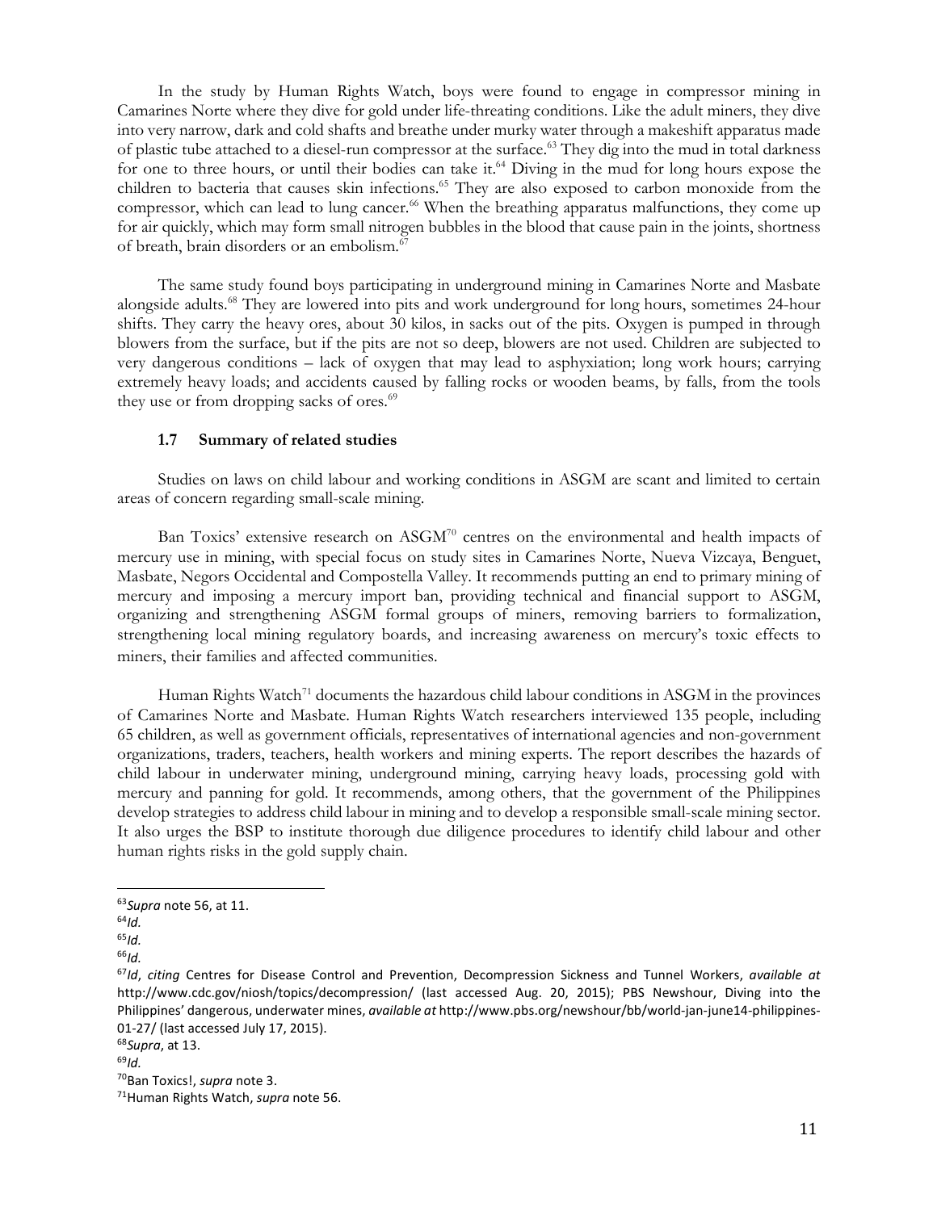In the study by Human Rights Watch, boys were found to engage in compressor mining in Camarines Norte where they dive for gold under life-threating conditions. Like the adult miners, they dive into very narrow, dark and cold shafts and breathe under murky water through a makeshift apparatus made of plastic tube attached to a diesel-run compressor at the surface.[63] They dig into the mud in total darkness for one to three hours, or until their bodies can take it.[64] Diving in the mud for long hours expose the children to bacteria that causes skin infections.[65] They are also exposed to carbon monoxide from the compressor, which can lead to lung cancer.[66] When the breathing apparatus malfunctions, they come up for air quickly, which may form small nitrogen bubbles in the blood that cause pain in the joints, shortness of breath, brain disorders or an embolism.[67]

The same study found boys participating in underground mining in Camarines Norte and Masbate alongside adults.[68] They are lowered into pits and work underground for long hours, sometimes 24-hour shifts. They carry the heavy ores, about 30 kilos, in sacks out of the pits. Oxygen is pumped in through blowers from the surface, but if the pits are not so deep, blowers are not used. Children are subjected to very dangerous conditions – lack of oxygen that may lead to asphyxiation; long work hours; carrying extremely heavy loads; and accidents caused by falling rocks or wooden beams, by falls, from the tools they use or from dropping sacks of ores.[69]

### 1.7 Summary of related studies

Studies on laws on child labour and working conditions in ASGM are scant and limited to certain areas of concern regarding small-scale mining.

Ban Toxics' extensive research on ASGM[70] centres on the environmental and health impacts of mercury use in mining, with special focus on study sites in Camarines Norte, Nueva Vizcaya, Benguet, Masbate, Negors Occidental and Compostella Valley. It recommends putting an end to primary mining of mercury and imposing a mercury import ban, providing technical and financial support to ASGM, organizing and strengthening ASGM formal groups of miners, removing barriers to formalization, strengthening local mining regulatory boards, and increasing awareness on mercury's toxic effects to miners, their families and affected communities.

Human Rights Watch[71] documents the hazardous child labour conditions in ASGM in the provinces of Camarines Norte and Masbate. Human Rights Watch researchers interviewed 135 people, including 65 children, as well as government officials, representatives of international agencies and non-government organizations, traders, teachers, health workers and mining experts. The report describes the hazards of child labour in underwater mining, underground mining, carrying heavy loads, processing gold with mercury and panning for gold. It recommends, among others, that the government of the Philippines develop strategies to address child labour in mining and to develop a responsible small-scale mining sector. It also urges the BSP to institute thorough due diligence procedures to identify child labour and other human rights risks in the gold supply chain.

---

[63] *Supra* note 56, at 11.

[64] *Id.*

[65] *Id.*

[66] *Id.*

[67] *Id*, *citing* Centres for Disease Control and Prevention, Decompression Sickness and Tunnel Workers, *available at* http://www.cdc.gov/niosh/topics/decompression/ (last accessed Aug. 20, 2015); PBS Newshour, Diving into the Philippines' dangerous, underwater mines, *available at* http://www.pbs.org/newshour/bb/world-jan-june14-philippines-01-27/ (last accessed July 17, 2015).

[68] *Supra*, at 13.

[69] *Id.*

[70] Ban Toxics!, *supra* note 3.

[71] Human Rights Watch, *supra* note 56.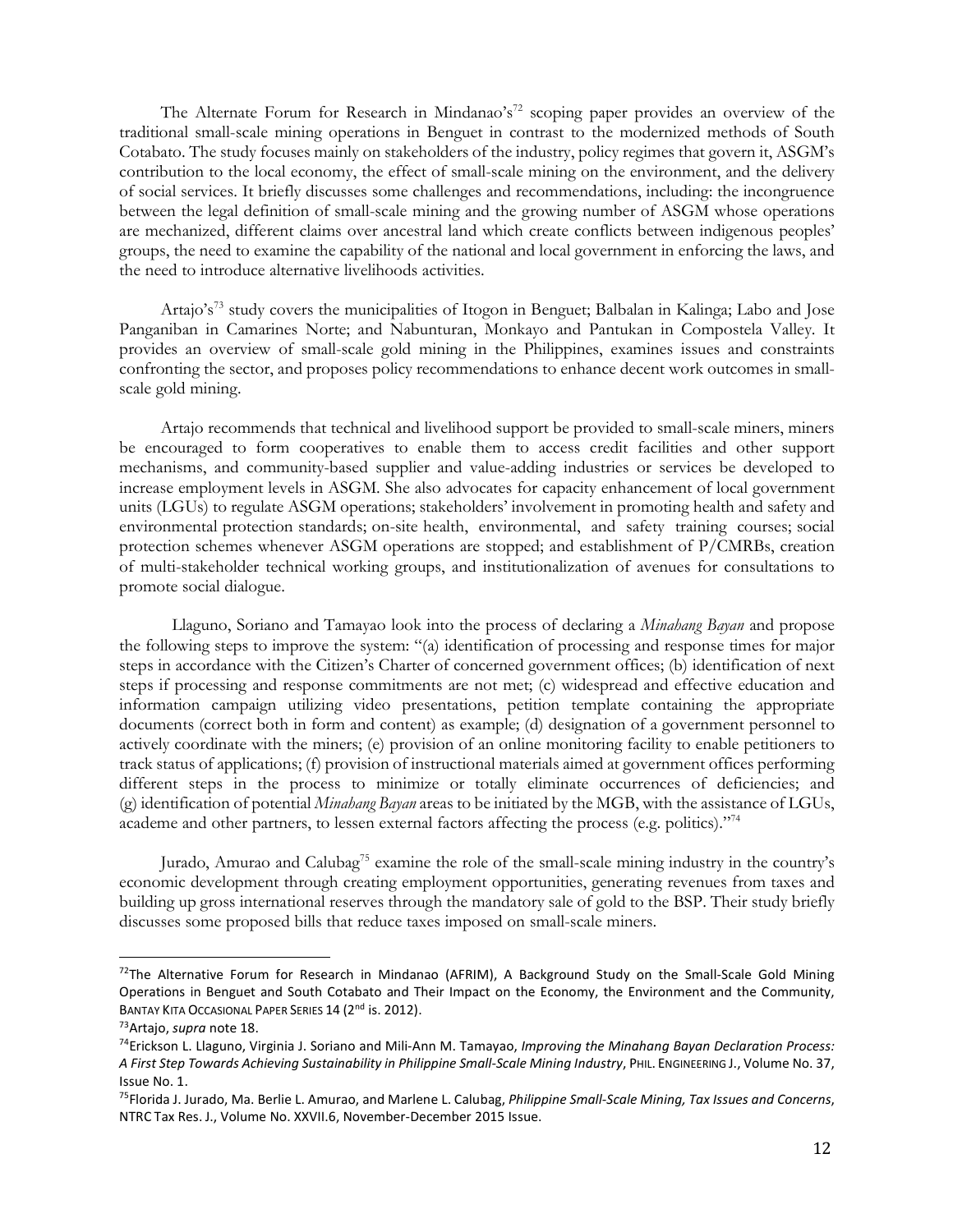The Alternate Forum for Research in Mindanao's[72] scoping paper provides an overview of the traditional small-scale mining operations in Benguet in contrast to the modernized methods of South Cotabato. The study focuses mainly on stakeholders of the industry, policy regimes that govern it, ASGM's contribution to the local economy, the effect of small-scale mining on the environment, and the delivery of social services. It briefly discusses some challenges and recommendations, including: the incongruence between the legal definition of small-scale mining and the growing number of ASGM whose operations are mechanized, different claims over ancestral land which create conflicts between indigenous peoples' groups, the need to examine the capability of the national and local government in enforcing the laws, and the need to introduce alternative livelihoods activities.

Artajo's[73] study covers the municipalities of Itogon in Benguet; Balbalan in Kalinga; Labo and Jose Panganiban in Camarines Norte; and Nabunturan, Monkayo and Pantukan in Compostela Valley. It provides an overview of small-scale gold mining in the Philippines, examines issues and constraints confronting the sector, and proposes policy recommendations to enhance decent work outcomes in small-scale gold mining.

Artajo recommends that technical and livelihood support be provided to small-scale miners, miners be encouraged to form cooperatives to enable them to access credit facilities and other support mechanisms, and community-based supplier and value-adding industries or services be developed to increase employment levels in ASGM. She also advocates for capacity enhancement of local government units (LGUs) to regulate ASGM operations; stakeholders' involvement in promoting health and safety and environmental protection standards; on-site health, environmental, and safety training courses; social protection schemes whenever ASGM operations are stopped; and establishment of P/CMRBs, creation of multi-stakeholder technical working groups, and institutionalization of avenues for consultations to promote social dialogue.

Llaguno, Soriano and Tamayao look into the process of declaring a *Minahang Bayan* and propose the following steps to improve the system: "(a) identification of processing and response times for major steps in accordance with the Citizen's Charter of concerned government offices; (b) identification of next steps if processing and response commitments are not met; (c) widespread and effective education and information campaign utilizing video presentations, petition template containing the appropriate documents (correct both in form and content) as example; (d) designation of a government personnel to actively coordinate with the miners; (e) provision of an online monitoring facility to enable petitioners to track status of applications; (f) provision of instructional materials aimed at government offices performing different steps in the process to minimize or totally eliminate occurrences of deficiencies; and (g) identification of potential *Minahang Bayan* areas to be initiated by the MGB, with the assistance of LGUs, academe and other partners, to lessen external factors affecting the process (e.g. politics)."[74]

Jurado, Amurao and Calubag[75] examine the role of the small-scale mining industry in the country's economic development through creating employment opportunities, generating revenues from taxes and building up gross international reserves through the mandatory sale of gold to the BSP. Their study briefly discusses some proposed bills that reduce taxes imposed on small-scale miners.

---

[72] The Alternative Forum for Research in Mindanao (AFRIM), A Background Study on the Small-Scale Gold Mining Operations in Benguet and South Cotabato and Their Impact on the Economy, the Environment and the Community, BANTAY KITA OCCASIONAL PAPER SERIES 14 (2nd is. 2012).

[73] Artajo, *supra* note 18.

[74] Erickson L. Llaguno, Virginia J. Soriano and Mili-Ann M. Tamayao, *Improving the Minahang Bayan Declaration Process: A First Step Towards Achieving Sustainability in Philippine Small-Scale Mining Industry*, PHIL. ENGINEERING J., Volume No. 37, Issue No. 1.

[75] Florida J. Jurado, Ma. Berlie L. Amurao, and Marlene L. Calubag, *Philippine Small-Scale Mining, Tax Issues and Concerns*, NTRC Tax Res. J., Volume No. XXVII.6, November-December 2015 Issue.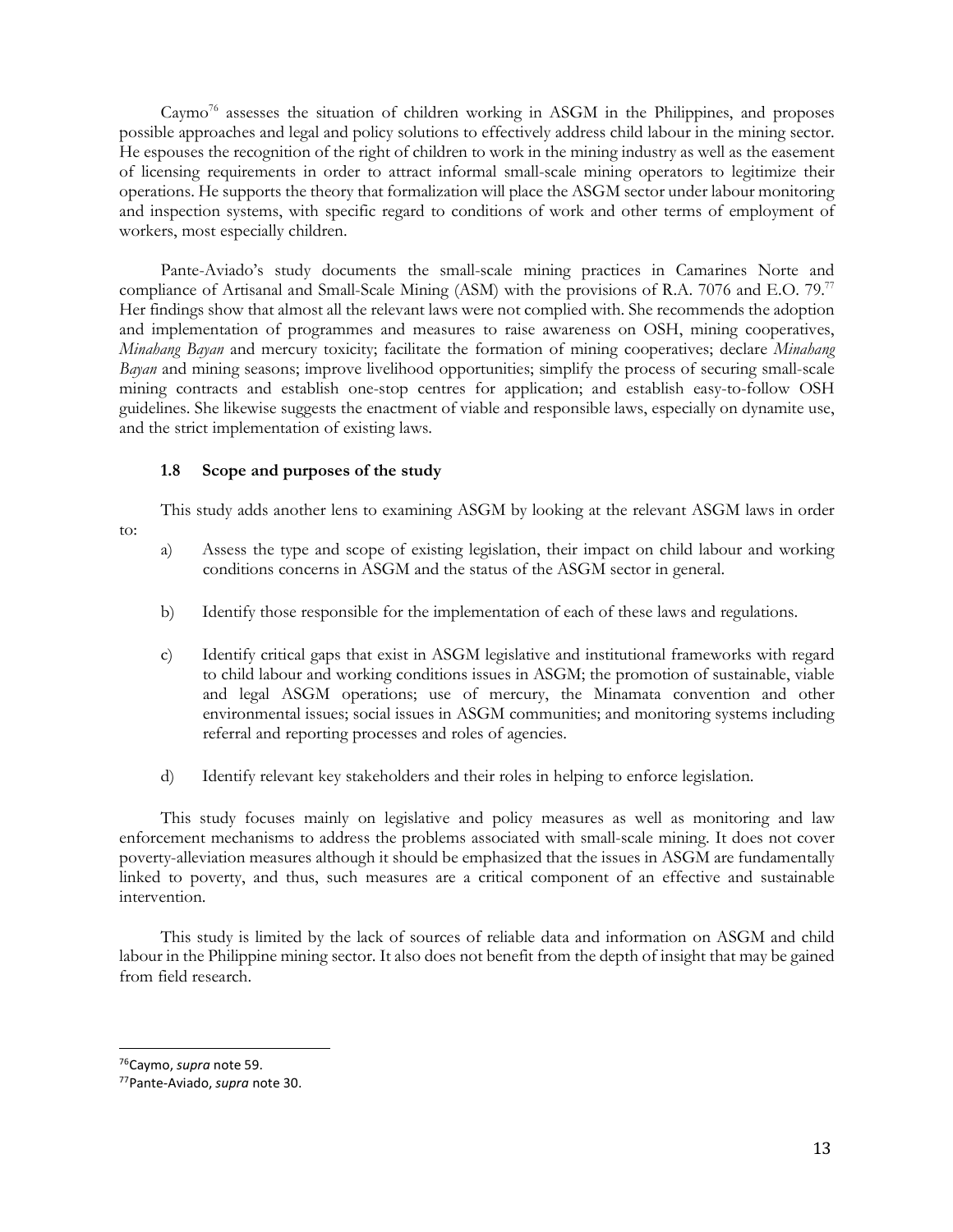Caymo[76] assesses the situation of children working in ASGM in the Philippines, and proposes possible approaches and legal and policy solutions to effectively address child labour in the mining sector. He espouses the recognition of the right of children to work in the mining industry as well as the easement of licensing requirements in order to attract informal small-scale mining operators to legitimize their operations. He supports the theory that formalization will place the ASGM sector under labour monitoring and inspection systems, with specific regard to conditions of work and other terms of employment of workers, most especially children.

Pante-Aviado's study documents the small-scale mining practices in Camarines Norte and compliance of Artisanal and Small-Scale Mining (ASM) with the provisions of R.A. 7076 and E.O. 79.[77] Her findings show that almost all the relevant laws were not complied with. She recommends the adoption and implementation of programmes and measures to raise awareness on OSH, mining cooperatives, *Minahang Bayan* and mercury toxicity; facilitate the formation of mining cooperatives; declare *Minahang Bayan* and mining seasons; improve livelihood opportunities; simplify the process of securing small-scale mining contracts and establish one-stop centres for application; and establish easy-to-follow OSH guidelines. She likewise suggests the enactment of viable and responsible laws, especially on dynamite use, and the strict implementation of existing laws.

### 1.8 Scope and purposes of the study

This study adds another lens to examining ASGM by looking at the relevant ASGM laws in order to:

a) Assess the type and scope of existing legislation, their impact on child labour and working conditions concerns in ASGM and the status of the ASGM sector in general.

b) Identify those responsible for the implementation of each of these laws and regulations.

c) Identify critical gaps that exist in ASGM legislative and institutional frameworks with regard to child labour and working conditions issues in ASGM; the promotion of sustainable, viable and legal ASGM operations; use of mercury, the Minamata convention and other environmental issues; social issues in ASGM communities; and monitoring systems including referral and reporting processes and roles of agencies.

d) Identify relevant key stakeholders and their roles in helping to enforce legislation.

This study focuses mainly on legislative and policy measures as well as monitoring and law enforcement mechanisms to address the problems associated with small-scale mining. It does not cover poverty-alleviation measures although it should be emphasized that the issues in ASGM are fundamentally linked to poverty, and thus, such measures are a critical component of an effective and sustainable intervention.

This study is limited by the lack of sources of reliable data and information on ASGM and child labour in the Philippine mining sector. It also does not benefit from the depth of insight that may be gained from field research.

---

[76] Caymo, *supra* note 59.

[77] Pante-Aviado, *supra* note 30.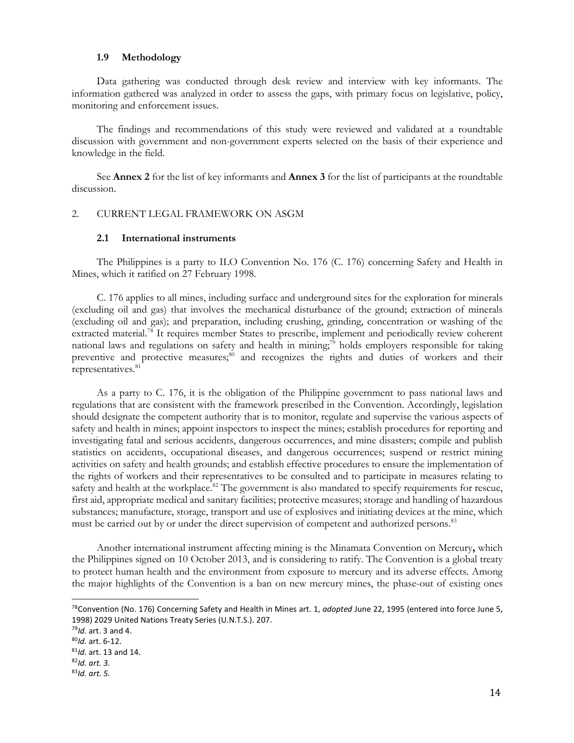### 1.9 Methodology

Data gathering was conducted through desk review and interview with key informants. The information gathered was analyzed in order to assess the gaps, with primary focus on legislative, policy, monitoring and enforcement issues.

The findings and recommendations of this study were reviewed and validated at a roundtable discussion with government and non-government experts selected on the basis of their experience and knowledge in the field.

See **Annex 2** for the list of key informants and **Annex 3** for the list of participants at the roundtable discussion.

## 2. CURRENT LEGAL FRAMEWORK ON ASGM

### 2.1 International instruments

The Philippines is a party to ILO Convention No. 176 (C. 176) concerning Safety and Health in Mines, which it ratified on 27 February 1998.

C. 176 applies to all mines, including surface and underground sites for the exploration for minerals (excluding oil and gas) that involves the mechanical disturbance of the ground; extraction of minerals (excluding oil and gas); and preparation, including crushing, grinding, concentration or washing of the extracted material.[78] It requires member States to prescribe, implement and periodically review coherent national laws and regulations on safety and health in mining;[79] holds employers responsible for taking preventive and protective measures;[80] and recognizes the rights and duties of workers and their representatives.[81]

As a party to C. 176, it is the obligation of the Philippine government to pass national laws and regulations that are consistent with the framework prescribed in the Convention. Accordingly, legislation should designate the competent authority that is to monitor, regulate and supervise the various aspects of safety and health in mines; appoint inspectors to inspect the mines; establish procedures for reporting and investigating fatal and serious accidents, dangerous occurrences, and mine disasters; compile and publish statistics on accidents, occupational diseases, and dangerous occurrences; suspend or restrict mining activities on safety and health grounds; and establish effective procedures to ensure the implementation of the rights of workers and their representatives to be consulted and to participate in measures relating to safety and health at the workplace.[82] The government is also mandated to specify requirements for rescue, first aid, appropriate medical and sanitary facilities; protective measures; storage and handling of hazardous substances; manufacture, storage, transport and use of explosives and initiating devices at the mine, which must be carried out by or under the direct supervision of competent and authorized persons.[83]

Another international instrument affecting mining is the Minamata Convention on Mercury**,** which the Philippines signed on 10 October 2013, and is considering to ratify. The Convention is a global treaty to protect human health and the environment from exposure to mercury and its adverse effects. Among the major highlights of the Convention is a ban on new mercury mines, the phase-out of existing ones

---

[78] Convention (No. 176) Concerning Safety and Health in Mines art. 1, *adopted* June 22, 1995 (entered into force June 5, 1998) 2029 United Nations Treaty Series (U.N.T.S.). 207.

[79] *Id.* art. 3 and 4.

[80] *Id.* art. 6-12.

[81] *Id.* art. 13 and 14.

[82] *Id. art. 3.*

[83] *Id. art. 5.*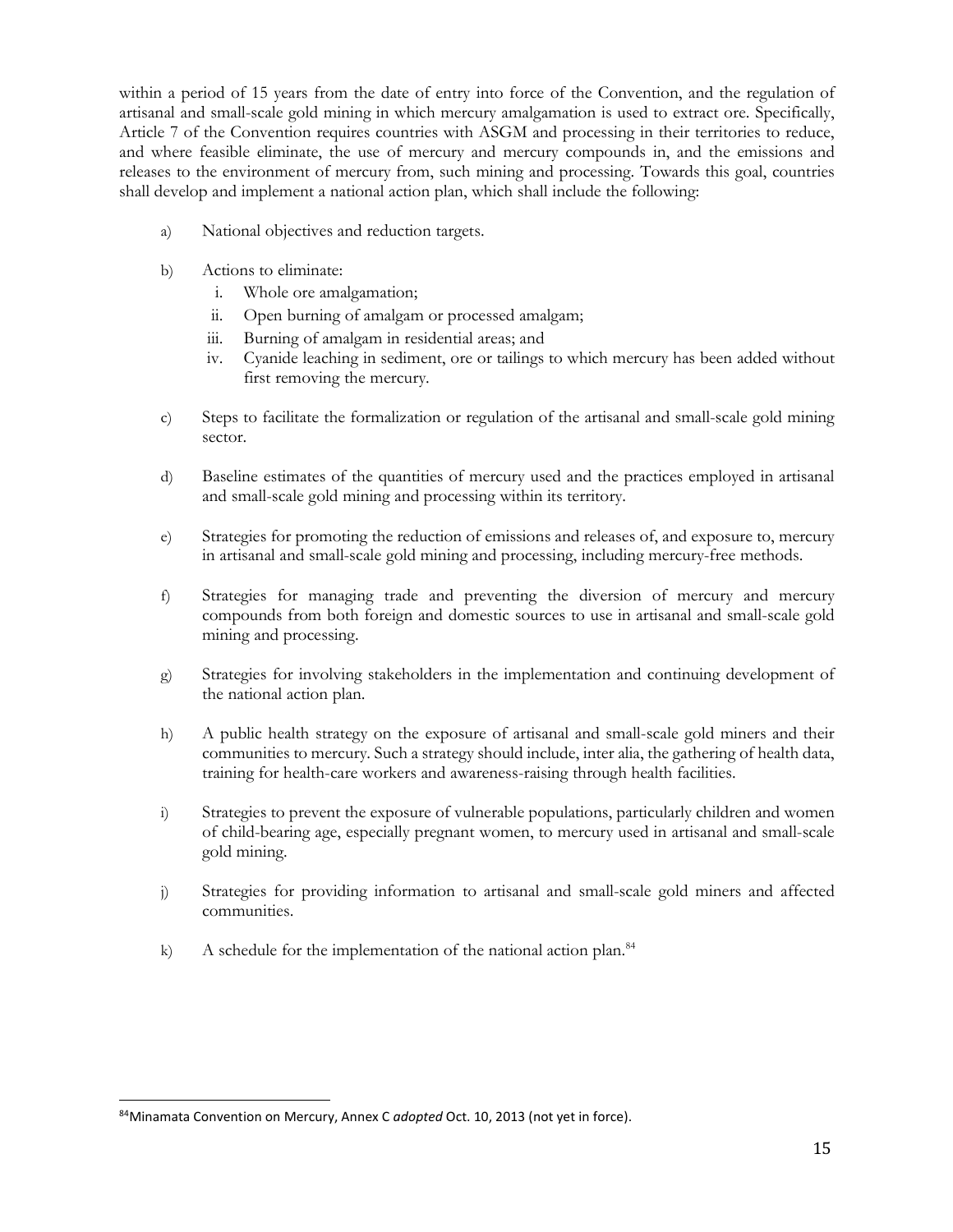within a period of 15 years from the date of entry into force of the Convention, and the regulation of artisanal and small-scale gold mining in which mercury amalgamation is used to extract ore. Specifically, Article 7 of the Convention requires countries with ASGM and processing in their territories to reduce, and where feasible eliminate, the use of mercury and mercury compounds in, and the emissions and releases to the environment of mercury from, such mining and processing. Towards this goal, countries shall develop and implement a national action plan, which shall include the following:

a) National objectives and reduction targets.

b) Actions to eliminate:
   i. Whole ore amalgamation;
   ii. Open burning of amalgam or processed amalgam;
   iii. Burning of amalgam in residential areas; and
   iv. Cyanide leaching in sediment, ore or tailings to which mercury has been added without first removing the mercury.

c) Steps to facilitate the formalization or regulation of the artisanal and small-scale gold mining sector.

d) Baseline estimates of the quantities of mercury used and the practices employed in artisanal and small-scale gold mining and processing within its territory.

e) Strategies for promoting the reduction of emissions and releases of, and exposure to, mercury in artisanal and small-scale gold mining and processing, including mercury-free methods.

f) Strategies for managing trade and preventing the diversion of mercury and mercury compounds from both foreign and domestic sources to use in artisanal and small-scale gold mining and processing.

g) Strategies for involving stakeholders in the implementation and continuing development of the national action plan.

h) A public health strategy on the exposure of artisanal and small-scale gold miners and their communities to mercury. Such a strategy should include, inter alia, the gathering of health data, training for health-care workers and awareness-raising through health facilities.

i) Strategies to prevent the exposure of vulnerable populations, particularly children and women of child-bearing age, especially pregnant women, to mercury used in artisanal and small-scale gold mining.

j) Strategies for providing information to artisanal and small-scale gold miners and affected communities.

k) A schedule for the implementation of the national action plan.[84]

---

[84] Minamata Convention on Mercury, Annex C *adopted* Oct. 10, 2013 (not yet in force).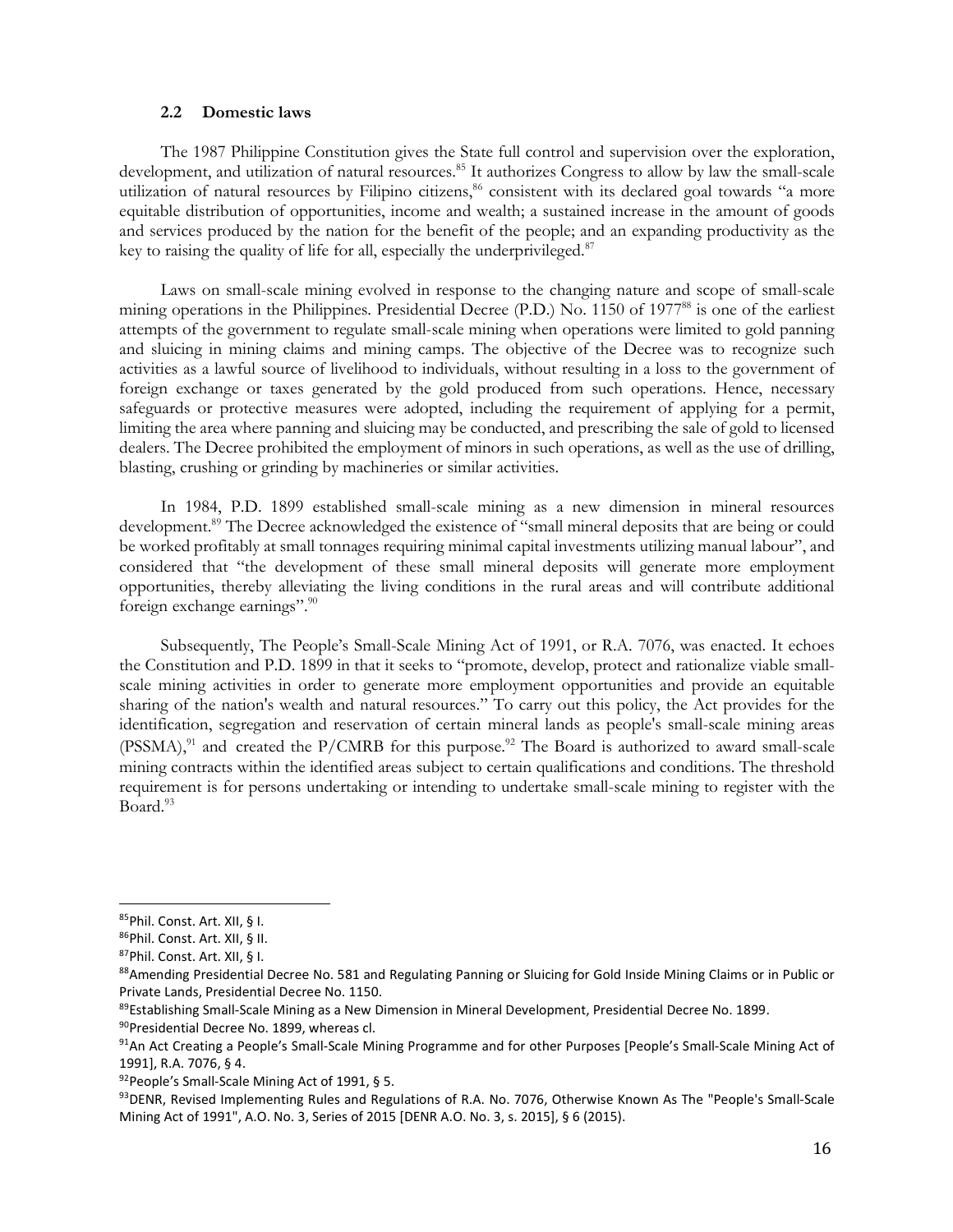### 2.2 Domestic laws

The 1987 Philippine Constitution gives the State full control and supervision over the exploration, development, and utilization of natural resources.[85] It authorizes Congress to allow by law the small-scale utilization of natural resources by Filipino citizens,[86] consistent with its declared goal towards "a more equitable distribution of opportunities, income and wealth; a sustained increase in the amount of goods and services produced by the nation for the benefit of the people; and an expanding productivity as the key to raising the quality of life for all, especially the underprivileged.[87]

Laws on small-scale mining evolved in response to the changing nature and scope of small-scale mining operations in the Philippines. Presidential Decree (P.D.) No. 1150 of 1977[88] is one of the earliest attempts of the government to regulate small-scale mining when operations were limited to gold panning and sluicing in mining claims and mining camps. The objective of the Decree was to recognize such activities as a lawful source of livelihood to individuals, without resulting in a loss to the government of foreign exchange or taxes generated by the gold produced from such operations. Hence, necessary safeguards or protective measures were adopted, including the requirement of applying for a permit, limiting the area where panning and sluicing may be conducted, and prescribing the sale of gold to licensed dealers. The Decree prohibited the employment of minors in such operations, as well as the use of drilling, blasting, crushing or grinding by machineries or similar activities.

In 1984, P.D. 1899 established small-scale mining as a new dimension in mineral resources development.[89] The Decree acknowledged the existence of "small mineral deposits that are being or could be worked profitably at small tonnages requiring minimal capital investments utilizing manual labour", and considered that "the development of these small mineral deposits will generate more employment opportunities, thereby alleviating the living conditions in the rural areas and will contribute additional foreign exchange earnings".[90]

Subsequently, The People's Small-Scale Mining Act of 1991, or R.A. 7076, was enacted. It echoes the Constitution and P.D. 1899 in that it seeks to "promote, develop, protect and rationalize viable small-scale mining activities in order to generate more employment opportunities and provide an equitable sharing of the nation's wealth and natural resources." To carry out this policy, the Act provides for the identification, segregation and reservation of certain mineral lands as people's small-scale mining areas (PSSMA),[91] and created the P/CMRB for this purpose.[92] The Board is authorized to award small-scale mining contracts within the identified areas subject to certain qualifications and conditions. The threshold requirement is for persons undertaking or intending to undertake small-scale mining to register with the Board.[93]

---

[85] Phil. Const. Art. XII, § I.

[86] Phil. Const. Art. XII, § II.

[87] Phil. Const. Art. XII, § I.

[88] Amending Presidential Decree No. 581 and Regulating Panning or Sluicing for Gold Inside Mining Claims or in Public or Private Lands, Presidential Decree No. 1150.

[89] Establishing Small-Scale Mining as a New Dimension in Mineral Development, Presidential Decree No. 1899.

[90] Presidential Decree No. 1899, whereas cl.

[91] An Act Creating a People's Small-Scale Mining Programme and for other Purposes [People's Small-Scale Mining Act of 1991], R.A. 7076, § 4.

[92] People's Small-Scale Mining Act of 1991, § 5.

[93] DENR, Revised Implementing Rules and Regulations of R.A. No. 7076, Otherwise Known As The "People's Small-Scale Mining Act of 1991", A.O. No. 3, Series of 2015 [DENR A.O. No. 3, s. 2015], § 6 (2015).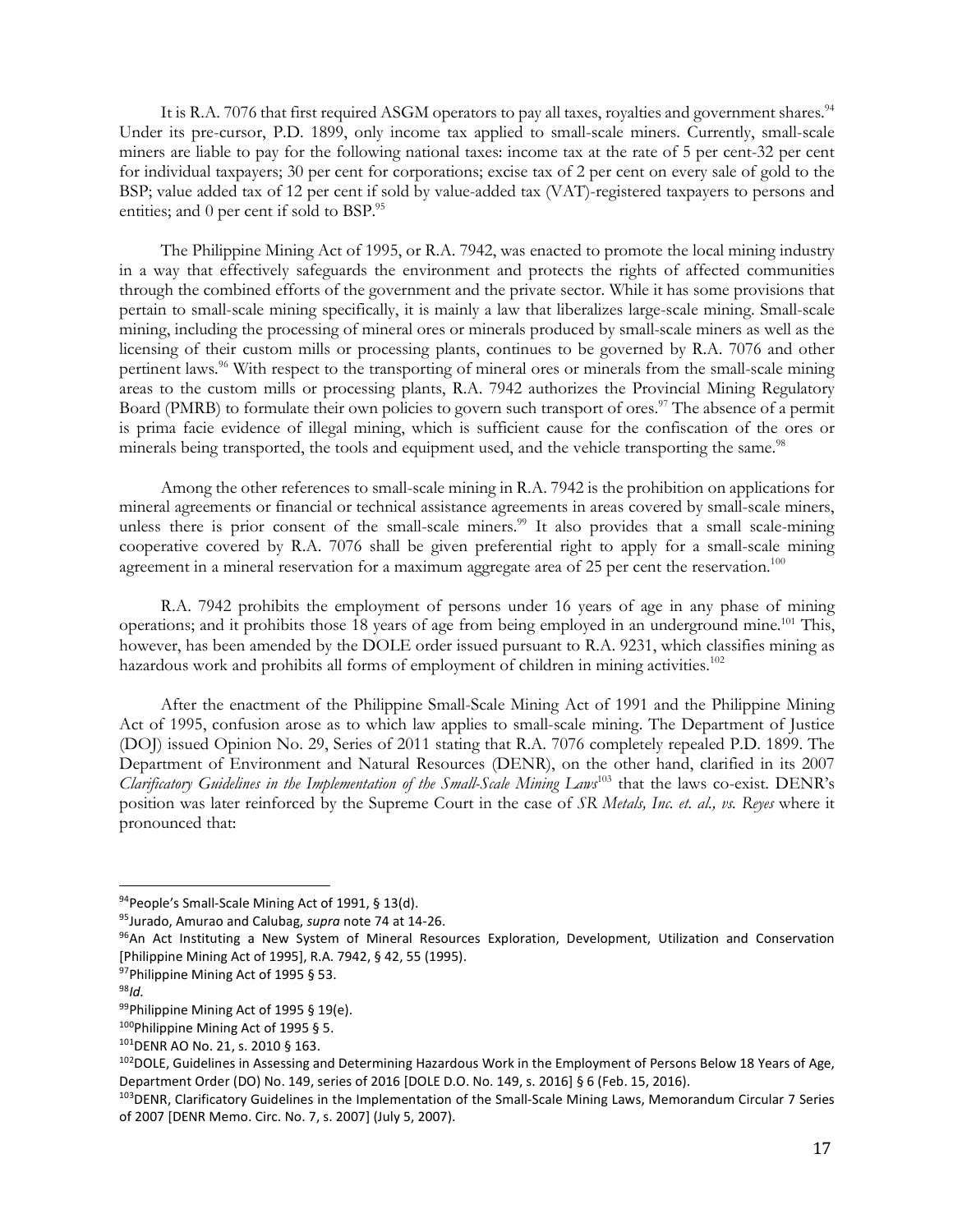It is R.A. 7076 that first required ASGM operators to pay all taxes, royalties and government shares.[94] Under its pre-cursor, P.D. 1899, only income tax applied to small-scale miners. Currently, small-scale miners are liable to pay for the following national taxes: income tax at the rate of 5 per cent-32 per cent for individual taxpayers; 30 per cent for corporations; excise tax of 2 per cent on every sale of gold to the BSP; value added tax of 12 per cent if sold by value-added tax (VAT)-registered taxpayers to persons and entities; and 0 per cent if sold to BSP.[95]

The Philippine Mining Act of 1995, or R.A. 7942, was enacted to promote the local mining industry in a way that effectively safeguards the environment and protects the rights of affected communities through the combined efforts of the government and the private sector. While it has some provisions that pertain to small-scale mining specifically, it is mainly a law that liberalizes large-scale mining. Small-scale mining, including the processing of mineral ores or minerals produced by small-scale miners as well as the licensing of their custom mills or processing plants, continues to be governed by R.A. 7076 and other pertinent laws.[96] With respect to the transporting of mineral ores or minerals from the small-scale mining areas to the custom mills or processing plants, R.A. 7942 authorizes the Provincial Mining Regulatory Board (PMRB) to formulate their own policies to govern such transport of ores.[97] The absence of a permit is prima facie evidence of illegal mining, which is sufficient cause for the confiscation of the ores or minerals being transported, the tools and equipment used, and the vehicle transporting the same.[98]

Among the other references to small-scale mining in R.A. 7942 is the prohibition on applications for mineral agreements or financial or technical assistance agreements in areas covered by small-scale miners, unless there is prior consent of the small-scale miners.[99] It also provides that a small scale-mining cooperative covered by R.A. 7076 shall be given preferential right to apply for a small-scale mining agreement in a mineral reservation for a maximum aggregate area of 25 per cent the reservation.[100]

R.A. 7942 prohibits the employment of persons under 16 years of age in any phase of mining operations; and it prohibits those 18 years of age from being employed in an underground mine.[101] This, however, has been amended by the DOLE order issued pursuant to R.A. 9231, which classifies mining as hazardous work and prohibits all forms of employment of children in mining activities.[102]

After the enactment of the Philippine Small-Scale Mining Act of 1991 and the Philippine Mining Act of 1995, confusion arose as to which law applies to small-scale mining. The Department of Justice (DOJ) issued Opinion No. 29, Series of 2011 stating that R.A. 7076 completely repealed P.D. 1899. The Department of Environment and Natural Resources (DENR), on the other hand, clarified in its 2007 *Clarificatory Guidelines in the Implementation of the Small-Scale Mining Laws*[103] that the laws co-exist. DENR's position was later reinforced by the Supreme Court in the case of *SR Metals, Inc. et. al., vs. Reyes* where it pronounced that:

---

[94] People's Small-Scale Mining Act of 1991, § 13(d).

[95] Jurado, Amurao and Calubag, *supra* note 74 at 14-26.

[96] An Act Instituting a New System of Mineral Resources Exploration, Development, Utilization and Conservation [Philippine Mining Act of 1995], R.A. 7942, § 42, 55 (1995).

[97] Philippine Mining Act of 1995 § 53.

[98] *Id.*

[99] Philippine Mining Act of 1995 § 19(e).

[100] Philippine Mining Act of 1995 § 5.

[101] DENR AO No. 21, s. 2010 § 163.

[102] DOLE, Guidelines in Assessing and Determining Hazardous Work in the Employment of Persons Below 18 Years of Age, Department Order (DO) No. 149, series of 2016 [DOLE D.O. No. 149, s. 2016] § 6 (Feb. 15, 2016).

[103] DENR, Clarificatory Guidelines in the Implementation of the Small-Scale Mining Laws, Memorandum Circular 7 Series of 2007 [DENR Memo. Circ. No. 7, s. 2007] (July 5, 2007).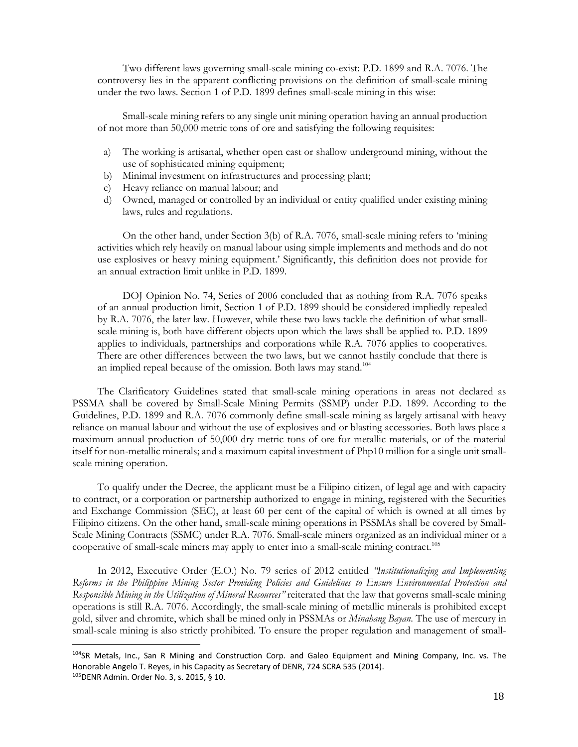Two different laws governing small-scale mining co-exist: P.D. 1899 and R.A. 7076. The controversy lies in the apparent conflicting provisions on the definition of small-scale mining under the two laws. Section 1 of P.D. 1899 defines small-scale mining in this wise:

Small-scale mining refers to any single unit mining operation having an annual production of not more than 50,000 metric tons of ore and satisfying the following requisites:

a) The working is artisanal, whether open cast or shallow underground mining, without the use of sophisticated mining equipment;
b) Minimal investment on infrastructures and processing plant;
c) Heavy reliance on manual labour; and
d) Owned, managed or controlled by an individual or entity qualified under existing mining laws, rules and regulations.

On the other hand, under Section 3(b) of R.A. 7076, small-scale mining refers to 'mining activities which rely heavily on manual labour using simple implements and methods and do not use explosives or heavy mining equipment.' Significantly, this definition does not provide for an annual extraction limit unlike in P.D. 1899.

DOJ Opinion No. 74, Series of 2006 concluded that as nothing from R.A. 7076 speaks of an annual production limit, Section 1 of P.D. 1899 should be considered impliedly repealed by R.A. 7076, the later law. However, while these two laws tackle the definition of what small-scale mining is, both have different objects upon which the laws shall be applied to. P.D. 1899 applies to individuals, partnerships and corporations while R.A. 7076 applies to cooperatives. There are other differences between the two laws, but we cannot hastily conclude that there is an implied repeal because of the omission. Both laws may stand.[104]

The Clarificatory Guidelines stated that small-scale mining operations in areas not declared as PSSMA shall be covered by Small-Scale Mining Permits (SSMP) under P.D. 1899. According to the Guidelines, P.D. 1899 and R.A. 7076 commonly define small-scale mining as largely artisanal with heavy reliance on manual labour and without the use of explosives and or blasting accessories. Both laws place a maximum annual production of 50,000 dry metric tons of ore for metallic materials, or of the material itself for non-metallic minerals; and a maximum capital investment of Php10 million for a single unit small-scale mining operation.

To qualify under the Decree, the applicant must be a Filipino citizen, of legal age and with capacity to contract, or a corporation or partnership authorized to engage in mining, registered with the Securities and Exchange Commission (SEC), at least 60 per cent of the capital of which is owned at all times by Filipino citizens. On the other hand, small-scale mining operations in PSSMAs shall be covered by Small-Scale Mining Contracts (SSMC) under R.A. 7076. Small-scale miners organized as an individual miner or a cooperative of small-scale miners may apply to enter into a small-scale mining contract.[105]

In 2012, Executive Order (E.O.) No. 79 series of 2012 entitled *"Institutionalizing and Implementing Reforms in the Philippine Mining Sector Providing Policies and Guidelines to Ensure Environmental Protection and Responsible Mining in the Utilization of Mineral Resources"* reiterated that the law that governs small-scale mining operations is still R.A. 7076. Accordingly, the small-scale mining of metallic minerals is prohibited except gold, silver and chromite, which shall be mined only in PSSMAs or *Minahang Bayan*. The use of mercury in small-scale mining is also strictly prohibited. To ensure the proper regulation and management of small-

---

[104] SR Metals, Inc., San R Mining and Construction Corp. and Galeo Equipment and Mining Company, Inc. vs. The Honorable Angelo T. Reyes, in his Capacity as Secretary of DENR, 724 SCRA 535 (2014).

[105] DENR Admin. Order No. 3, s. 2015, § 10.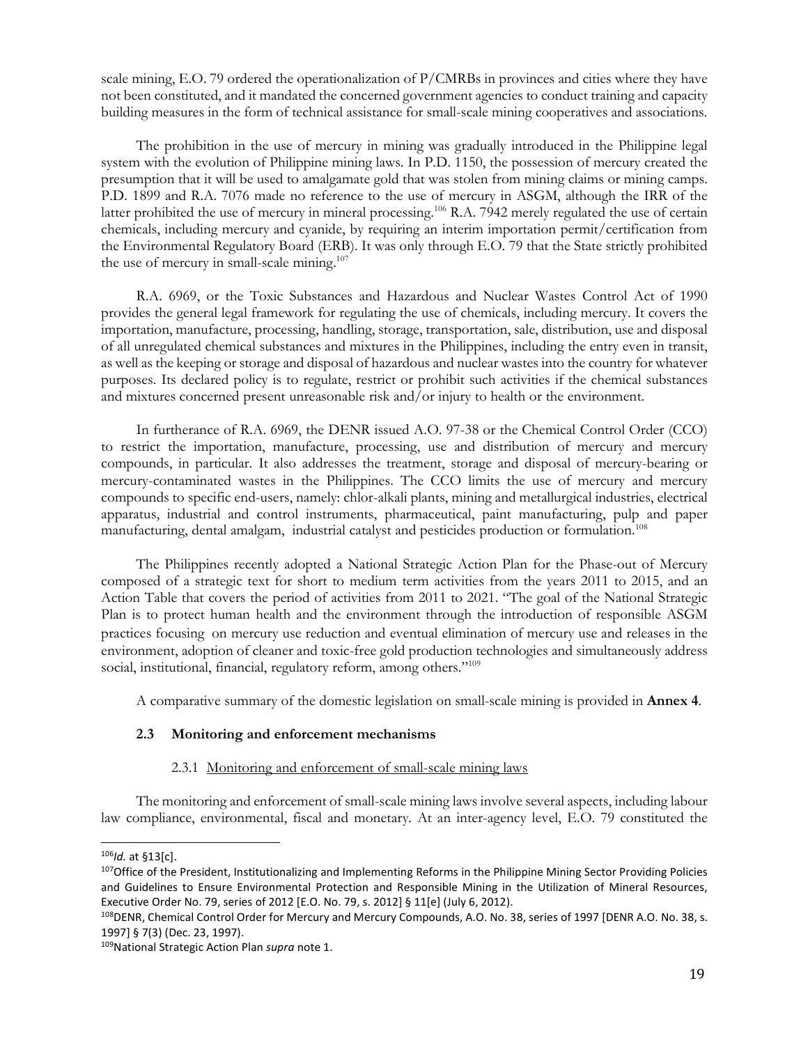scale mining, E.O. 79 ordered the operationalization of P/CMRBs in provinces and cities where they have not been constituted, and it mandated the concerned government agencies to conduct training and capacity building measures in the form of technical assistance for small-scale mining cooperatives and associations.

The prohibition in the use of mercury in mining was gradually introduced in the Philippine legal system with the evolution of Philippine mining laws. In P.D. 1150, the possession of mercury created the presumption that it will be used to amalgamate gold that was stolen from mining claims or mining camps. P.D. 1899 and R.A. 7076 made no reference to the use of mercury in ASGM, although the IRR of the latter prohibited the use of mercury in mineral processing.[106] R.A. 7942 merely regulated the use of certain chemicals, including mercury and cyanide, by requiring an interim importation permit/certification from the Environmental Regulatory Board (ERB). It was only through E.O. 79 that the State strictly prohibited the use of mercury in small-scale mining.[107]

R.A. 6969, or the Toxic Substances and Hazardous and Nuclear Wastes Control Act of 1990 provides the general legal framework for regulating the use of chemicals, including mercury. It covers the importation, manufacture, processing, handling, storage, transportation, sale, distribution, use and disposal of all unregulated chemical substances and mixtures in the Philippines, including the entry even in transit, as well as the keeping or storage and disposal of hazardous and nuclear wastes into the country for whatever purposes. Its declared policy is to regulate, restrict or prohibit such activities if the chemical substances and mixtures concerned present unreasonable risk and/or injury to health or the environment.

In furtherance of R.A. 6969, the DENR issued A.O. 97-38 or the Chemical Control Order (CCO) to restrict the importation, manufacture, processing, use and distribution of mercury and mercury compounds, in particular. It also addresses the treatment, storage and disposal of mercury-bearing or mercury-contaminated wastes in the Philippines. The CCO limits the use of mercury and mercury compounds to specific end-users, namely: chlor-alkali plants, mining and metallurgical industries, electrical apparatus, industrial and control instruments, pharmaceutical, paint manufacturing, pulp and paper manufacturing, dental amalgam, industrial catalyst and pesticides production or formulation.[108]

The Philippines recently adopted a National Strategic Action Plan for the Phase-out of Mercury composed of a strategic text for short to medium term activities from the years 2011 to 2015, and an Action Table that covers the period of activities from 2011 to 2021. "The goal of the National Strategic Plan is to protect human health and the environment through the introduction of responsible ASGM practices focusing on mercury use reduction and eventual elimination of mercury use and releases in the environment, adoption of cleaner and toxic-free gold production technologies and simultaneously address social, institutional, financial, regulatory reform, among others."[109]

A comparative summary of the domestic legislation on small-scale mining is provided in **Annex 4**.

### 2.3 Monitoring and enforcement mechanisms

#### 2.3.1 Monitoring and enforcement of small-scale mining laws

The monitoring and enforcement of small-scale mining laws involve several aspects, including labour law compliance, environmental, fiscal and monetary. At an inter-agency level, E.O. 79 constituted the

---

[106] *Id.* at §13[c].

[107] Office of the President, Institutionalizing and Implementing Reforms in the Philippine Mining Sector Providing Policies and Guidelines to Ensure Environmental Protection and Responsible Mining in the Utilization of Mineral Resources, Executive Order No. 79, series of 2012 [E.O. No. 79, s. 2012] § 11[e] (July 6, 2012).

[108] DENR, Chemical Control Order for Mercury and Mercury Compounds, A.O. No. 38, series of 1997 [DENR A.O. No. 38, s. 1997] § 7(3) (Dec. 23, 1997).

[109] National Strategic Action Plan *supra* note 1.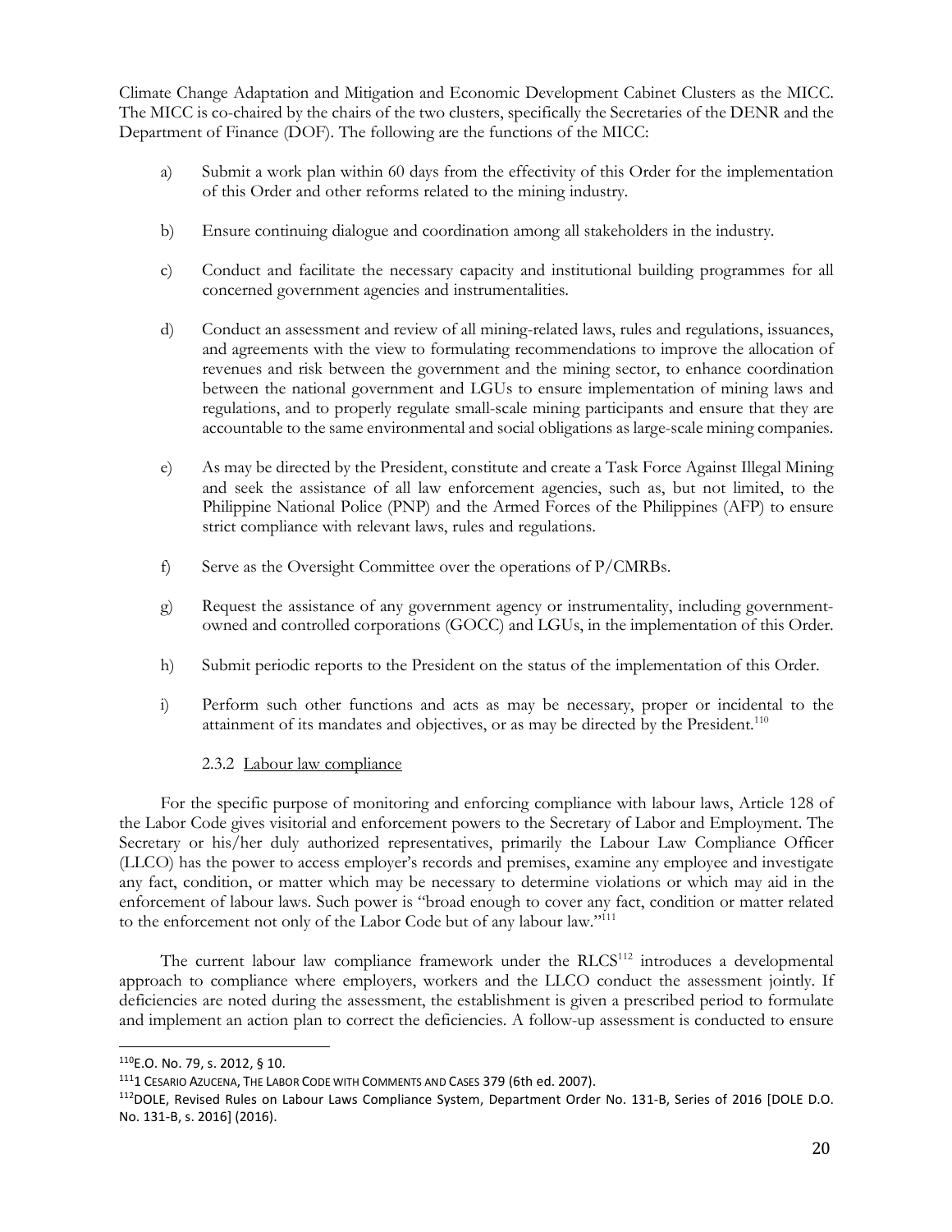Climate Change Adaptation and Mitigation and Economic Development Cabinet Clusters as the MICC. The MICC is co-chaired by the chairs of the two clusters, specifically the Secretaries of the DENR and the Department of Finance (DOF). The following are the functions of the MICC:

a) Submit a work plan within 60 days from the effectivity of this Order for the implementation of this Order and other reforms related to the mining industry.

b) Ensure continuing dialogue and coordination among all stakeholders in the industry.

c) Conduct and facilitate the necessary capacity and institutional building programmes for all concerned government agencies and instrumentalities.

d) Conduct an assessment and review of all mining-related laws, rules and regulations, issuances, and agreements with the view to formulating recommendations to improve the allocation of revenues and risk between the government and the mining sector, to enhance coordination between the national government and LGUs to ensure implementation of mining laws and regulations, and to properly regulate small-scale mining participants and ensure that they are accountable to the same environmental and social obligations as large-scale mining companies.

e) As may be directed by the President, constitute and create a Task Force Against Illegal Mining and seek the assistance of all law enforcement agencies, such as, but not limited, to the Philippine National Police (PNP) and the Armed Forces of the Philippines (AFP) to ensure strict compliance with relevant laws, rules and regulations.

f) Serve as the Oversight Committee over the operations of P/CMRBs.

g) Request the assistance of any government agency or instrumentality, including government-owned and controlled corporations (GOCC) and LGUs, in the implementation of this Order.

h) Submit periodic reports to the President on the status of the implementation of this Order.

i) Perform such other functions and acts as may be necessary, proper or incidental to the attainment of its mandates and objectives, or as may be directed by the President.[110]

#### 2.3.2 Labour law compliance

For the specific purpose of monitoring and enforcing compliance with labour laws, Article 128 of the Labor Code gives visitorial and enforcement powers to the Secretary of Labor and Employment. The Secretary or his/her duly authorized representatives, primarily the Labour Law Compliance Officer (LLCO) has the power to access employer's records and premises, examine any employee and investigate any fact, condition, or matter which may be necessary to determine violations or which may aid in the enforcement of labour laws. Such power is "broad enough to cover any fact, condition or matter related to the enforcement not only of the Labor Code but of any labour law."[111]

The current labour law compliance framework under the RLCS[112] introduces a developmental approach to compliance where employers, workers and the LLCO conduct the assessment jointly. If deficiencies are noted during the assessment, the establishment is given a prescribed period to formulate and implement an action plan to correct the deficiencies. A follow-up assessment is conducted to ensure

---

[110] E.O. No. 79, s. 2012, § 10.

[111] 1 CESARIO AZUCENA, THE LABOR CODE WITH COMMENTS AND CASES 379 (6th ed. 2007).

[112] DOLE, Revised Rules on Labour Laws Compliance System, Department Order No. 131-B, Series of 2016 [DOLE D.O. No. 131-B, s. 2016] (2016).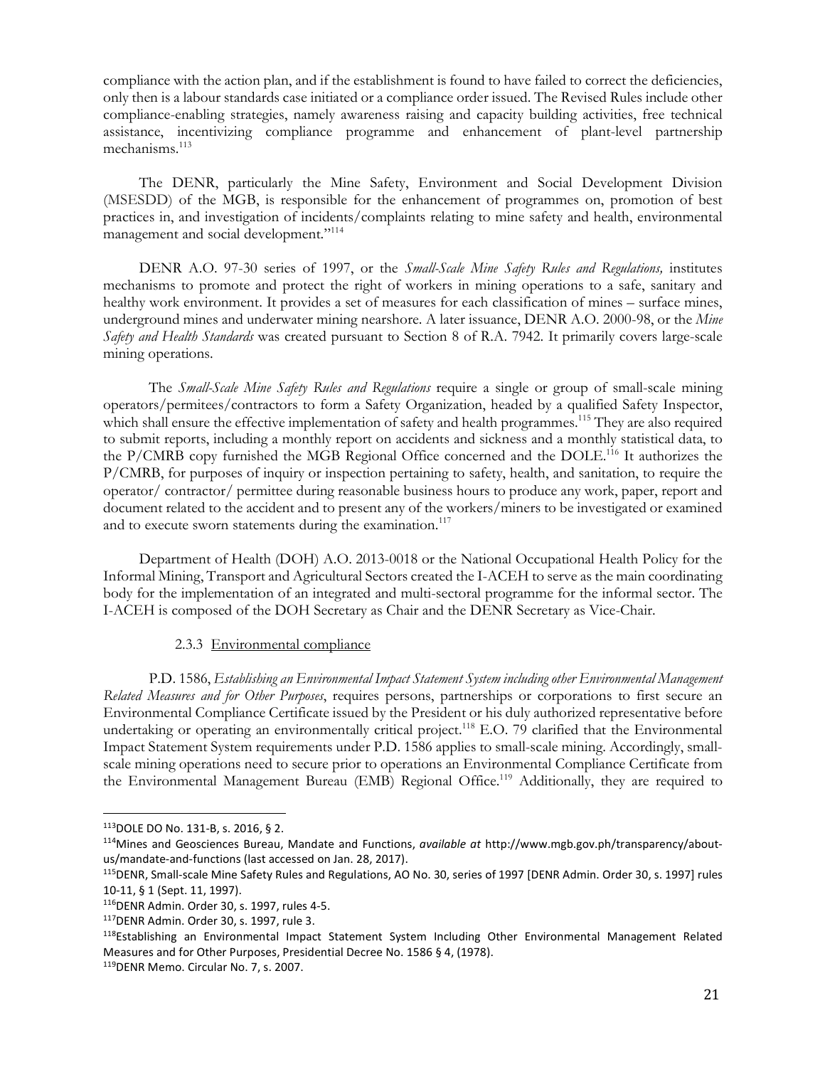compliance with the action plan, and if the establishment is found to have failed to correct the deficiencies, only then is a labour standards case initiated or a compliance order issued. The Revised Rules include other compliance-enabling strategies, namely awareness raising and capacity building activities, free technical assistance, incentivizing compliance programme and enhancement of plant-level partnership mechanisms.[113]

The DENR, particularly the Mine Safety, Environment and Social Development Division (MSESDD) of the MGB, is responsible for the enhancement of programmes on, promotion of best practices in, and investigation of incidents/complaints relating to mine safety and health, environmental management and social development."[114]

DENR A.O. 97-30 series of 1997, or the *Small-Scale Mine Safety Rules and Regulations,* institutes mechanisms to promote and protect the right of workers in mining operations to a safe, sanitary and healthy work environment. It provides a set of measures for each classification of mines – surface mines, underground mines and underwater mining nearshore. A later issuance, DENR A.O. 2000-98, or the *Mine Safety and Health Standards* was created pursuant to Section 8 of R.A. 7942. It primarily covers large-scale mining operations.

The *Small-Scale Mine Safety Rules and Regulations* require a single or group of small-scale mining operators/permitees/contractors to form a Safety Organization, headed by a qualified Safety Inspector, which shall ensure the effective implementation of safety and health programmes.[115] They are also required to submit reports, including a monthly report on accidents and sickness and a monthly statistical data, to the P/CMRB copy furnished the MGB Regional Office concerned and the DOLE.[116] It authorizes the P/CMRB, for purposes of inquiry or inspection pertaining to safety, health, and sanitation, to require the operator/ contractor/ permittee during reasonable business hours to produce any work, paper, report and document related to the accident and to present any of the workers/miners to be investigated or examined and to execute sworn statements during the examination.[117]

Department of Health (DOH) A.O. 2013-0018 or the National Occupational Health Policy for the Informal Mining, Transport and Agricultural Sectors created the I-ACEH to serve as the main coordinating body for the implementation of an integrated and multi-sectoral programme for the informal sector. The I-ACEH is composed of the DOH Secretary as Chair and the DENR Secretary as Vice-Chair.

#### 2.3.3 Environmental compliance

P.D. 1586, *Establishing an Environmental Impact Statement System including other Environmental Management Related Measures and for Other Purposes*, requires persons, partnerships or corporations to first secure an Environmental Compliance Certificate issued by the President or his duly authorized representative before undertaking or operating an environmentally critical project.[118] E.O. 79 clarified that the Environmental Impact Statement System requirements under P.D. 1586 applies to small-scale mining. Accordingly, small-scale mining operations need to secure prior to operations an Environmental Compliance Certificate from the Environmental Management Bureau (EMB) Regional Office.[119] Additionally, they are required to

---

[113] DOLE DO No. 131-B, s. 2016, § 2.

[114] Mines and Geosciences Bureau, Mandate and Functions, *available at* http://www.mgb.gov.ph/transparency/about-us/mandate-and-functions (last accessed on Jan. 28, 2017).

[115] DENR, Small-scale Mine Safety Rules and Regulations, AO No. 30, series of 1997 [DENR Admin. Order 30, s. 1997] rules 10-11, § 1 (Sept. 11, 1997).

[116] DENR Admin. Order 30, s. 1997, rules 4-5.

[117] DENR Admin. Order 30, s. 1997, rule 3.

[118] Establishing an Environmental Impact Statement System Including Other Environmental Management Related Measures and for Other Purposes, Presidential Decree No. 1586 § 4, (1978).

[119] DENR Memo. Circular No. 7, s. 2007.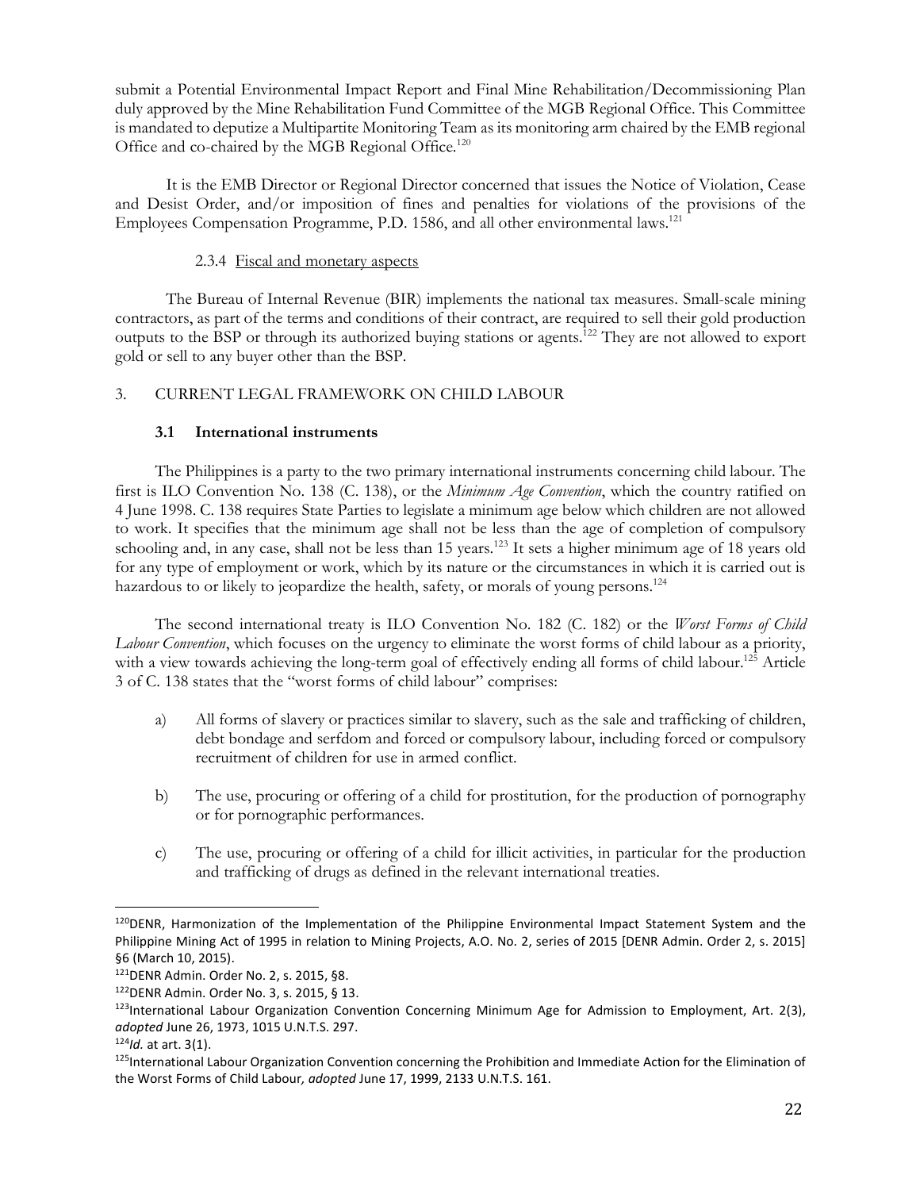submit a Potential Environmental Impact Report and Final Mine Rehabilitation/Decommissioning Plan duly approved by the Mine Rehabilitation Fund Committee of the MGB Regional Office. This Committee is mandated to deputize a Multipartite Monitoring Team as its monitoring arm chaired by the EMB regional Office and co-chaired by the MGB Regional Office.[120]

It is the EMB Director or Regional Director concerned that issues the Notice of Violation, Cease and Desist Order, and/or imposition of fines and penalties for violations of the provisions of the Employees Compensation Programme, P.D. 1586, and all other environmental laws.[121]

#### 2.3.4 Fiscal and monetary aspects

The Bureau of Internal Revenue (BIR) implements the national tax measures. Small-scale mining contractors, as part of the terms and conditions of their contract, are required to sell their gold production outputs to the BSP or through its authorized buying stations or agents.[122] They are not allowed to export gold or sell to any buyer other than the BSP.

## 3. CURRENT LEGAL FRAMEWORK ON CHILD LABOUR

### 3.1 International instruments

The Philippines is a party to the two primary international instruments concerning child labour. The first is ILO Convention No. 138 (C. 138), or the *Minimum Age Convention*, which the country ratified on 4 June 1998. C. 138 requires State Parties to legislate a minimum age below which children are not allowed to work. It specifies that the minimum age shall not be less than the age of completion of compulsory schooling and, in any case, shall not be less than 15 years.[123] It sets a higher minimum age of 18 years old for any type of employment or work, which by its nature or the circumstances in which it is carried out is hazardous to or likely to jeopardize the health, safety, or morals of young persons.[124]

The second international treaty is ILO Convention No. 182 (C. 182) or the *Worst Forms of Child Labour Convention*, which focuses on the urgency to eliminate the worst forms of child labour as a priority, with a view towards achieving the long-term goal of effectively ending all forms of child labour.[125] Article 3 of C. 138 states that the "worst forms of child labour" comprises:

a) All forms of slavery or practices similar to slavery, such as the sale and trafficking of children, debt bondage and serfdom and forced or compulsory labour, including forced or compulsory recruitment of children for use in armed conflict.

b) The use, procuring or offering of a child for prostitution, for the production of pornography or for pornographic performances.

c) The use, procuring or offering of a child for illicit activities, in particular for the production and trafficking of drugs as defined in the relevant international treaties.

---

[120] DENR, Harmonization of the Implementation of the Philippine Environmental Impact Statement System and the Philippine Mining Act of 1995 in relation to Mining Projects, A.O. No. 2, series of 2015 [DENR Admin. Order 2, s. 2015] §6 (March 10, 2015).

[121] DENR Admin. Order No. 2, s. 2015, §8.

[122] DENR Admin. Order No. 3, s. 2015, § 13.

[123] International Labour Organization Convention Concerning Minimum Age for Admission to Employment, Art. 2(3), *adopted* June 26, 1973, 1015 U.N.T.S. 297.

[124] *Id.* at art. 3(1).

[125] International Labour Organization Convention concerning the Prohibition and Immediate Action for the Elimination of the Worst Forms of Child Labour, *adopted* June 17, 1999, 2133 U.N.T.S. 161.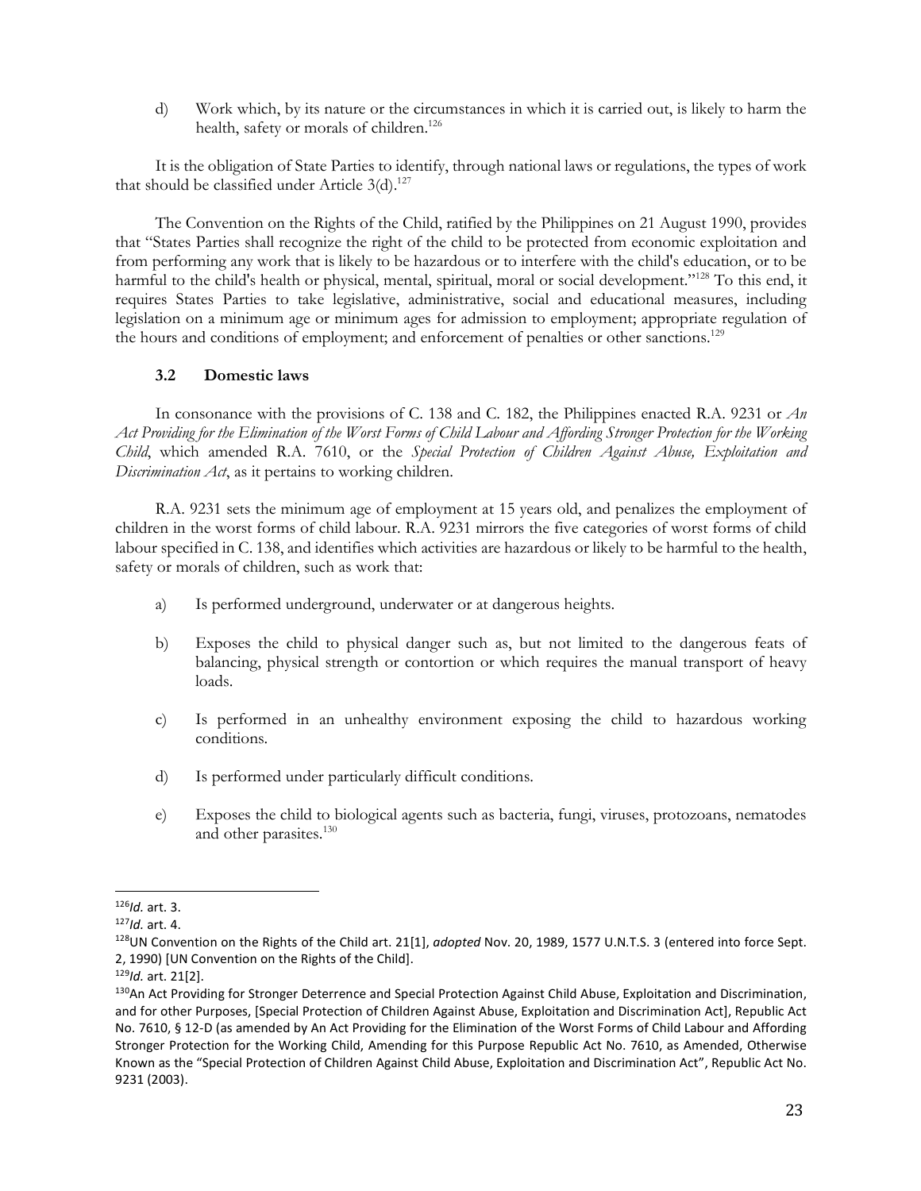d) Work which, by its nature or the circumstances in which it is carried out, is likely to harm the health, safety or morals of children.[126]

It is the obligation of State Parties to identify, through national laws or regulations, the types of work that should be classified under Article 3(d).[127]

The Convention on the Rights of the Child, ratified by the Philippines on 21 August 1990, provides that "States Parties shall recognize the right of the child to be protected from economic exploitation and from performing any work that is likely to be hazardous or to interfere with the child's education, or to be harmful to the child's health or physical, mental, spiritual, moral or social development."[128] To this end, it requires States Parties to take legislative, administrative, social and educational measures, including legislation on a minimum age or minimum ages for admission to employment; appropriate regulation of the hours and conditions of employment; and enforcement of penalties or other sanctions.[129]

### 3.2 Domestic laws

In consonance with the provisions of C. 138 and C. 182, the Philippines enacted R.A. 9231 or *An Act Providing for the Elimination of the Worst Forms of Child Labour and Affording Stronger Protection for the Working Child*, which amended R.A. 7610, or the *Special Protection of Children Against Abuse, Exploitation and Discrimination Act*, as it pertains to working children.

R.A. 9231 sets the minimum age of employment at 15 years old, and penalizes the employment of children in the worst forms of child labour. R.A. 9231 mirrors the five categories of worst forms of child labour specified in C. 138, and identifies which activities are hazardous or likely to be harmful to the health, safety or morals of children, such as work that:

a) Is performed underground, underwater or at dangerous heights.

b) Exposes the child to physical danger such as, but not limited to the dangerous feats of balancing, physical strength or contortion or which requires the manual transport of heavy loads.

c) Is performed in an unhealthy environment exposing the child to hazardous working conditions.

d) Is performed under particularly difficult conditions.

e) Exposes the child to biological agents such as bacteria, fungi, viruses, protozoans, nematodes and other parasites.[130]

---

[126] *Id.* art. 3.

[127] *Id.* art. 4.

[128] UN Convention on the Rights of the Child art. 21[1], *adopted* Nov. 20, 1989, 1577 U.N.T.S. 3 (entered into force Sept. 2, 1990) [UN Convention on the Rights of the Child].

[129] *Id.* art. 21[2].

[130] An Act Providing for Stronger Deterrence and Special Protection Against Child Abuse, Exploitation and Discrimination, and for other Purposes, [Special Protection of Children Against Abuse, Exploitation and Discrimination Act], Republic Act No. 7610, § 12-D (as amended by An Act Providing for the Elimination of the Worst Forms of Child Labour and Affording Stronger Protection for the Working Child, Amending for this Purpose Republic Act No. 7610, as Amended, Otherwise Known as the "Special Protection of Children Against Child Abuse, Exploitation and Discrimination Act", Republic Act No. 9231 (2003).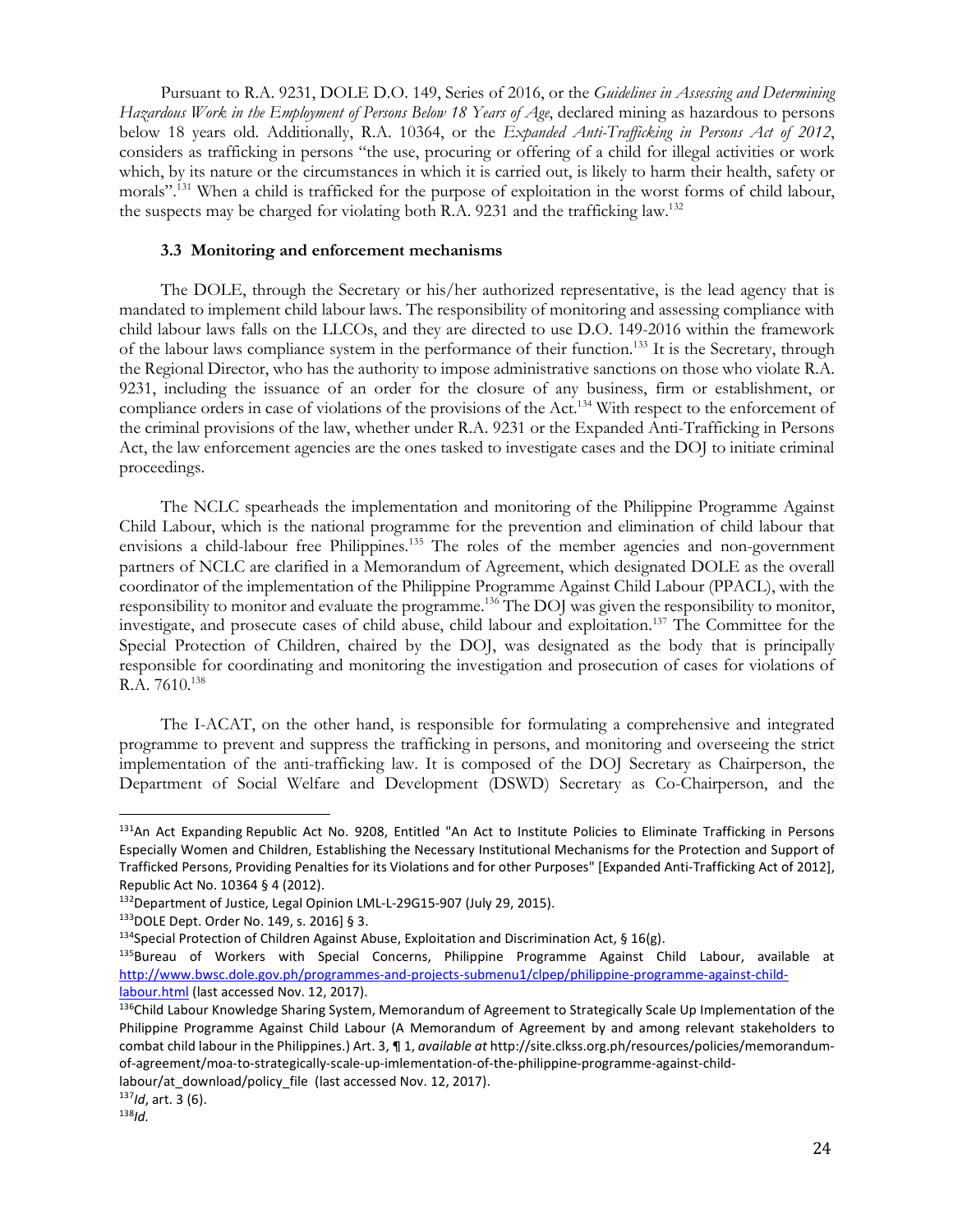Pursuant to R.A. 9231, DOLE D.O. 149, Series of 2016, or the *Guidelines in Assessing and Determining Hazardous Work in the Employment of Persons Below 18 Years of Age*, declared mining as hazardous to persons below 18 years old. Additionally, R.A. 10364, or the *Expanded Anti-Trafficking in Persons Act of 2012*, considers as trafficking in persons "the use, procuring or offering of a child for illegal activities or work which, by its nature or the circumstances in which it is carried out, is likely to harm their health, safety or morals".[131] When a child is trafficked for the purpose of exploitation in the worst forms of child labour, the suspects may be charged for violating both R.A. 9231 and the trafficking law.[132]

### 3.3 Monitoring and enforcement mechanisms

The DOLE, through the Secretary or his/her authorized representative, is the lead agency that is mandated to implement child labour laws. The responsibility of monitoring and assessing compliance with child labour laws falls on the LLCOs, and they are directed to use D.O. 149-2016 within the framework of the labour laws compliance system in the performance of their function.[133] It is the Secretary, through the Regional Director, who has the authority to impose administrative sanctions on those who violate R.A. 9231, including the issuance of an order for the closure of any business, firm or establishment, or compliance orders in case of violations of the provisions of the Act.[134] With respect to the enforcement of the criminal provisions of the law, whether under R.A. 9231 or the Expanded Anti-Trafficking in Persons Act, the law enforcement agencies are the ones tasked to investigate cases and the DOJ to initiate criminal proceedings.

The NCLC spearheads the implementation and monitoring of the Philippine Programme Against Child Labour, which is the national programme for the prevention and elimination of child labour that envisions a child-labour free Philippines.[135] The roles of the member agencies and non-government partners of NCLC are clarified in a Memorandum of Agreement, which designated DOLE as the overall coordinator of the implementation of the Philippine Programme Against Child Labour (PPACL), with the responsibility to monitor and evaluate the programme.[136] The DOJ was given the responsibility to monitor, investigate, and prosecute cases of child abuse, child labour and exploitation.[137] The Committee for the Special Protection of Children, chaired by the DOJ, was designated as the body that is principally responsible for coordinating and monitoring the investigation and prosecution of cases for violations of R.A. 7610.[138]

The I-ACAT, on the other hand, is responsible for formulating a comprehensive and integrated programme to prevent and suppress the trafficking in persons, and monitoring and overseeing the strict implementation of the anti-trafficking law. It is composed of the DOJ Secretary as Chairperson, the Department of Social Welfare and Development (DSWD) Secretary as Co-Chairperson, and the

---

[131] An Act Expanding Republic Act No. 9208, Entitled "An Act to Institute Policies to Eliminate Trafficking in Persons Especially Women and Children, Establishing the Necessary Institutional Mechanisms for the Protection and Support of Trafficked Persons, Providing Penalties for its Violations and for other Purposes" [Expanded Anti-Trafficking Act of 2012], Republic Act No. 10364 § 4 (2012).

[132] Department of Justice, Legal Opinion LML-L-29G15-907 (July 29, 2015).

[133] DOLE Dept. Order No. 149, s. 2016] § 3.

[134] Special Protection of Children Against Abuse, Exploitation and Discrimination Act, § 16(g).

[135] Bureau of Workers with Special Concerns, Philippine Programme Against Child Labour, available at http://www.bwsc.dole.gov.ph/programmes-and-projects-submenu1/clpep/philippine-programme-against-child-labour.html (last accessed Nov. 12, 2017).

[136] Child Labour Knowledge Sharing System, Memorandum of Agreement to Strategically Scale Up Implementation of the Philippine Programme Against Child Labour (A Memorandum of Agreement by and among relevant stakeholders to combat child labour in the Philippines.) Art. 3, ¶ 1, *available at* http://site.clkss.org.ph/resources/policies/memorandum-of-agreement/moa-to-strategically-scale-up-imlementation-of-the-philippine-programme-against-child-labour/at_download/policy_file (last accessed Nov. 12, 2017).

[137] *Id*, art. 3 (6).

[138] *Id.*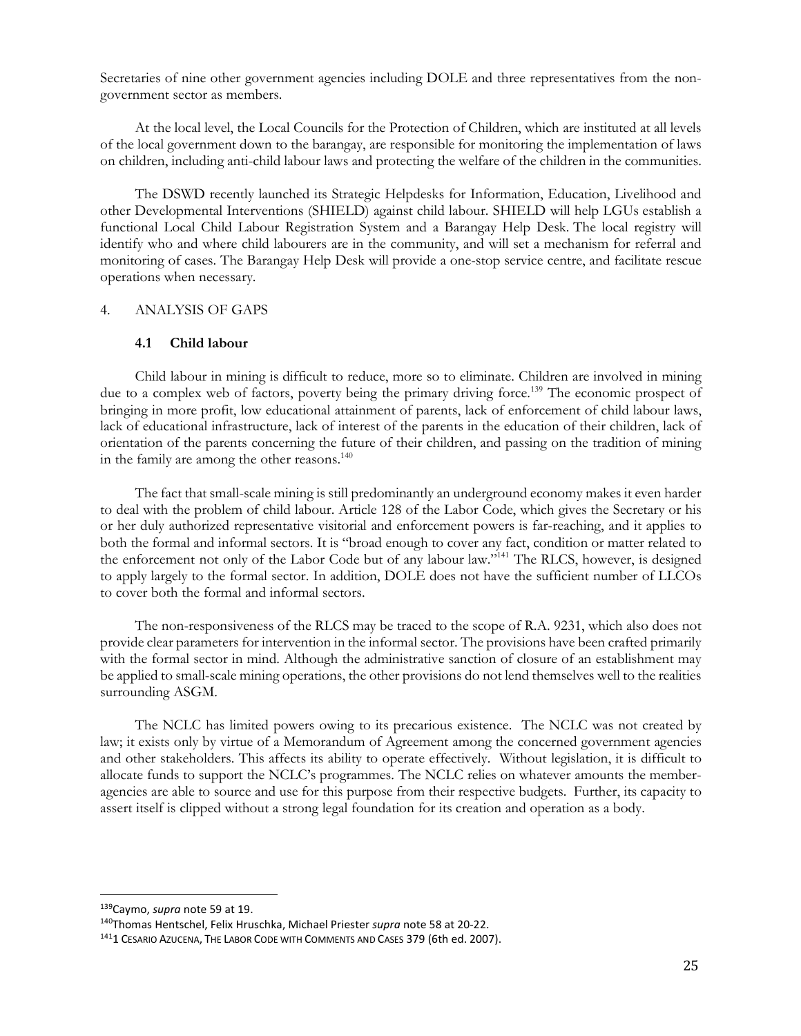Secretaries of nine other government agencies including DOLE and three representatives from the non-government sector as members.

At the local level, the Local Councils for the Protection of Children, which are instituted at all levels of the local government down to the barangay, are responsible for monitoring the implementation of laws on children, including anti-child labour laws and protecting the welfare of the children in the communities.

The DSWD recently launched its Strategic Helpdesks for Information, Education, Livelihood and other Developmental Interventions (SHIELD) against child labour. SHIELD will help LGUs establish a functional Local Child Labour Registration System and a Barangay Help Desk. The local registry will identify who and where child labourers are in the community, and will set a mechanism for referral and monitoring of cases. The Barangay Help Desk will provide a one-stop service centre, and facilitate rescue operations when necessary.

## 4. ANALYSIS OF GAPS

### 4.1 Child labour

Child labour in mining is difficult to reduce, more so to eliminate. Children are involved in mining due to a complex web of factors, poverty being the primary driving force.[139] The economic prospect of bringing in more profit, low educational attainment of parents, lack of enforcement of child labour laws, lack of educational infrastructure, lack of interest of the parents in the education of their children, lack of orientation of the parents concerning the future of their children, and passing on the tradition of mining in the family are among the other reasons.[140]

The fact that small-scale mining is still predominantly an underground economy makes it even harder to deal with the problem of child labour. Article 128 of the Labor Code, which gives the Secretary or his or her duly authorized representative visitorial and enforcement powers is far-reaching, and it applies to both the formal and informal sectors. It is "broad enough to cover any fact, condition or matter related to the enforcement not only of the Labor Code but of any labour law."[141] The RLCS, however, is designed to apply largely to the formal sector. In addition, DOLE does not have the sufficient number of LLCOs to cover both the formal and informal sectors.

The non-responsiveness of the RLCS may be traced to the scope of R.A. 9231, which also does not provide clear parameters for intervention in the informal sector. The provisions have been crafted primarily with the formal sector in mind. Although the administrative sanction of closure of an establishment may be applied to small-scale mining operations, the other provisions do not lend themselves well to the realities surrounding ASGM.

The NCLC has limited powers owing to its precarious existence. The NCLC was not created by law; it exists only by virtue of a Memorandum of Agreement among the concerned government agencies and other stakeholders. This affects its ability to operate effectively. Without legislation, it is difficult to allocate funds to support the NCLC's programmes. The NCLC relies on whatever amounts the member-agencies are able to source and use for this purpose from their respective budgets. Further, its capacity to assert itself is clipped without a strong legal foundation for its creation and operation as a body.

---

[139] Caymo, *supra* note 59 at 19.

[140] Thomas Hentschel, Felix Hruschka, Michael Priester *supra* note 58 at 20-22.

[141] 1 CESARIO AZUCENA, THE LABOR CODE WITH COMMENTS AND CASES 379 (6th ed. 2007).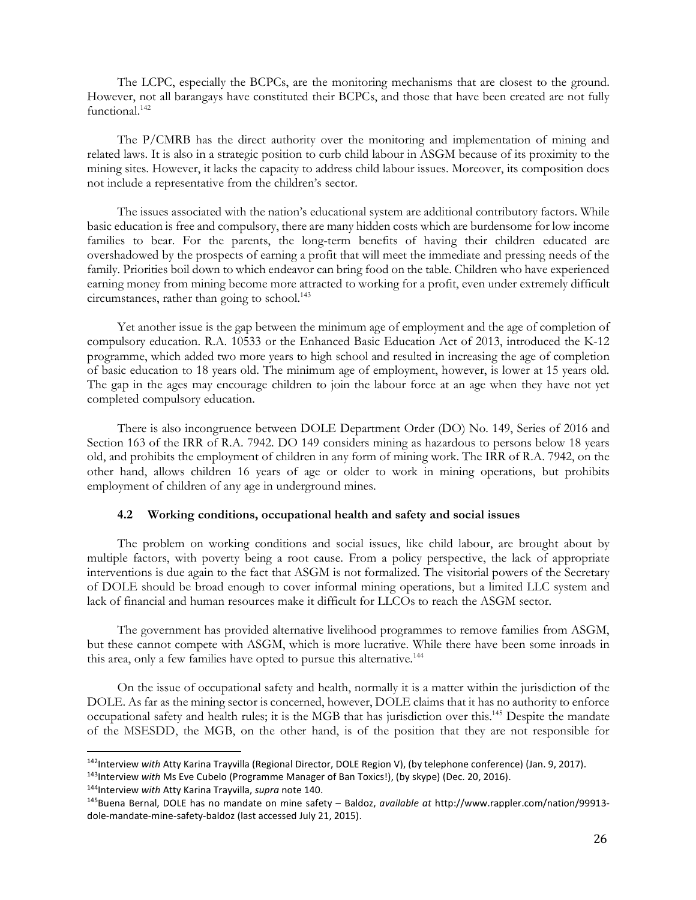The LCPC, especially the BCPCs, are the monitoring mechanisms that are closest to the ground. However, not all barangays have constituted their BCPCs, and those that have been created are not fully functional.[142]

The P/CMRB has the direct authority over the monitoring and implementation of mining and related laws. It is also in a strategic position to curb child labour in ASGM because of its proximity to the mining sites. However, it lacks the capacity to address child labour issues. Moreover, its composition does not include a representative from the children's sector.

The issues associated with the nation's educational system are additional contributory factors. While basic education is free and compulsory, there are many hidden costs which are burdensome for low income families to bear. For the parents, the long-term benefits of having their children educated are overshadowed by the prospects of earning a profit that will meet the immediate and pressing needs of the family. Priorities boil down to which endeavor can bring food on the table. Children who have experienced earning money from mining become more attracted to working for a profit, even under extremely difficult circumstances, rather than going to school.[143]

Yet another issue is the gap between the minimum age of employment and the age of completion of compulsory education. R.A. 10533 or the Enhanced Basic Education Act of 2013, introduced the K-12 programme, which added two more years to high school and resulted in increasing the age of completion of basic education to 18 years old. The minimum age of employment, however, is lower at 15 years old. The gap in the ages may encourage children to join the labour force at an age when they have not yet completed compulsory education.

There is also incongruence between DOLE Department Order (DO) No. 149, Series of 2016 and Section 163 of the IRR of R.A. 7942. DO 149 considers mining as hazardous to persons below 18 years old, and prohibits the employment of children in any form of mining work. The IRR of R.A. 7942, on the other hand, allows children 16 years of age or older to work in mining operations, but prohibits employment of children of any age in underground mines.

### 4.2 Working conditions, occupational health and safety and social issues

The problem on working conditions and social issues, like child labour, are brought about by multiple factors, with poverty being a root cause. From a policy perspective, the lack of appropriate interventions is due again to the fact that ASGM is not formalized. The visitorial powers of the Secretary of DOLE should be broad enough to cover informal mining operations, but a limited LLC system and lack of financial and human resources make it difficult for LLCOs to reach the ASGM sector.

The government has provided alternative livelihood programmes to remove families from ASGM, but these cannot compete with ASGM, which is more lucrative. While there have been some inroads in this area, only a few families have opted to pursue this alternative.[144]

On the issue of occupational safety and health, normally it is a matter within the jurisdiction of the DOLE. As far as the mining sector is concerned, however, DOLE claims that it has no authority to enforce occupational safety and health rules; it is the MGB that has jurisdiction over this.[145] Despite the mandate of the MSESDD, the MGB, on the other hand, is of the position that they are not responsible for

---

[142] Interview *with* Atty Karina Trayvilla (Regional Director, DOLE Region V), (by telephone conference) (Jan. 9, 2017).

[143] Interview *with* Ms Eve Cubelo (Programme Manager of Ban Toxics!), (by skype) (Dec. 20, 2016).

[144] Interview *with* Atty Karina Trayvilla, *supra* note 140.

[145] Buena Bernal, DOLE has no mandate on mine safety – Baldoz, *available at* http://www.rappler.com/nation/99913-dole-mandate-mine-safety-baldoz (last accessed July 21, 2015).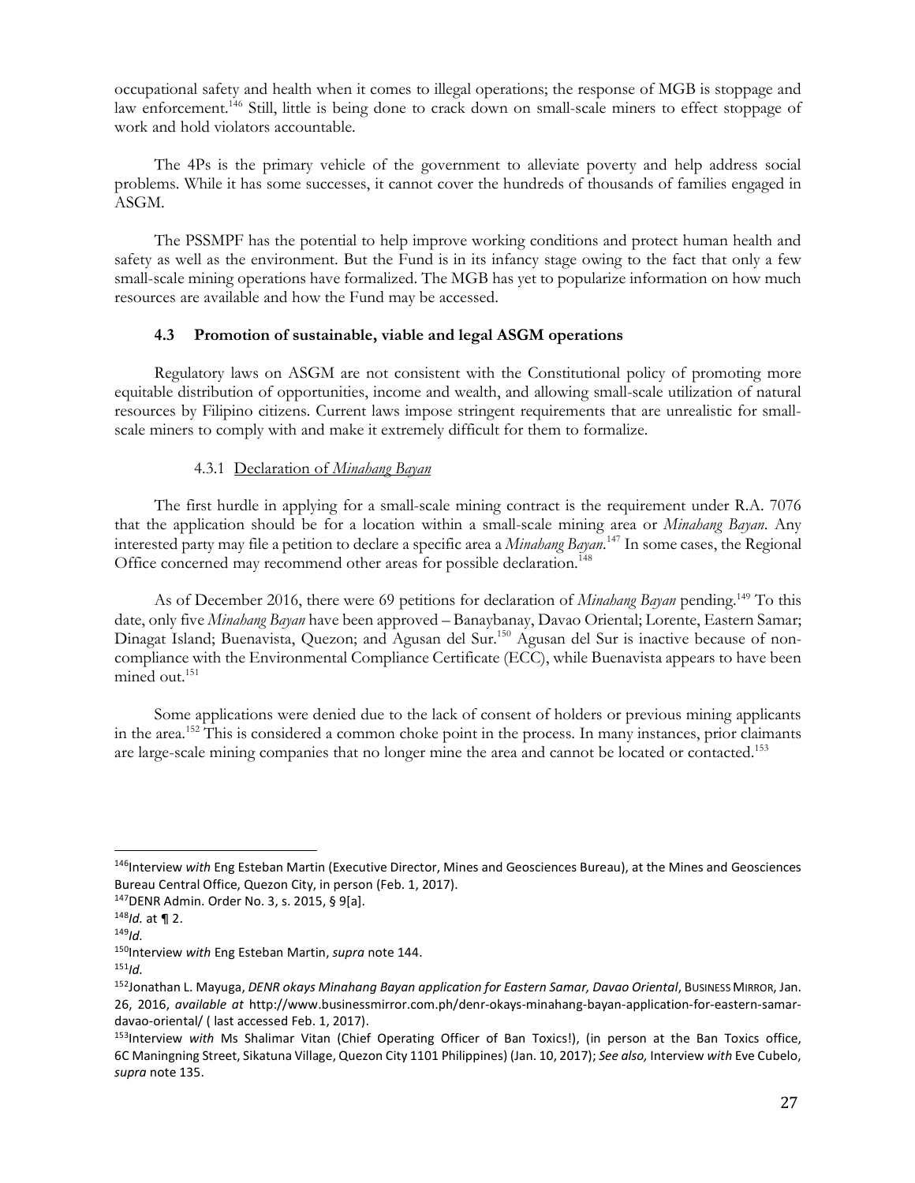occupational safety and health when it comes to illegal operations; the response of MGB is stoppage and law enforcement.[146] Still, little is being done to crack down on small-scale miners to effect stoppage of work and hold violators accountable.

The 4Ps is the primary vehicle of the government to alleviate poverty and help address social problems. While it has some successes, it cannot cover the hundreds of thousands of families engaged in ASGM.

The PSSMPF has the potential to help improve working conditions and protect human health and safety as well as the environment. But the Fund is in its infancy stage owing to the fact that only a few small-scale mining operations have formalized. The MGB has yet to popularize information on how much resources are available and how the Fund may be accessed.

### 4.3 Promotion of sustainable, viable and legal ASGM operations

Regulatory laws on ASGM are not consistent with the Constitutional policy of promoting more equitable distribution of opportunities, income and wealth, and allowing small-scale utilization of natural resources by Filipino citizens. Current laws impose stringent requirements that are unrealistic for small-scale miners to comply with and make it extremely difficult for them to formalize.

#### 4.3.1 Declaration of *Minahang Bayan*

The first hurdle in applying for a small-scale mining contract is the requirement under R.A. 7076 that the application should be for a location within a small-scale mining area or *Minahang Bayan*. Any interested party may file a petition to declare a specific area a *Minahang Bayan*.[147] In some cases, the Regional Office concerned may recommend other areas for possible declaration.[148]

As of December 2016, there were 69 petitions for declaration of *Minahang Bayan* pending.[149] To this date, only five *Minahang Bayan* have been approved – Banaybanay, Davao Oriental; Lorente, Eastern Samar; Dinagat Island; Buenavista, Quezon; and Agusan del Sur.[150] Agusan del Sur is inactive because of non-compliance with the Environmental Compliance Certificate (ECC), while Buenavista appears to have been mined out.[151]

Some applications were denied due to the lack of consent of holders or previous mining applicants in the area.[152] This is considered a common choke point in the process. In many instances, prior claimants are large-scale mining companies that no longer mine the area and cannot be located or contacted.[153]

---

[146] Interview *with* Eng Esteban Martin (Executive Director, Mines and Geosciences Bureau), at the Mines and Geosciences Bureau Central Office, Quezon City, in person (Feb. 1, 2017).

[147] DENR Admin. Order No. 3, s. 2015, § 9[a].

[148] *Id.* at ¶ 2.

[149] *Id.*

[150] Interview *with* Eng Esteban Martin, *supra* note 144.

[151] *Id.*

[152] Jonathan L. Mayuga, *DENR okays Minahang Bayan application for Eastern Samar, Davao Oriental*, BUSINESS MIRROR, Jan. 26, 2016, *available at* http://www.businessmirror.com.ph/denr-okays-minahang-bayan-application-for-eastern-samar-davao-oriental/ ( last accessed Feb. 1, 2017).

[153] Interview *with* Ms Shalimar Vitan (Chief Operating Officer of Ban Toxics!), (in person at the Ban Toxics office, 6C Maningning Street, Sikatuna Village, Quezon City 1101 Philippines) (Jan. 10, 2017); *See also,* Interview *with* Eve Cubelo, *supra* note 135.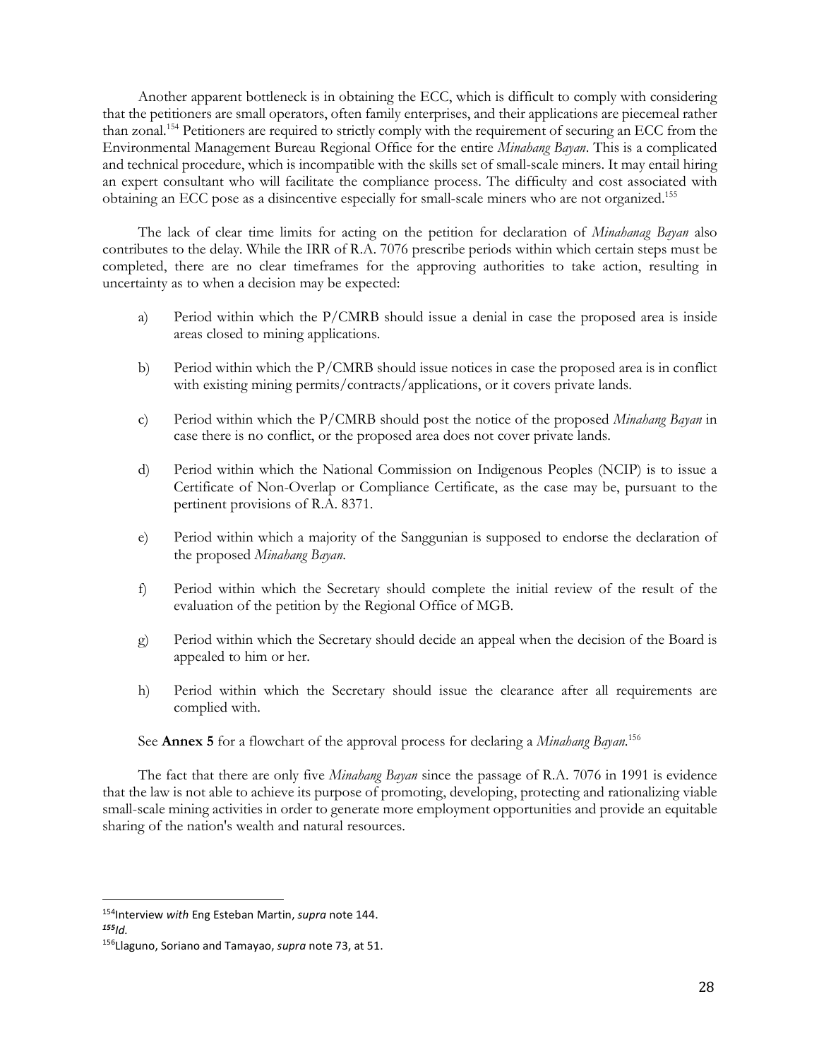Another apparent bottleneck is in obtaining the ECC, which is difficult to comply with considering that the petitioners are small operators, often family enterprises, and their applications are piecemeal rather than zonal.[154] Petitioners are required to strictly comply with the requirement of securing an ECC from the Environmental Management Bureau Regional Office for the entire *Minahang Bayan*. This is a complicated and technical procedure, which is incompatible with the skills set of small-scale miners. It may entail hiring an expert consultant who will facilitate the compliance process. The difficulty and cost associated with obtaining an ECC pose as a disincentive especially for small-scale miners who are not organized.[155]

The lack of clear time limits for acting on the petition for declaration of *Minahanag Bayan* also contributes to the delay. While the IRR of R.A. 7076 prescribe periods within which certain steps must be completed, there are no clear timeframes for the approving authorities to take action, resulting in uncertainty as to when a decision may be expected:

a) Period within which the P/CMRB should issue a denial in case the proposed area is inside areas closed to mining applications.

b) Period within which the P/CMRB should issue notices in case the proposed area is in conflict with existing mining permits/contracts/applications, or it covers private lands.

c) Period within which the P/CMRB should post the notice of the proposed *Minahang Bayan* in case there is no conflict, or the proposed area does not cover private lands.

d) Period within which the National Commission on Indigenous Peoples (NCIP) is to issue a Certificate of Non-Overlap or Compliance Certificate, as the case may be, pursuant to the pertinent provisions of R.A. 8371.

e) Period within which a majority of the Sanggunian is supposed to endorse the declaration of the proposed *Minahang Bayan*.

f) Period within which the Secretary should complete the initial review of the result of the evaluation of the petition by the Regional Office of MGB.

g) Period within which the Secretary should decide an appeal when the decision of the Board is appealed to him or her.

h) Period within which the Secretary should issue the clearance after all requirements are complied with.

See **Annex 5** for a flowchart of the approval process for declaring a *Minahang Bayan*.[156]

The fact that there are only five *Minahang Bayan* since the passage of R.A. 7076 in 1991 is evidence that the law is not able to achieve its purpose of promoting, developing, protecting and rationalizing viable small-scale mining activities in order to generate more employment opportunities and provide an equitable sharing of the nation's wealth and natural resources.

---

[154] Interview *with* Eng Esteban Martin, *supra* note 144.

[155] *Id.*

[156] Llaguno, Soriano and Tamayao, *supra* note 73, at 51.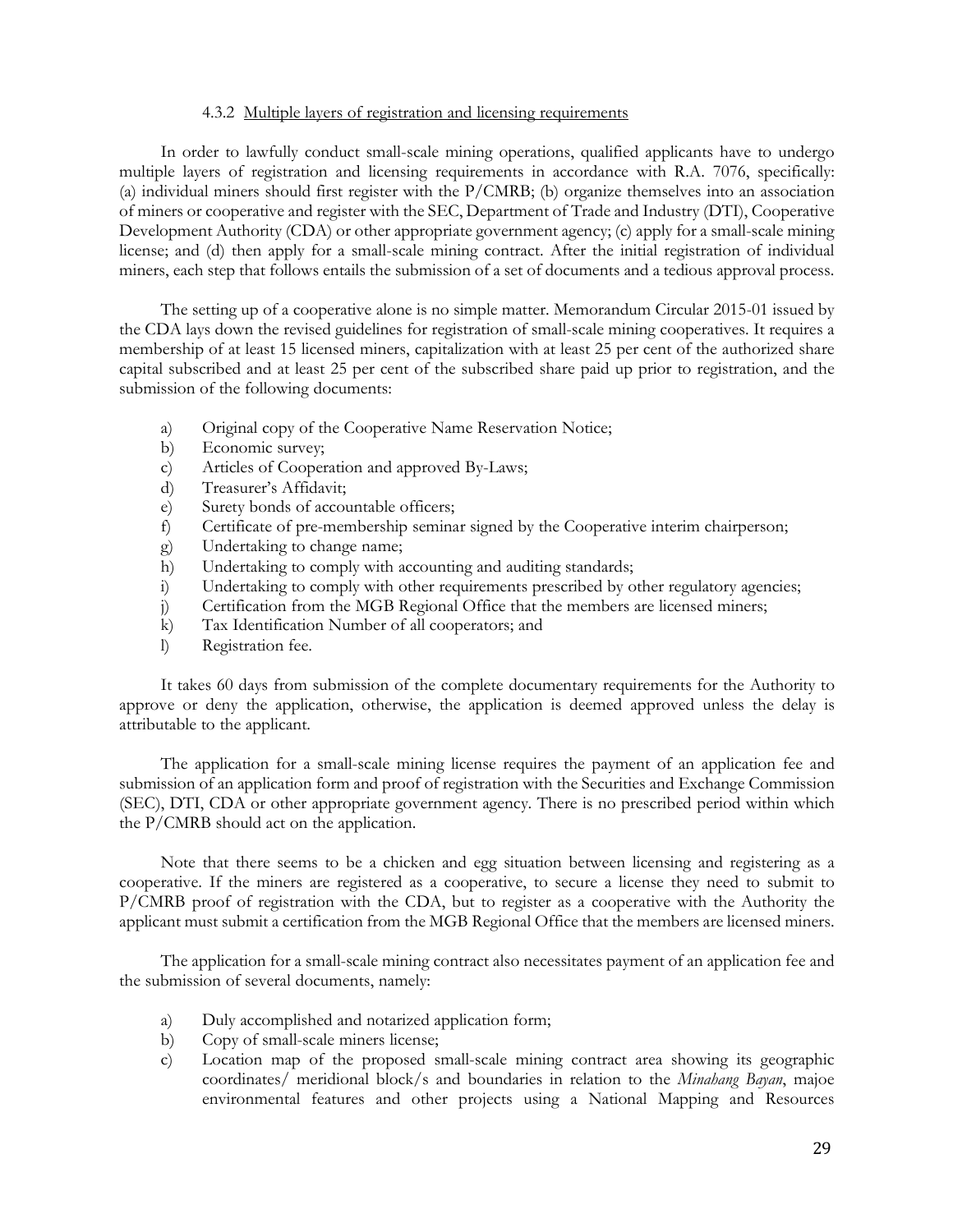#### 4.3.2 Multiple layers of registration and licensing requirements

In order to lawfully conduct small-scale mining operations, qualified applicants have to undergo multiple layers of registration and licensing requirements in accordance with R.A. 7076, specifically: (a) individual miners should first register with the P/CMRB; (b) organize themselves into an association of miners or cooperative and register with the SEC, Department of Trade and Industry (DTI), Cooperative Development Authority (CDA) or other appropriate government agency; (c) apply for a small-scale mining license; and (d) then apply for a small-scale mining contract. After the initial registration of individual miners, each step that follows entails the submission of a set of documents and a tedious approval process.

The setting up of a cooperative alone is no simple matter. Memorandum Circular 2015-01 issued by the CDA lays down the revised guidelines for registration of small-scale mining cooperatives. It requires a membership of at least 15 licensed miners, capitalization with at least 25 per cent of the authorized share capital subscribed and at least 25 per cent of the subscribed share paid up prior to registration, and the submission of the following documents:

a) Original copy of the Cooperative Name Reservation Notice;
b) Economic survey;
c) Articles of Cooperation and approved By-Laws;
d) Treasurer's Affidavit;
e) Surety bonds of accountable officers;
f) Certificate of pre-membership seminar signed by the Cooperative interim chairperson;
g) Undertaking to change name;
h) Undertaking to comply with accounting and auditing standards;
i) Undertaking to comply with other requirements prescribed by other regulatory agencies;
j) Certification from the MGB Regional Office that the members are licensed miners;
k) Tax Identification Number of all cooperators; and
l) Registration fee.

It takes 60 days from submission of the complete documentary requirements for the Authority to approve or deny the application, otherwise, the application is deemed approved unless the delay is attributable to the applicant.

The application for a small-scale mining license requires the payment of an application fee and submission of an application form and proof of registration with the Securities and Exchange Commission (SEC), DTI, CDA or other appropriate government agency. There is no prescribed period within which the P/CMRB should act on the application.

Note that there seems to be a chicken and egg situation between licensing and registering as a cooperative. If the miners are registered as a cooperative, to secure a license they need to submit to P/CMRB proof of registration with the CDA, but to register as a cooperative with the Authority the applicant must submit a certification from the MGB Regional Office that the members are licensed miners.

The application for a small-scale mining contract also necessitates payment of an application fee and the submission of several documents, namely:

a) Duly accomplished and notarized application form;
b) Copy of small-scale miners license;
c) Location map of the proposed small-scale mining contract area showing its geographic coordinates/ meridional block/s and boundaries in relation to the *Minahang Bayan*, majoe environmental features and other projects using a National Mapping and Resources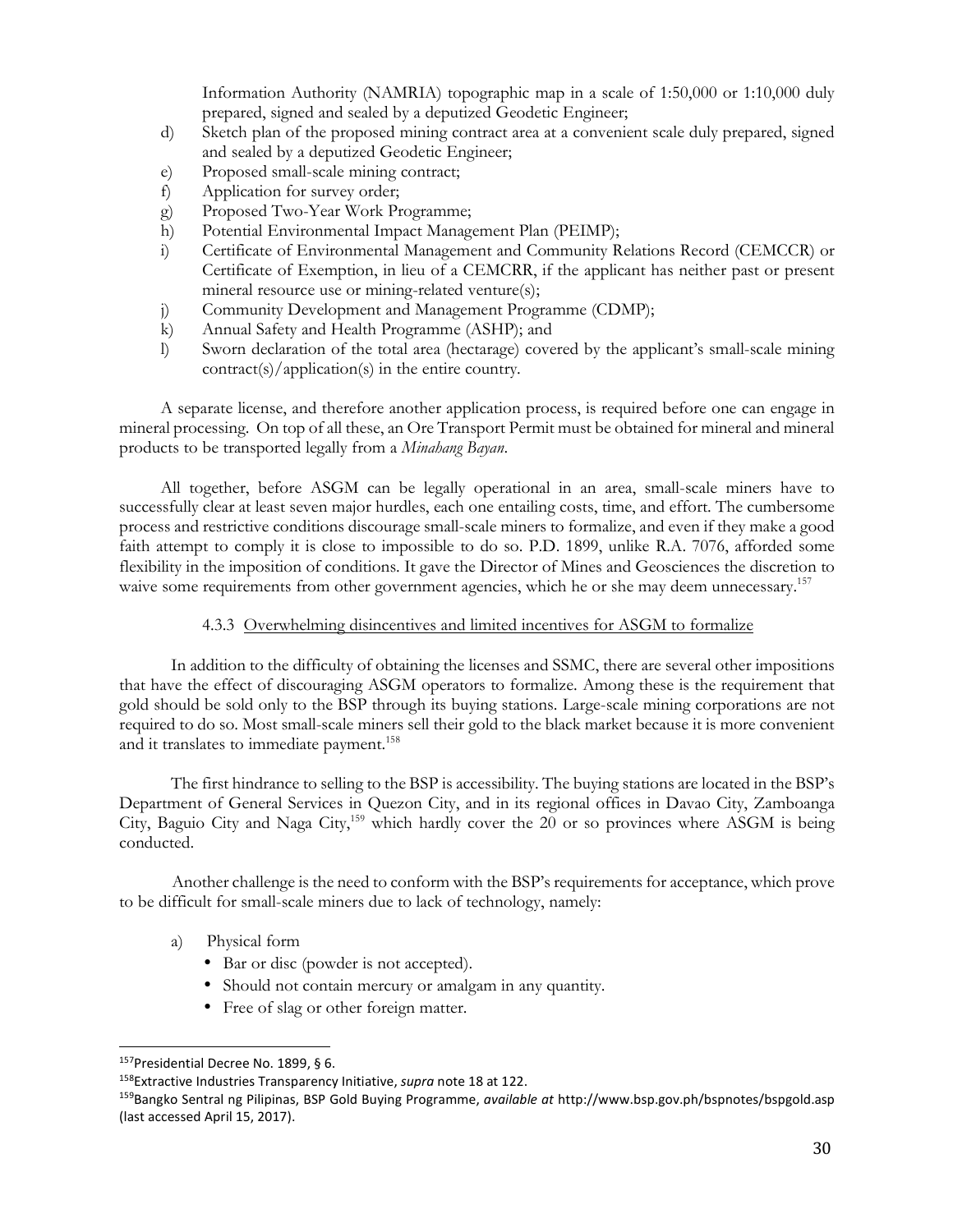Information Authority (NAMRIA) topographic map in a scale of 1:50,000 or 1:10,000 duly prepared, signed and sealed by a deputized Geodetic Engineer;

d) Sketch plan of the proposed mining contract area at a convenient scale duly prepared, signed and sealed by a deputized Geodetic Engineer;
e) Proposed small-scale mining contract;
f) Application for survey order;
g) Proposed Two-Year Work Programme;
h) Potential Environmental Impact Management Plan (PEIMP);
i) Certificate of Environmental Management and Community Relations Record (CEMCCR) or Certificate of Exemption, in lieu of a CEMCRR, if the applicant has neither past or present mineral resource use or mining-related venture(s);
j) Community Development and Management Programme (CDMP);
k) Annual Safety and Health Programme (ASHP); and
l) Sworn declaration of the total area (hectarage) covered by the applicant's small-scale mining contract(s)/application(s) in the entire country.

A separate license, and therefore another application process, is required before one can engage in mineral processing. On top of all these, an Ore Transport Permit must be obtained for mineral and mineral products to be transported legally from a *Minahang Bayan*.

All together, before ASGM can be legally operational in an area, small-scale miners have to successfully clear at least seven major hurdles, each one entailing costs, time, and effort. The cumbersome process and restrictive conditions discourage small-scale miners to formalize, and even if they make a good faith attempt to comply it is close to impossible to do so. P.D. 1899, unlike R.A. 7076, afforded some flexibility in the imposition of conditions. It gave the Director of Mines and Geosciences the discretion to waive some requirements from other government agencies, which he or she may deem unnecessary.[157]

#### 4.3.3 Overwhelming disincentives and limited incentives for ASGM to formalize

In addition to the difficulty of obtaining the licenses and SSMC, there are several other impositions that have the effect of discouraging ASGM operators to formalize. Among these is the requirement that gold should be sold only to the BSP through its buying stations. Large-scale mining corporations are not required to do so. Most small-scale miners sell their gold to the black market because it is more convenient and it translates to immediate payment.[158]

The first hindrance to selling to the BSP is accessibility. The buying stations are located in the BSP's Department of General Services in Quezon City, and in its regional offices in Davao City, Zamboanga City, Baguio City and Naga City,[159] which hardly cover the 20 or so provinces where ASGM is being conducted.

Another challenge is the need to conform with the BSP's requirements for acceptance, which prove to be difficult for small-scale miners due to lack of technology, namely:

a) Physical form
   - Bar or disc (powder is not accepted).
   - Should not contain mercury or amalgam in any quantity.
   - Free of slag or other foreign matter.

---

[157] Presidential Decree No. 1899, § 6.

[158] Extractive Industries Transparency Initiative, *supra* note 18 at 122.

[159] Bangko Sentral ng Pilipinas, BSP Gold Buying Programme, *available at* http://www.bsp.gov.ph/bspnotes/bspgold.asp (last accessed April 15, 2017).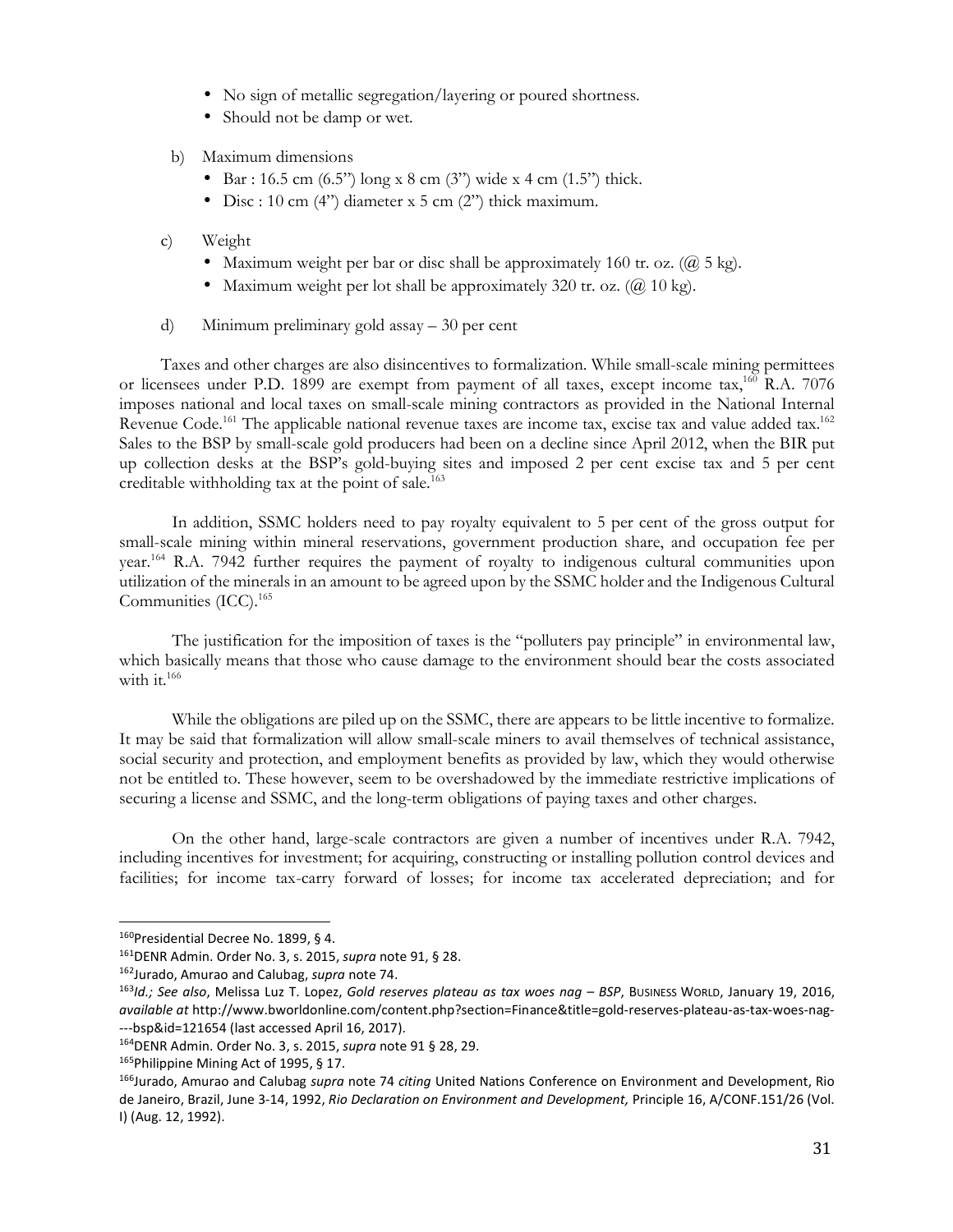- No sign of metallic segregation/layering or poured shortness.
- Should not be damp or wet.

b) Maximum dimensions

- Bar : 16.5 cm (6.5") long x 8 cm (3") wide x 4 cm (1.5") thick.
- Disc : 10 cm (4") diameter x 5 cm (2") thick maximum.

c) Weight

- Maximum weight per bar or disc shall be approximately 160 tr. oz. (@ 5 kg).
- Maximum weight per lot shall be approximately 320 tr. oz. (@ 10 kg).

d) Minimum preliminary gold assay – 30 per cent

Taxes and other charges are also disincentives to formalization. While small-scale mining permittees or licensees under P.D. 1899 are exempt from payment of all taxes, except income tax,[160] R.A. 7076 imposes national and local taxes on small-scale mining contractors as provided in the National Internal Revenue Code.[161] The applicable national revenue taxes are income tax, excise tax and value added tax.[162] Sales to the BSP by small-scale gold producers had been on a decline since April 2012, when the BIR put up collection desks at the BSP's gold-buying sites and imposed 2 per cent excise tax and 5 per cent creditable withholding tax at the point of sale.[163]

In addition, SSMC holders need to pay royalty equivalent to 5 per cent of the gross output for small-scale mining within mineral reservations, government production share, and occupation fee per year.[164] R.A. 7942 further requires the payment of royalty to indigenous cultural communities upon utilization of the minerals in an amount to be agreed upon by the SSMC holder and the Indigenous Cultural Communities (ICC).[165]

The justification for the imposition of taxes is the "polluters pay principle" in environmental law, which basically means that those who cause damage to the environment should bear the costs associated with it.[166]

While the obligations are piled up on the SSMC, there are appears to be little incentive to formalize. It may be said that formalization will allow small-scale miners to avail themselves of technical assistance, social security and protection, and employment benefits as provided by law, which they would otherwise not be entitled to. These however, seem to be overshadowed by the immediate restrictive implications of securing a license and SSMC, and the long-term obligations of paying taxes and other charges.

On the other hand, large-scale contractors are given a number of incentives under R.A. 7942, including incentives for investment; for acquiring, constructing or installing pollution control devices and facilities; for income tax-carry forward of losses; for income tax accelerated depreciation; and for

---

[160] Presidential Decree No. 1899, § 4.

[161] DENR Admin. Order No. 3, s. 2015, *supra* note 91, § 28.

[162] Jurado, Amurao and Calubag, *supra* note 74.

[163] *Id.; See also*, Melissa Luz T. Lopez, *Gold reserves plateau as tax woes nag – BSP*, BUSINESS WORLD, January 19, 2016, *available at* http://www.bworldonline.com/content.php?section=Finance&title=gold-reserves-plateau-as-tax-woes-nag----bsp&id=121654 (last accessed April 16, 2017).

[164] DENR Admin. Order No. 3, s. 2015, *supra* note 91 § 28, 29.

[165] Philippine Mining Act of 1995, § 17.

[166] Jurado, Amurao and Calubag *supra* note 74 *citing* United Nations Conference on Environment and Development, Rio de Janeiro, Brazil, June 3-14, 1992, *Rio Declaration on Environment and Development,* Principle 16, A/CONF.151/26 (Vol. I) (Aug. 12, 1992).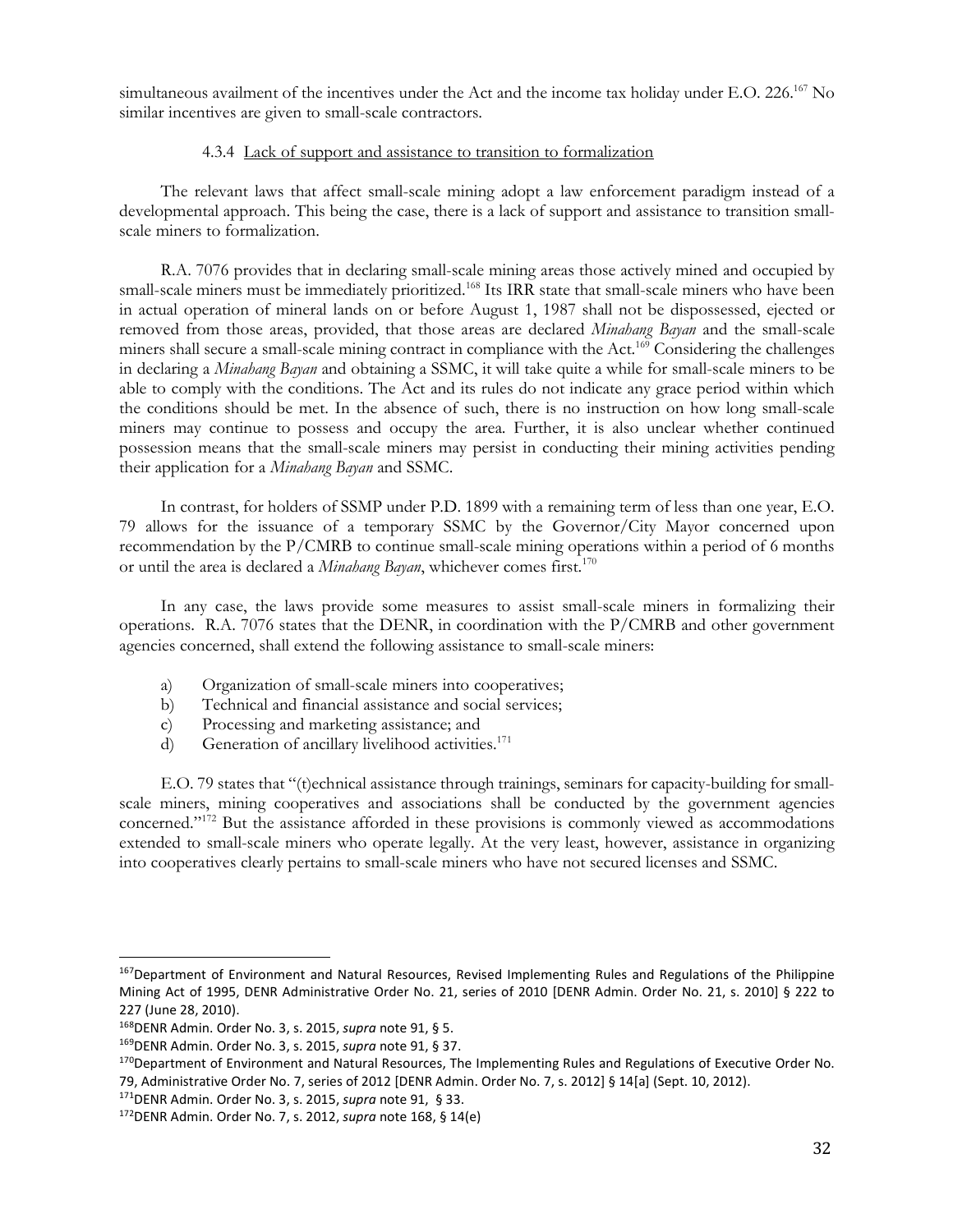simultaneous availment of the incentives under the Act and the income tax holiday under E.O. 226.[167] No similar incentives are given to small-scale contractors.

#### 4.3.4 Lack of support and assistance to transition to formalization

The relevant laws that affect small-scale mining adopt a law enforcement paradigm instead of a developmental approach. This being the case, there is a lack of support and assistance to transition small-scale miners to formalization.

R.A. 7076 provides that in declaring small-scale mining areas those actively mined and occupied by small-scale miners must be immediately prioritized.[168] Its IRR state that small-scale miners who have been in actual operation of mineral lands on or before August 1, 1987 shall not be dispossessed, ejected or removed from those areas, provided, that those areas are declared *Minahang Bayan* and the small-scale miners shall secure a small-scale mining contract in compliance with the Act.[169] Considering the challenges in declaring a *Minahang Bayan* and obtaining a SSMC, it will take quite a while for small-scale miners to be able to comply with the conditions. The Act and its rules do not indicate any grace period within which the conditions should be met. In the absence of such, there is no instruction on how long small-scale miners may continue to possess and occupy the area. Further, it is also unclear whether continued possession means that the small-scale miners may persist in conducting their mining activities pending their application for a *Minahang Bayan* and SSMC.

In contrast, for holders of SSMP under P.D. 1899 with a remaining term of less than one year, E.O. 79 allows for the issuance of a temporary SSMC by the Governor/City Mayor concerned upon recommendation by the P/CMRB to continue small-scale mining operations within a period of 6 months or until the area is declared a *Minahang Bayan*, whichever comes first.[170]

In any case, the laws provide some measures to assist small-scale miners in formalizing their operations. R.A. 7076 states that the DENR, in coordination with the P/CMRB and other government agencies concerned, shall extend the following assistance to small-scale miners:

a) Organization of small-scale miners into cooperatives;
b) Technical and financial assistance and social services;
c) Processing and marketing assistance; and
d) Generation of ancillary livelihood activities.[171]

E.O. 79 states that "(t)echnical assistance through trainings, seminars for capacity-building for small-scale miners, mining cooperatives and associations shall be conducted by the government agencies concerned."[172] But the assistance afforded in these provisions is commonly viewed as accommodations extended to small-scale miners who operate legally. At the very least, however, assistance in organizing into cooperatives clearly pertains to small-scale miners who have not secured licenses and SSMC.

---

[167] Department of Environment and Natural Resources, Revised Implementing Rules and Regulations of the Philippine Mining Act of 1995, DENR Administrative Order No. 21, series of 2010 [DENR Admin. Order No. 21, s. 2010] § 222 to 227 (June 28, 2010).

[168] DENR Admin. Order No. 3, s. 2015, *supra* note 91, § 5.

[169] DENR Admin. Order No. 3, s. 2015, *supra* note 91, § 37.

[170] Department of Environment and Natural Resources, The Implementing Rules and Regulations of Executive Order No. 79, Administrative Order No. 7, series of 2012 [DENR Admin. Order No. 7, s. 2012] § 14[a] (Sept. 10, 2012).

[171] DENR Admin. Order No. 3, s. 2015, *supra* note 91, § 33.

[172] DENR Admin. Order No. 7, s. 2012, *supra* note 168, § 14(e)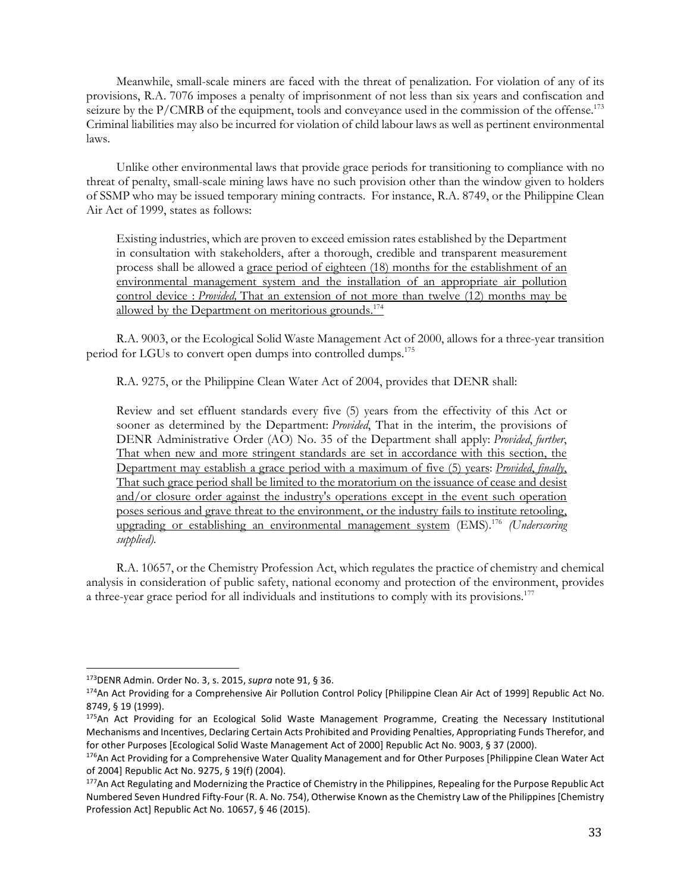Meanwhile, small-scale miners are faced with the threat of penalization. For violation of any of its provisions, R.A. 7076 imposes a penalty of imprisonment of not less than six years and confiscation and seizure by the P/CMRB of the equipment, tools and conveyance used in the commission of the offense.[173] Criminal liabilities may also be incurred for violation of child labour laws as well as pertinent environmental laws.

Unlike other environmental laws that provide grace periods for transitioning to compliance with no threat of penalty, small-scale mining laws have no such provision other than the window given to holders of SSMP who may be issued temporary mining contracts. For instance, R.A. 8749, or the Philippine Clean Air Act of 1999, states as follows:

> Existing industries, which are proven to exceed emission rates established by the Department in consultation with stakeholders, after a thorough, credible and transparent measurement process shall be allowed a <u>grace period of eighteen (18) months for the establishment of an environmental management system and the installation of an appropriate air pollution control device : *Provided*, That an extension of not more than twelve (12) months may be allowed by the Department on meritorious grounds.</u>[174]

R.A. 9003, or the Ecological Solid Waste Management Act of 2000, allows for a three-year transition period for LGUs to convert open dumps into controlled dumps.[175]

R.A. 9275, or the Philippine Clean Water Act of 2004, provides that DENR shall:

> Review and set effluent standards every five (5) years from the effectivity of this Act or sooner as determined by the Department: *Provided*, That in the interim, the provisions of DENR Administrative Order (AO) No. 35 of the Department shall apply: *Provided*, *further*, <u>That when new and more stringent standards are set in accordance with this section, the Department may establish a grace period with a maximum of five (5) years</u>: <u>*Provided*, *finally*, That such grace period shall be limited to the moratorium on the issuance of cease and desist and/or closure order against the industry's operations except in the event such operation poses serious and grave threat to the environment, or the industry fails to institute retooling, upgrading or establishing an environmental management system</u> (EMS).[176] *(Underscoring supplied).*

R.A. 10657, or the Chemistry Profession Act, which regulates the practice of chemistry and chemical analysis in consideration of public safety, national economy and protection of the environment, provides a three-year grace period for all individuals and institutions to comply with its provisions.[177]

---

[173] DENR Admin. Order No. 3, s. 2015, *supra* note 91, § 36.

[174] An Act Providing for a Comprehensive Air Pollution Control Policy [Philippine Clean Air Act of 1999] Republic Act No. 8749, § 19 (1999).

[175] An Act Providing for an Ecological Solid Waste Management Programme, Creating the Necessary Institutional Mechanisms and Incentives, Declaring Certain Acts Prohibited and Providing Penalties, Appropriating Funds Therefor, and for other Purposes [Ecological Solid Waste Management Act of 2000] Republic Act No. 9003, § 37 (2000).

[176] An Act Providing for a Comprehensive Water Quality Management and for Other Purposes [Philippine Clean Water Act of 2004] Republic Act No. 9275, § 19(f) (2004).

[177] An Act Regulating and Modernizing the Practice of Chemistry in the Philippines, Repealing for the Purpose Republic Act Numbered Seven Hundred Fifty-Four (R. A. No. 754), Otherwise Known as the Chemistry Law of the Philippines [Chemistry Profession Act] Republic Act No. 10657, § 46 (2015).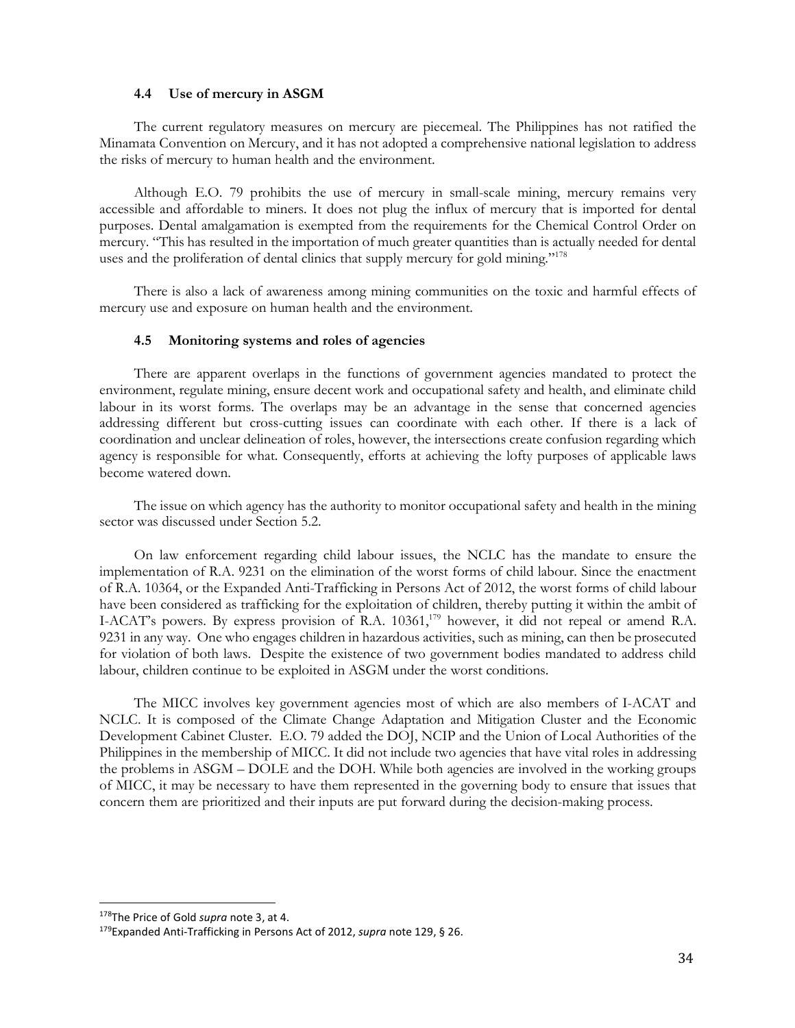### 4.4 Use of mercury in ASGM

The current regulatory measures on mercury are piecemeal. The Philippines has not ratified the Minamata Convention on Mercury, and it has not adopted a comprehensive national legislation to address the risks of mercury to human health and the environment.

Although E.O. 79 prohibits the use of mercury in small-scale mining, mercury remains very accessible and affordable to miners. It does not plug the influx of mercury that is imported for dental purposes. Dental amalgamation is exempted from the requirements for the Chemical Control Order on mercury. "This has resulted in the importation of much greater quantities than is actually needed for dental uses and the proliferation of dental clinics that supply mercury for gold mining."[178]

There is also a lack of awareness among mining communities on the toxic and harmful effects of mercury use and exposure on human health and the environment.

### 4.5 Monitoring systems and roles of agencies

There are apparent overlaps in the functions of government agencies mandated to protect the environment, regulate mining, ensure decent work and occupational safety and health, and eliminate child labour in its worst forms. The overlaps may be an advantage in the sense that concerned agencies addressing different but cross-cutting issues can coordinate with each other. If there is a lack of coordination and unclear delineation of roles, however, the intersections create confusion regarding which agency is responsible for what. Consequently, efforts at achieving the lofty purposes of applicable laws become watered down.

The issue on which agency has the authority to monitor occupational safety and health in the mining sector was discussed under Section 5.2.

On law enforcement regarding child labour issues, the NCLC has the mandate to ensure the implementation of R.A. 9231 on the elimination of the worst forms of child labour. Since the enactment of R.A. 10364, or the Expanded Anti-Trafficking in Persons Act of 2012, the worst forms of child labour have been considered as trafficking for the exploitation of children, thereby putting it within the ambit of I-ACAT's powers. By express provision of R.A. 10361,[179] however, it did not repeal or amend R.A. 9231 in any way. One who engages children in hazardous activities, such as mining, can then be prosecuted for violation of both laws. Despite the existence of two government bodies mandated to address child labour, children continue to be exploited in ASGM under the worst conditions.

The MICC involves key government agencies most of which are also members of I-ACAT and NCLC. It is composed of the Climate Change Adaptation and Mitigation Cluster and the Economic Development Cabinet Cluster. E.O. 79 added the DOJ, NCIP and the Union of Local Authorities of the Philippines in the membership of MICC. It did not include two agencies that have vital roles in addressing the problems in ASGM – DOLE and the DOH. While both agencies are involved in the working groups of MICC, it may be necessary to have them represented in the governing body to ensure that issues that concern them are prioritized and their inputs are put forward during the decision-making process.

---

[178] The Price of Gold *supra* note 3, at 4.

[179] Expanded Anti-Trafficking in Persons Act of 2012, *supra* note 129, § 26.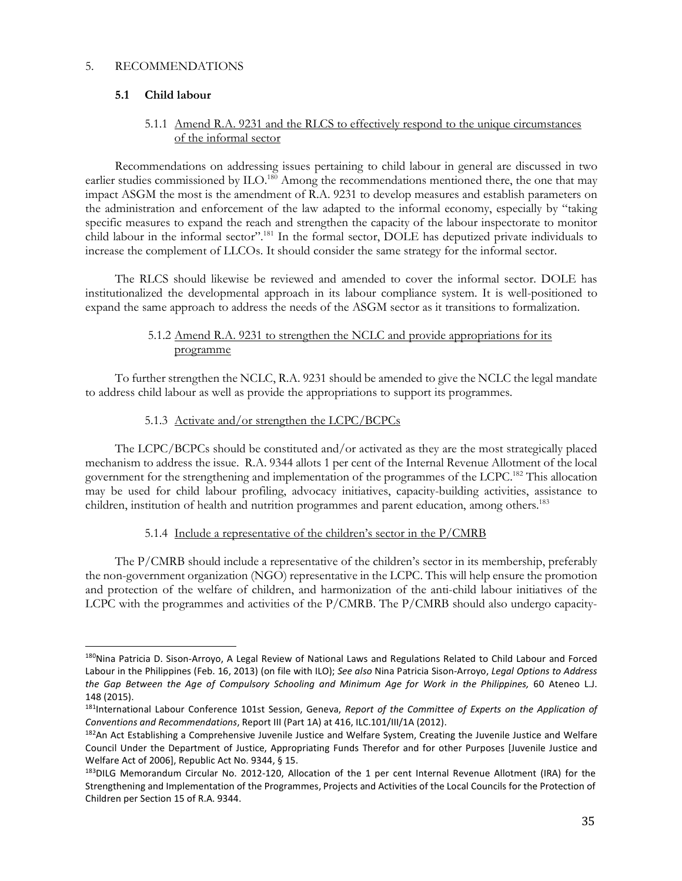## 5. RECOMMENDATIONS

### 5.1 Child labour

#### 5.1.1 Amend R.A. 9231 and the RLCS to effectively respond to the unique circumstances of the informal sector

Recommendations on addressing issues pertaining to child labour in general are discussed in two earlier studies commissioned by ILO.[180] Among the recommendations mentioned there, the one that may impact ASGM the most is the amendment of R.A. 9231 to develop measures and establish parameters on the administration and enforcement of the law adapted to the informal economy, especially by "taking specific measures to expand the reach and strengthen the capacity of the labour inspectorate to monitor child labour in the informal sector".[181] In the formal sector, DOLE has deputized private individuals to increase the complement of LLCOs. It should consider the same strategy for the informal sector.

The RLCS should likewise be reviewed and amended to cover the informal sector. DOLE has institutionalized the developmental approach in its labour compliance system. It is well-positioned to expand the same approach to address the needs of the ASGM sector as it transitions to formalization.

#### 5.1.2 Amend R.A. 9231 to strengthen the NCLC and provide appropriations for its programme

To further strengthen the NCLC, R.A. 9231 should be amended to give the NCLC the legal mandate to address child labour as well as provide the appropriations to support its programmes.

#### 5.1.3 Activate and/or strengthen the LCPC/BCPCs

The LCPC/BCPCs should be constituted and/or activated as they are the most strategically placed mechanism to address the issue. R.A. 9344 allots 1 per cent of the Internal Revenue Allotment of the local government for the strengthening and implementation of the programmes of the LCPC.[182] This allocation may be used for child labour profiling, advocacy initiatives, capacity-building activities, assistance to children, institution of health and nutrition programmes and parent education, among others.[183]

#### 5.1.4 Include a representative of the children's sector in the P/CMRB

The P/CMRB should include a representative of the children's sector in its membership, preferably the non-government organization (NGO) representative in the LCPC. This will help ensure the promotion and protection of the welfare of children, and harmonization of the anti-child labour initiatives of the LCPC with the programmes and activities of the P/CMRB. The P/CMRB should also undergo capacity-

---

[180] Nina Patricia D. Sison-Arroyo, A Legal Review of National Laws and Regulations Related to Child Labour and Forced Labour in the Philippines (Feb. 16, 2013) (on file with ILO); *See also* Nina Patricia Sison-Arroyo, *Legal Options to Address the Gap Between the Age of Compulsory Schooling and Minimum Age for Work in the Philippines,* 60 Ateneo L.J. 148 (2015).

[181] International Labour Conference 101st Session, Geneva, *Report of the Committee of Experts on the Application of Conventions and Recommendations*, Report III (Part 1A) at 416, ILC.101/III/1A (2012).

[182] An Act Establishing a Comprehensive Juvenile Justice and Welfare System, Creating the Juvenile Justice and Welfare Council Under the Department of Justice, Appropriating Funds Therefor and for other Purposes [Juvenile Justice and Welfare Act of 2006], Republic Act No. 9344, § 15.

[183] DILG Memorandum Circular No. 2012-120, Allocation of the 1 per cent Internal Revenue Allotment (IRA) for the Strengthening and Implementation of the Programmes, Projects and Activities of the Local Councils for the Protection of Children per Section 15 of R.A. 9344.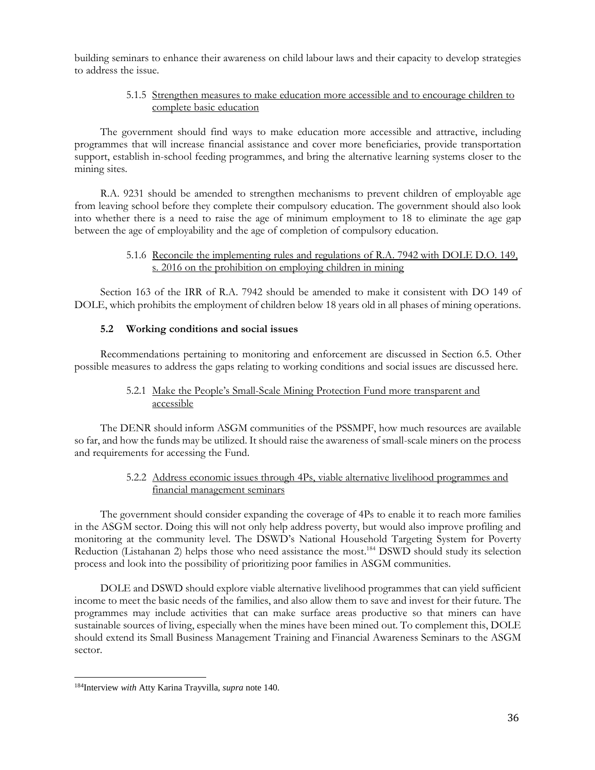building seminars to enhance their awareness on child labour laws and their capacity to develop strategies to address the issue.

#### 5.1.5 Strengthen measures to make education more accessible and to encourage children to complete basic education

The government should find ways to make education more accessible and attractive, including programmes that will increase financial assistance and cover more beneficiaries, provide transportation support, establish in-school feeding programmes, and bring the alternative learning systems closer to the mining sites.

R.A. 9231 should be amended to strengthen mechanisms to prevent children of employable age from leaving school before they complete their compulsory education. The government should also look into whether there is a need to raise the age of minimum employment to 18 to eliminate the age gap between the age of employability and the age of completion of compulsory education.

#### 5.1.6 Reconcile the implementing rules and regulations of R.A. 7942 with DOLE D.O. 149, s. 2016 on the prohibition on employing children in mining

Section 163 of the IRR of R.A. 7942 should be amended to make it consistent with DO 149 of DOLE, which prohibits the employment of children below 18 years old in all phases of mining operations.

### 5.2 Working conditions and social issues

Recommendations pertaining to monitoring and enforcement are discussed in Section 6.5. Other possible measures to address the gaps relating to working conditions and social issues are discussed here.

#### 5.2.1 Make the People's Small-Scale Mining Protection Fund more transparent and accessible

The DENR should inform ASGM communities of the PSSMPF, how much resources are available so far, and how the funds may be utilized. It should raise the awareness of small-scale miners on the process and requirements for accessing the Fund.

#### 5.2.2 Address economic issues through 4Ps, viable alternative livelihood programmes and financial management seminars

The government should consider expanding the coverage of 4Ps to enable it to reach more families in the ASGM sector. Doing this will not only help address poverty, but would also improve profiling and monitoring at the community level. The DSWD's National Household Targeting System for Poverty Reduction (Listahanan 2) helps those who need assistance the most.[184] DSWD should study its selection process and look into the possibility of prioritizing poor families in ASGM communities.

DOLE and DSWD should explore viable alternative livelihood programmes that can yield sufficient income to meet the basic needs of the families, and also allow them to save and invest for their future. The programmes may include activities that can make surface areas productive so that miners can have sustainable sources of living, especially when the mines have been mined out. To complement this, DOLE should extend its Small Business Management Training and Financial Awareness Seminars to the ASGM sector.

---

[184] Interview *with* Atty Karina Trayvilla, *supra* note 140.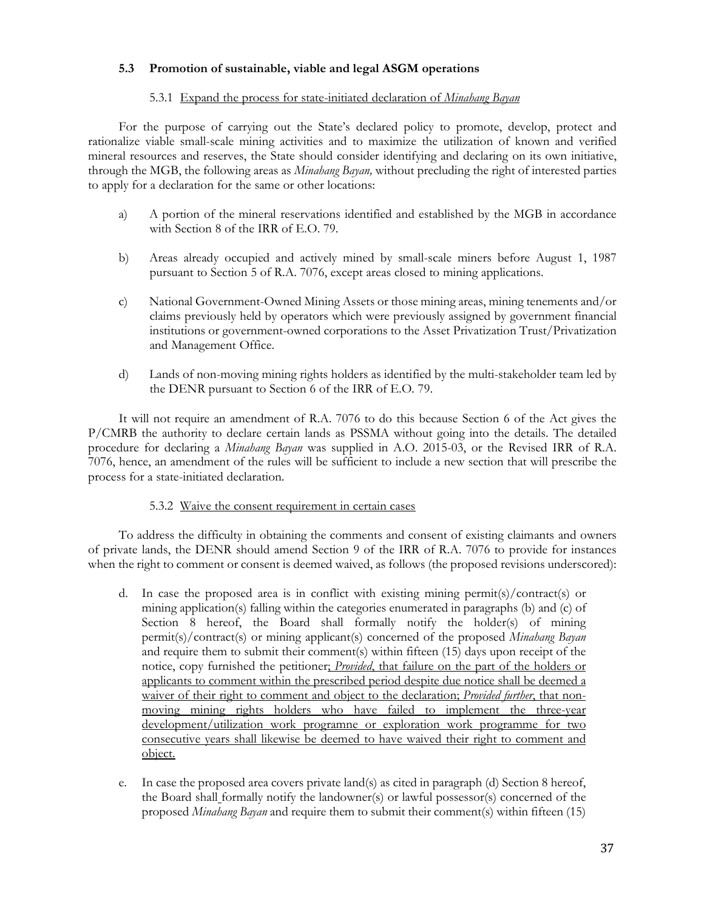### 5.3 Promotion of sustainable, viable and legal ASGM operations

#### 5.3.1 <u>Expand the process for state-initiated declaration of *Minahang Bayan*</u>

For the purpose of carrying out the State's declared policy to promote, develop, protect and rationalize viable small-scale mining activities and to maximize the utilization of known and verified mineral resources and reserves, the State should consider identifying and declaring on its own initiative, through the MGB, the following areas as *Minahang Bayan,* without precluding the right of interested parties to apply for a declaration for the same or other locations:

a) A portion of the mineral reservations identified and established by the MGB in accordance with Section 8 of the IRR of E.O. 79.

b) Areas already occupied and actively mined by small-scale miners before August 1, 1987 pursuant to Section 5 of R.A. 7076, except areas closed to mining applications.

c) National Government-Owned Mining Assets or those mining areas, mining tenements and/or claims previously held by operators which were previously assigned by government financial institutions or government-owned corporations to the Asset Privatization Trust/Privatization and Management Office.

d) Lands of non-moving mining rights holders as identified by the multi-stakeholder team led by the DENR pursuant to Section 6 of the IRR of E.O. 79.

It will not require an amendment of R.A. 7076 to do this because Section 6 of the Act gives the P/CMRB the authority to declare certain lands as PSSMA without going into the details. The detailed procedure for declaring a *Minahang Bayan* was supplied in A.O. 2015-03, or the Revised IRR of R.A. 7076, hence, an amendment of the rules will be sufficient to include a new section that will prescribe the process for a state-initiated declaration.

#### 5.3.2 <u>Waive the consent requirement in certain cases</u>

To address the difficulty in obtaining the comments and consent of existing claimants and owners of private lands, the DENR should amend Section 9 of the IRR of R.A. 7076 to provide for instances when the right to comment or consent is deemed waived, as follows (the proposed revisions underscored):

d. In case the proposed area is in conflict with existing mining permit(s)/contract(s) or mining application(s) falling within the categories enumerated in paragraphs (b) and (c) of Section 8 hereof, the Board shall formally notify the holder(s) of mining permit(s)/contract(s) or mining applicant(s) concerned of the proposed *Minahang Bayan* and require them to submit their comment(s) within fifteen (15) days upon receipt of the notice, copy furnished the petitioner<u>; *Provided*, that failure on the part of the holders or applicants to comment within the prescribed period despite due notice shall be deemed a waiver of their right to comment and object to the declaration; *Provided further*, that non-moving mining rights holders who have failed to implement the three-year development/utilization work programne or exploration work programme for two consecutive years shall likewise be deemed to have waived their right to comment and object.</u>

e. In case the proposed area covers private land(s) as cited in paragraph (d) Section 8 hereof, the Board shall formally notify the landowner(s) or lawful possessor(s) concerned of the proposed *Minahang Bayan* and require them to submit their comment(s) within fifteen (15)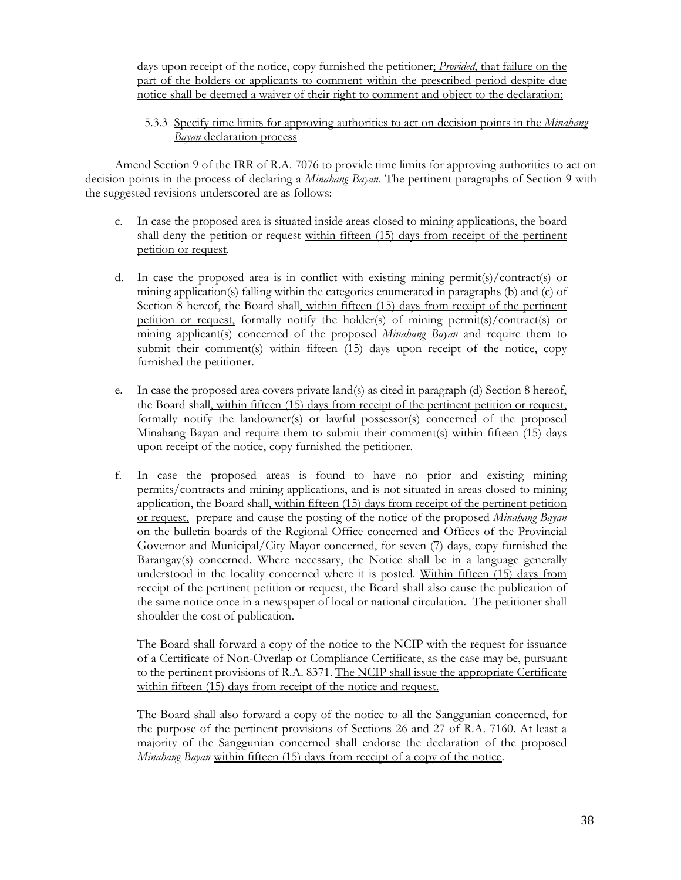days upon receipt of the notice, copy furnished the petitioner<u>; *Provided*, that failure on the part of the holders or applicants to comment within the prescribed period despite due notice shall be deemed a waiver of their right to comment and object to the declaration;</u>

5.3.3 <u>Specify time limits for approving authorities to act on decision points in the *Minahang Bayan* declaration process</u>

Amend Section 9 of the IRR of R.A. 7076 to provide time limits for approving authorities to act on decision points in the process of declaring a *Minahang Bayan*. The pertinent paragraphs of Section 9 with the suggested revisions underscored are as follows:

c. In case the proposed area is situated inside areas closed to mining applications, the board shall deny the petition or request <u>within fifteen (15) days from receipt of the pertinent petition or request</u>.

d. In case the proposed area is in conflict with existing mining permit(s)/contract(s) or mining application(s) falling within the categories enumerated in paragraphs (b) and (c) of Section 8 hereof, the Board shall<u>, within fifteen (15) days from receipt of the pertinent petition or request,</u> formally notify the holder(s) of mining permit(s)/contract(s) or mining applicant(s) concerned of the proposed *Minahang Bayan* and require them to submit their comment(s) within fifteen (15) days upon receipt of the notice, copy furnished the petitioner.

e. In case the proposed area covers private land(s) as cited in paragraph (d) Section 8 hereof, the Board shall<u>, within fifteen (15) days from receipt of the pertinent petition or request,</u> formally notify the landowner(s) or lawful possessor(s) concerned of the proposed Minahang Bayan and require them to submit their comment(s) within fifteen (15) days upon receipt of the notice, copy furnished the petitioner.

f. In case the proposed areas is found to have no prior and existing mining permits/contracts and mining applications, and is not situated in areas closed to mining application, the Board shall<u>, within fifteen (15) days from receipt of the pertinent petition or request,</u> prepare and cause the posting of the notice of the proposed *Minahang Bayan* on the bulletin boards of the Regional Office concerned and Offices of the Provincial Governor and Municipal/City Mayor concerned, for seven (7) days, copy furnished the Barangay(s) concerned. Where necessary, the Notice shall be in a language generally understood in the locality concerned where it is posted. <u>Within fifteen (15) days from receipt of the pertinent petition or request</u>, the Board shall also cause the publication of the same notice once in a newspaper of local or national circulation. The petitioner shall shoulder the cost of publication.

The Board shall forward a copy of the notice to the NCIP with the request for issuance of a Certificate of Non-Overlap or Compliance Certificate, as the case may be, pursuant to the pertinent provisions of R.A. 8371. <u>The NCIP shall issue the appropriate Certificate within fifteen (15) days from receipt of the notice and request.</u>

The Board shall also forward a copy of the notice to all the Sanggunian concerned, for the purpose of the pertinent provisions of Sections 26 and 27 of R.A. 7160. At least a majority of the Sanggunian concerned shall endorse the declaration of the proposed *Minahang Bayan* <u>within fifteen (15) days from receipt of a copy of the notice</u>.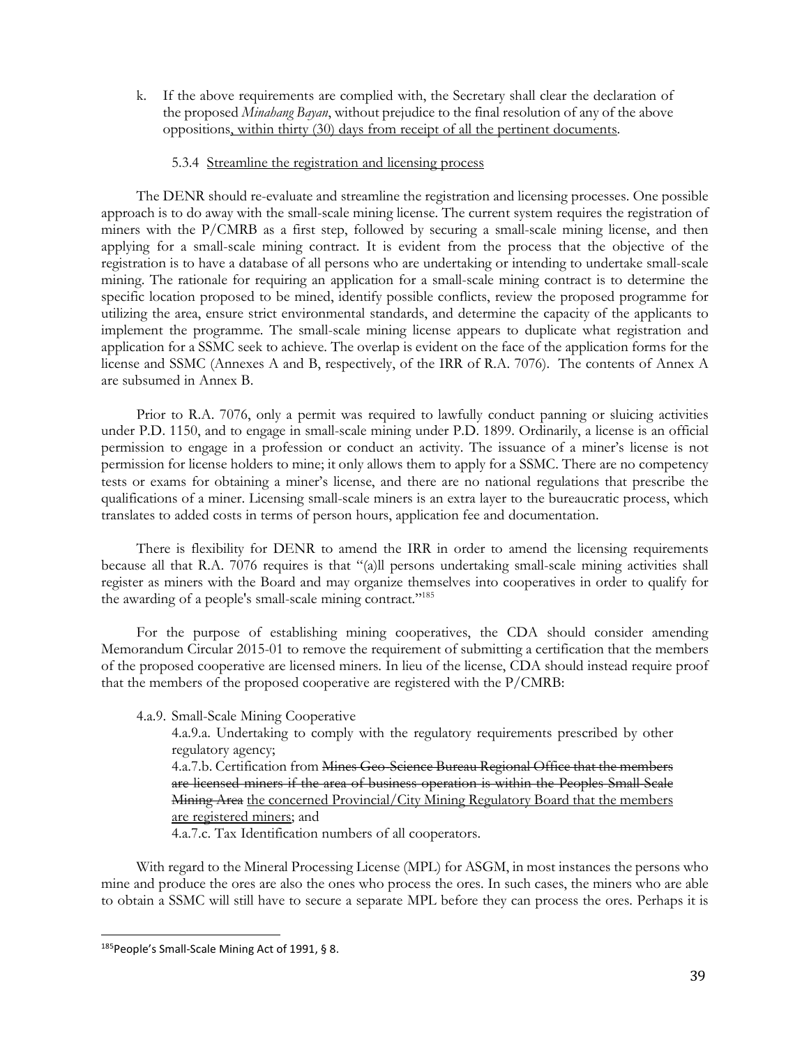k. If the above requirements are complied with, the Secretary shall clear the declaration of the proposed *Minahang Bayan*, without prejudice to the final resolution of any of the above oppositions<u>, within thirty (30) days from receipt of all the pertinent documents</u>.

5.3.4 <u>Streamline the registration and licensing process</u>

The DENR should re-evaluate and streamline the registration and licensing processes. One possible approach is to do away with the small-scale mining license. The current system requires the registration of miners with the P/CMRB as a first step, followed by securing a small-scale mining license, and then applying for a small-scale mining contract. It is evident from the process that the objective of the registration is to have a database of all persons who are undertaking or intending to undertake small-scale mining. The rationale for requiring an application for a small-scale mining contract is to determine the specific location proposed to be mined, identify possible conflicts, review the proposed programme for utilizing the area, ensure strict environmental standards, and determine the capacity of the applicants to implement the programme. The small-scale mining license appears to duplicate what registration and application for a SSMC seek to achieve. The overlap is evident on the face of the application forms for the license and SSMC (Annexes A and B, respectively, of the IRR of R.A. 7076). The contents of Annex A are subsumed in Annex B.

Prior to R.A. 7076, only a permit was required to lawfully conduct panning or sluicing activities under P.D. 1150, and to engage in small-scale mining under P.D. 1899. Ordinarily, a license is an official permission to engage in a profession or conduct an activity. The issuance of a miner's license is not permission for license holders to mine; it only allows them to apply for a SSMC. There are no competency tests or exams for obtaining a miner's license, and there are no national regulations that prescribe the qualifications of a miner. Licensing small-scale miners is an extra layer to the bureaucratic process, which translates to added costs in terms of person hours, application fee and documentation.

There is flexibility for DENR to amend the IRR in order to amend the licensing requirements because all that R.A. 7076 requires is that "(a)ll persons undertaking small-scale mining activities shall register as miners with the Board and may organize themselves into cooperatives in order to qualify for the awarding of a people's small-scale mining contract."[185]

For the purpose of establishing mining cooperatives, the CDA should consider amending Memorandum Circular 2015-01 to remove the requirement of submitting a certification that the members of the proposed cooperative are licensed miners. In lieu of the license, CDA should instead require proof that the members of the proposed cooperative are registered with the P/CMRB:

4.a.9. Small-Scale Mining Cooperative

4.a.9.a. Undertaking to comply with the regulatory requirements prescribed by other regulatory agency;

4.a.7.b. Certification from ~~Mines Geo-Science Bureau Regional Office that the members are licensed miners if the area of business operation is within the Peoples Small-Scale Mining Area~~ <u>the concerned Provincial/City Mining Regulatory Board that the members are registered miners</u>; and

4.a.7.c. Tax Identification numbers of all cooperators.

With regard to the Mineral Processing License (MPL) for ASGM, in most instances the persons who mine and produce the ores are also the ones who process the ores. In such cases, the miners who are able to obtain a SSMC will still have to secure a separate MPL before they can process the ores. Perhaps it is

[185] People's Small-Scale Mining Act of 1991, § 8.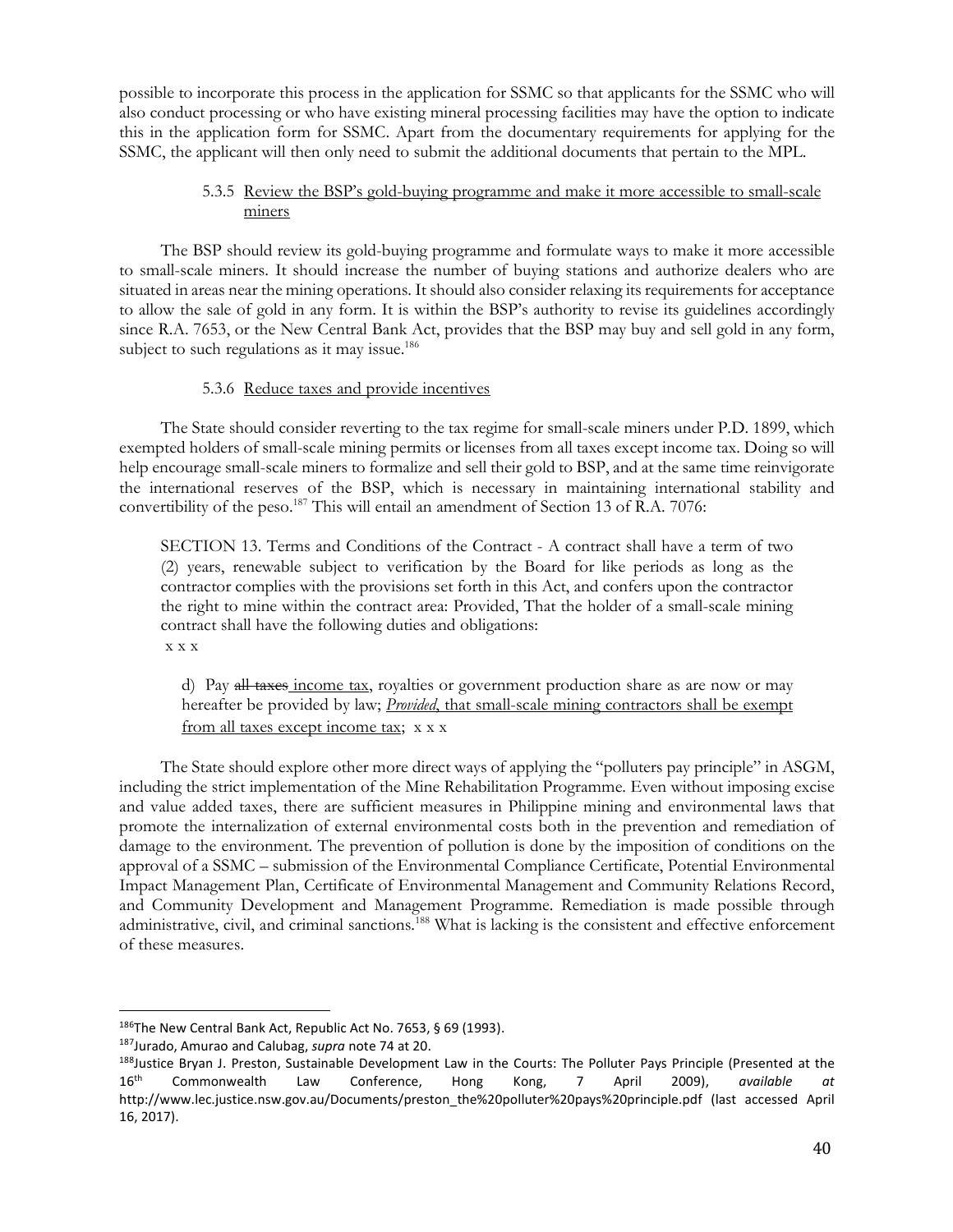possible to incorporate this process in the application for SSMC so that applicants for the SSMC who will also conduct processing or who have existing mineral processing facilities may have the option to indicate this in the application form for SSMC. Apart from the documentary requirements for applying for the SSMC, the applicant will then only need to submit the additional documents that pertain to the MPL.

#### 5.3.5 Review the BSP's gold-buying programme and make it more accessible to small-scale miners

The BSP should review its gold-buying programme and formulate ways to make it more accessible to small-scale miners. It should increase the number of buying stations and authorize dealers who are situated in areas near the mining operations. It should also consider relaxing its requirements for acceptance to allow the sale of gold in any form. It is within the BSP's authority to revise its guidelines accordingly since R.A. 7653, or the New Central Bank Act, provides that the BSP may buy and sell gold in any form, subject to such regulations as it may issue.[186]

#### 5.3.6 Reduce taxes and provide incentives

The State should consider reverting to the tax regime for small-scale miners under P.D. 1899, which exempted holders of small-scale mining permits or licenses from all taxes except income tax. Doing so will help encourage small-scale miners to formalize and sell their gold to BSP, and at the same time reinvigorate the international reserves of the BSP, which is necessary in maintaining international stability and convertibility of the peso.[187] This will entail an amendment of Section 13 of R.A. 7076:

> SECTION 13. Terms and Conditions of the Contract - A contract shall have a term of two (2) years, renewable subject to verification by the Board for like periods as long as the contractor complies with the provisions set forth in this Act, and confers upon the contractor the right to mine within the contract area: Provided, That the holder of a small-scale mining contract shall have the following duties and obligations:
>
> x x x
>
> d) Pay ~~all taxes~~ <u>income tax</u>, royalties or government production share as are now or may hereafter be provided by law; <u>*Provided*, that small-scale mining contractors shall be exempt from all taxes except income tax</u>; x x x

The State should explore other more direct ways of applying the "polluters pay principle" in ASGM, including the strict implementation of the Mine Rehabilitation Programme. Even without imposing excise and value added taxes, there are sufficient measures in Philippine mining and environmental laws that promote the internalization of external environmental costs both in the prevention and remediation of damage to the environment. The prevention of pollution is done by the imposition of conditions on the approval of a SSMC – submission of the Environmental Compliance Certificate, Potential Environmental Impact Management Plan, Certificate of Environmental Management and Community Relations Record, and Community Development and Management Programme. Remediation is made possible through administrative, civil, and criminal sanctions.[188] What is lacking is the consistent and effective enforcement of these measures.

---

[186] The New Central Bank Act, Republic Act No. 7653, § 69 (1993).

[187] Jurado, Amurao and Calubag, *supra* note 74 at 20.

[188] Justice Bryan J. Preston, Sustainable Development Law in the Courts: The Polluter Pays Principle (Presented at the 16th Commonwealth Law Conference, Hong Kong, 7 April 2009), *available at* http://www.lec.justice.nsw.gov.au/Documents/preston_the%20polluter%20pays%20principle.pdf (last accessed April 16, 2017).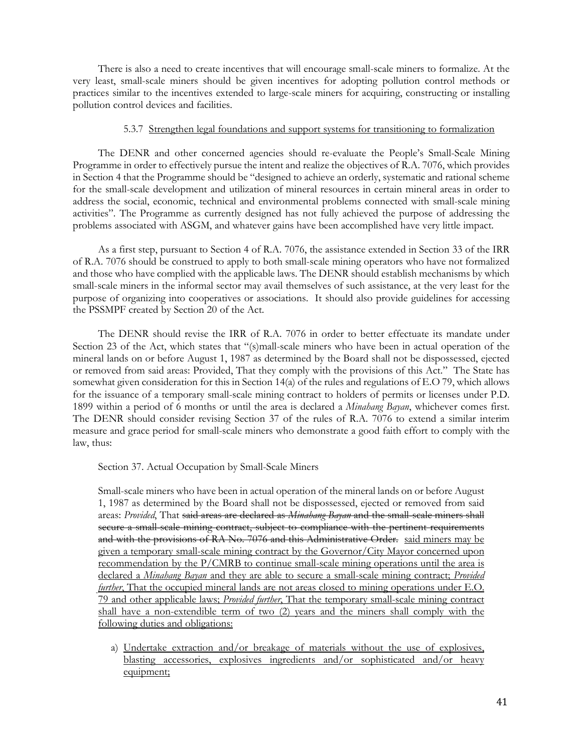There is also a need to create incentives that will encourage small-scale miners to formalize. At the very least, small-scale miners should be given incentives for adopting pollution control methods or practices similar to the incentives extended to large-scale miners for acquiring, constructing or installing pollution control devices and facilities.

#### 5.3.7 Strengthen legal foundations and support systems for transitioning to formalization

The DENR and other concerned agencies should re-evaluate the People's Small-Scale Mining Programme in order to effectively pursue the intent and realize the objectives of R.A. 7076, which provides in Section 4 that the Programme should be "designed to achieve an orderly, systematic and rational scheme for the small-scale development and utilization of mineral resources in certain mineral areas in order to address the social, economic, technical and environmental problems connected with small-scale mining activities". The Programme as currently designed has not fully achieved the purpose of addressing the problems associated with ASGM, and whatever gains have been accomplished have very little impact.

As a first step, pursuant to Section 4 of R.A. 7076, the assistance extended in Section 33 of the IRR of R.A. 7076 should be construed to apply to both small-scale mining operators who have not formalized and those who have complied with the applicable laws. The DENR should establish mechanisms by which small-scale miners in the informal sector may avail themselves of such assistance, at the very least for the purpose of organizing into cooperatives or associations. It should also provide guidelines for accessing the PSSMPF created by Section 20 of the Act.

The DENR should revise the IRR of R.A. 7076 in order to better effectuate its mandate under Section 23 of the Act, which states that "(s)mall-scale miners who have been in actual operation of the mineral lands on or before August 1, 1987 as determined by the Board shall not be dispossessed, ejected or removed from said areas: Provided, That they comply with the provisions of this Act." The State has somewhat given consideration for this in Section 14(a) of the rules and regulations of E.O 79, which allows for the issuance of a temporary small-scale mining contract to holders of permits or licenses under P.D. 1899 within a period of 6 months or until the area is declared a *Minahang Bayan*, whichever comes first. The DENR should consider revising Section 37 of the rules of R.A. 7076 to extend a similar interim measure and grace period for small-scale miners who demonstrate a good faith effort to comply with the law, thus:

> Section 37. Actual Occupation by Small-Scale Miners
>
> Small-scale miners who have been in actual operation of the mineral lands on or before August 1, 1987 as determined by the Board shall not be dispossessed, ejected or removed from said areas: *Provided*, That ~~said areas are declared as *Minahang Bayan* and the small-scale miners shall secure a small-scale mining contract, subject to compliance with the pertinent requirements and with the provisions of RA No. 7076 and this Administrative Order.~~ <u>said miners may be given a temporary small-scale mining contract by the Governor/City Mayor concerned upon recommendation by the P/CMRB to continue small-scale mining operations until the area is declared a *Minahang Bayan* and they are able to secure a small-scale mining contract; *Provided further*, That the occupied mineral lands are not areas closed to mining operations under E.O. 79 and other applicable laws; *Provided further*, That the temporary small-scale mining contract shall have a non-extendible term of two (2) years and the miners shall comply with the following duties and obligations:</u>
>
> a) <u>Undertake extraction and/or breakage of materials without the use of explosives, blasting accessories, explosives ingredients and/or sophisticated and/or heavy equipment;</u>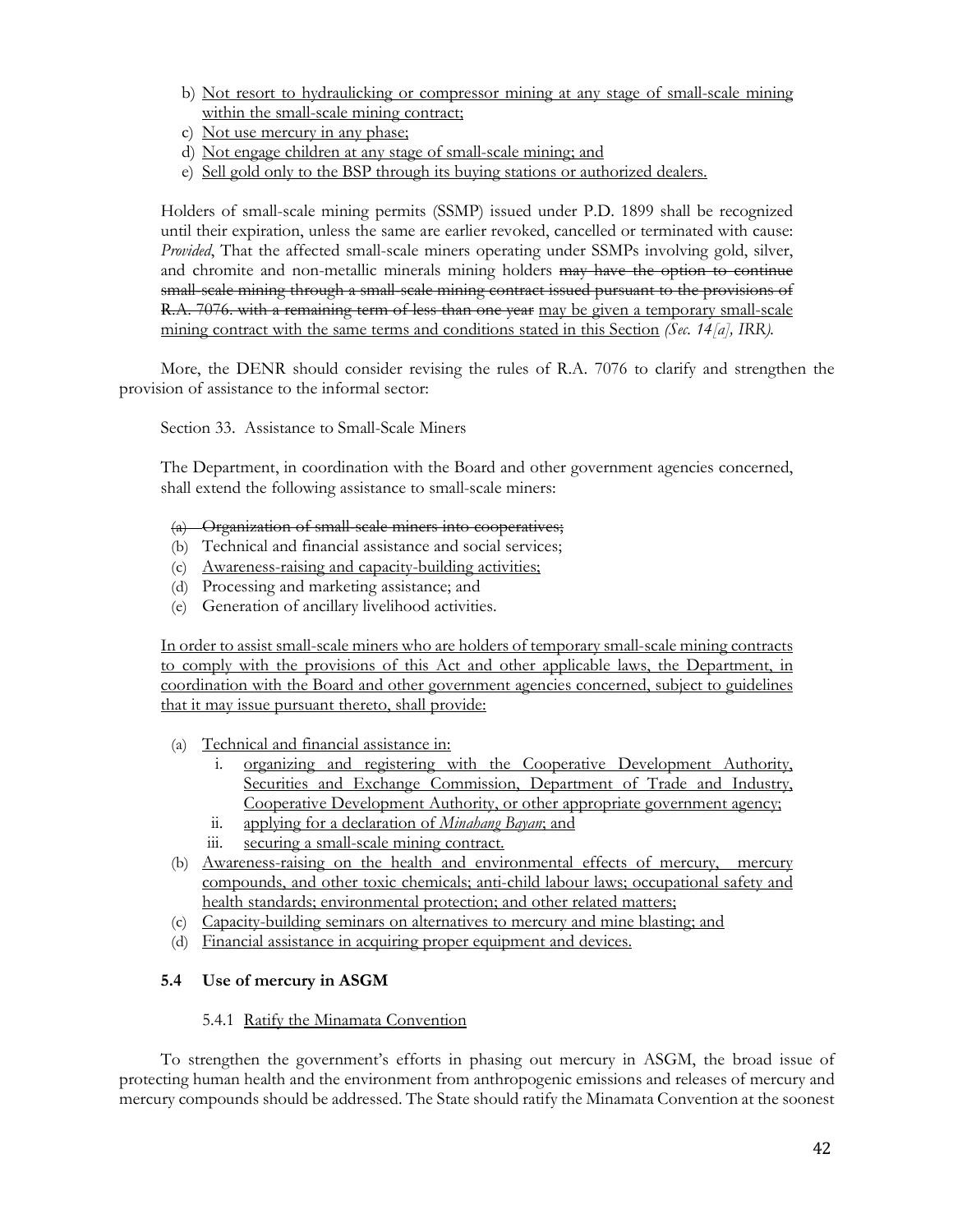b) <u>Not resort to hydraulicking or compressor mining at any stage of small-scale mining within the small-scale mining contract;</u>
c) <u>Not use mercury in any phase;</u>
d) <u>Not engage children at any stage of small-scale mining; and</u>
e) <u>Sell gold only to the BSP through its buying stations or authorized dealers.</u>

Holders of small-scale mining permits (SSMP) issued under P.D. 1899 shall be recognized until their expiration, unless the same are earlier revoked, cancelled or terminated with cause: *Provided*, That the affected small-scale miners operating under SSMPs involving gold, silver, and chromite and non-metallic minerals mining holders ~~may have the option to continue small-scale mining through a small-scale mining contract issued pursuant to the provisions of R.A. 7076. with a remaining term of less than one year~~ <u>may be given a temporary small-scale mining contract with the same terms and conditions stated in this Section</u> *(Sec. 14[a], IRR).*

More, the DENR should consider revising the rules of R.A. 7076 to clarify and strengthen the provision of assistance to the informal sector:

Section 33. Assistance to Small-Scale Miners

The Department, in coordination with the Board and other government agencies concerned, shall extend the following assistance to small-scale miners:

(a) ~~Organization of small-scale miners into cooperatives;~~
(b) Technical and financial assistance and social services;
(c) <u>Awareness-raising and capacity-building activities;</u>
(d) Processing and marketing assistance; and
(e) Generation of ancillary livelihood activities.

<u>In order to assist small-scale miners who are holders of temporary small-scale mining contracts to comply with the provisions of this Act and other applicable laws, the Department, in coordination with the Board and other government agencies concerned, subject to guidelines that it may issue pursuant thereto, shall provide:</u>

(a) <u>Technical and financial assistance in:</u>
    i. <u>organizing and registering with the Cooperative Development Authority, Securities and Exchange Commission, Department of Trade and Industry, Cooperative Development Authority, or other appropriate government agency;</u>
    ii. <u>applying for a declaration of *Minahang Bayan*; and</u>
    iii. <u>securing a small-scale mining contract.</u>
(b) <u>Awareness-raising on the health and environmental effects of mercury, mercury compounds, and other toxic chemicals; anti-child labour laws; occupational safety and health standards; environmental protection; and other related matters;</u>
(c) <u>Capacity-building seminars on alternatives to mercury and mine blasting; and</u>
(d) <u>Financial assistance in acquiring proper equipment and devices.</u>

### 5.4 Use of mercury in ASGM

#### 5.4.1 <u>Ratify the Minamata Convention</u>

To strengthen the government's efforts in phasing out mercury in ASGM, the broad issue of protecting human health and the environment from anthropogenic emissions and releases of mercury and mercury compounds should be addressed. The State should ratify the Minamata Convention at the soonest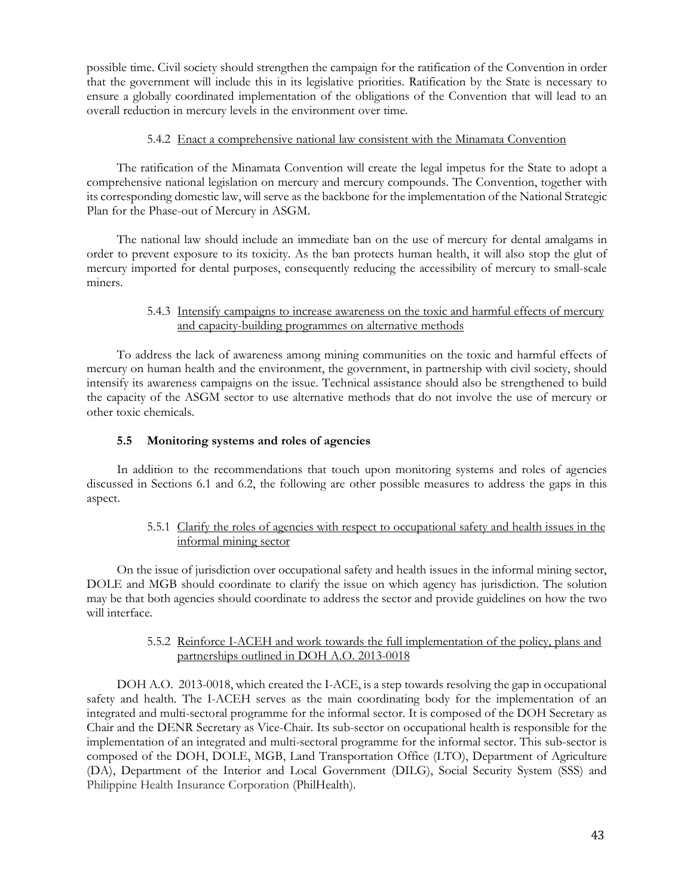possible time. Civil society should strengthen the campaign for the ratification of the Convention in order that the government will include this in its legislative priorities. Ratification by the State is necessary to ensure a globally coordinated implementation of the obligations of the Convention that will lead to an overall reduction in mercury levels in the environment over time.

#### 5.4.2 Enact a comprehensive national law consistent with the Minamata Convention

The ratification of the Minamata Convention will create the legal impetus for the State to adopt a comprehensive national legislation on mercury and mercury compounds. The Convention, together with its corresponding domestic law, will serve as the backbone for the implementation of the National Strategic Plan for the Phase-out of Mercury in ASGM.

The national law should include an immediate ban on the use of mercury for dental amalgams in order to prevent exposure to its toxicity. As the ban protects human health, it will also stop the glut of mercury imported for dental purposes, consequently reducing the accessibility of mercury to small-scale miners.

#### 5.4.3 Intensify campaigns to increase awareness on the toxic and harmful effects of mercury and capacity-building programmes on alternative methods

To address the lack of awareness among mining communities on the toxic and harmful effects of mercury on human health and the environment, the government, in partnership with civil society, should intensify its awareness campaigns on the issue. Technical assistance should also be strengthened to build the capacity of the ASGM sector to use alternative methods that do not involve the use of mercury or other toxic chemicals.

### 5.5 Monitoring systems and roles of agencies

In addition to the recommendations that touch upon monitoring systems and roles of agencies discussed in Sections 6.1 and 6.2, the following are other possible measures to address the gaps in this aspect.

#### 5.5.1 Clarify the roles of agencies with respect to occupational safety and health issues in the informal mining sector

On the issue of jurisdiction over occupational safety and health issues in the informal mining sector, DOLE and MGB should coordinate to clarify the issue on which agency has jurisdiction. The solution may be that both agencies should coordinate to address the sector and provide guidelines on how the two will interface.

#### 5.5.2 Reinforce I-ACEH and work towards the full implementation of the policy, plans and partnerships outlined in DOH A.O. 2013-0018

DOH A.O. 2013-0018, which created the I-ACE, is a step towards resolving the gap in occupational safety and health. The I-ACEH serves as the main coordinating body for the implementation of an integrated and multi-sectoral programme for the informal sector. It is composed of the DOH Secretary as Chair and the DENR Secretary as Vice-Chair. Its sub-sector on occupational health is responsible for the implementation of an integrated and multi-sectoral programme for the informal sector. This sub-sector is composed of the DOH, DOLE, MGB, Land Transportation Office (LTO), Department of Agriculture (DA), Department of the Interior and Local Government (DILG), Social Security System (SSS) and Philippine Health Insurance Corporation (PhilHealth).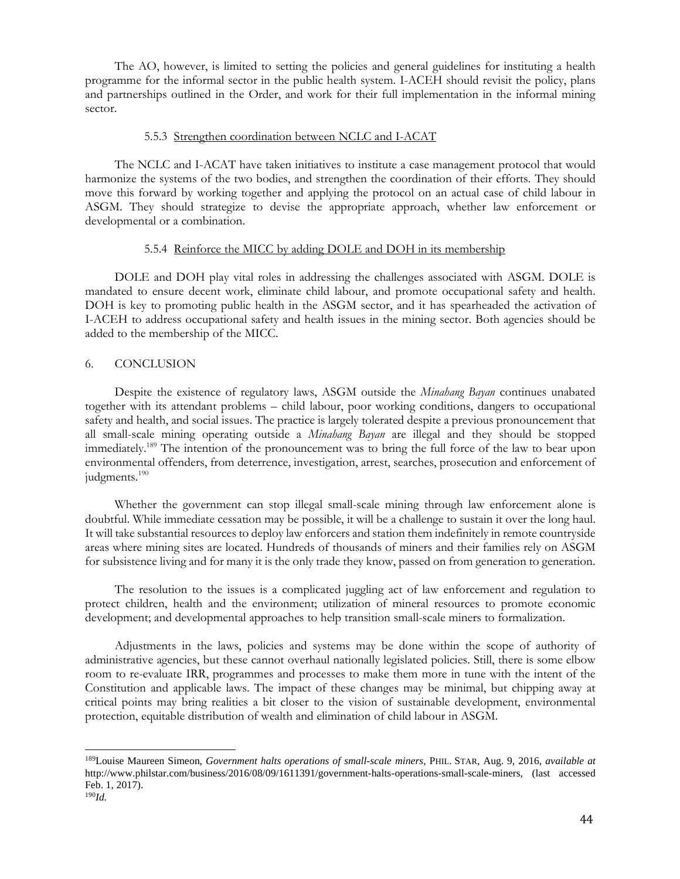The AO, however, is limited to setting the policies and general guidelines for instituting a health programme for the informal sector in the public health system. I-ACEH should revisit the policy, plans and partnerships outlined in the Order, and work for their full implementation in the informal mining sector.

#### 5.5.3 Strengthen coordination between NCLC and I-ACAT

The NCLC and I-ACAT have taken initiatives to institute a case management protocol that would harmonize the systems of the two bodies, and strengthen the coordination of their efforts. They should move this forward by working together and applying the protocol on an actual case of child labour in ASGM. They should strategize to devise the appropriate approach, whether law enforcement or developmental or a combination.

#### 5.5.4 Reinforce the MICC by adding DOLE and DOH in its membership

DOLE and DOH play vital roles in addressing the challenges associated with ASGM. DOLE is mandated to ensure decent work, eliminate child labour, and promote occupational safety and health. DOH is key to promoting public health in the ASGM sector, and it has spearheaded the activation of I-ACEH to address occupational safety and health issues in the mining sector. Both agencies should be added to the membership of the MICC.

## 6. CONCLUSION

Despite the existence of regulatory laws, ASGM outside the *Minahang Bayan* continues unabated together with its attendant problems – child labour, poor working conditions, dangers to occupational safety and health, and social issues. The practice is largely tolerated despite a previous pronouncement that all small-scale mining operating outside a *Minahang Bayan* are illegal and they should be stopped immediately.[189] The intention of the pronouncement was to bring the full force of the law to bear upon environmental offenders, from deterrence, investigation, arrest, searches, prosecution and enforcement of judgments.[190]

Whether the government can stop illegal small-scale mining through law enforcement alone is doubtful. While immediate cessation may be possible, it will be a challenge to sustain it over the long haul. It will take substantial resources to deploy law enforcers and station them indefinitely in remote countryside areas where mining sites are located. Hundreds of thousands of miners and their families rely on ASGM for subsistence living and for many it is the only trade they know, passed on from generation to generation.

The resolution to the issues is a complicated juggling act of law enforcement and regulation to protect children, health and the environment; utilization of mineral resources to promote economic development; and developmental approaches to help transition small-scale miners to formalization.

Adjustments in the laws, policies and systems may be done within the scope of authority of administrative agencies, but these cannot overhaul nationally legislated policies. Still, there is some elbow room to re-evaluate IRR, programmes and processes to make them more in tune with the intent of the Constitution and applicable laws. The impact of these changes may be minimal, but chipping away at critical points may bring realities a bit closer to the vision of sustainable development, environmental protection, equitable distribution of wealth and elimination of child labour in ASGM.

---

[189] Louise Maureen Simeon, *Government halts operations of small-scale miners*, PHIL. STAR, Aug. 9, 2016, *available at* http://www.philstar.com/business/2016/08/09/1611391/government-halts-operations-small-scale-miners, (last accessed Feb. 1, 2017).

[190] *Id.*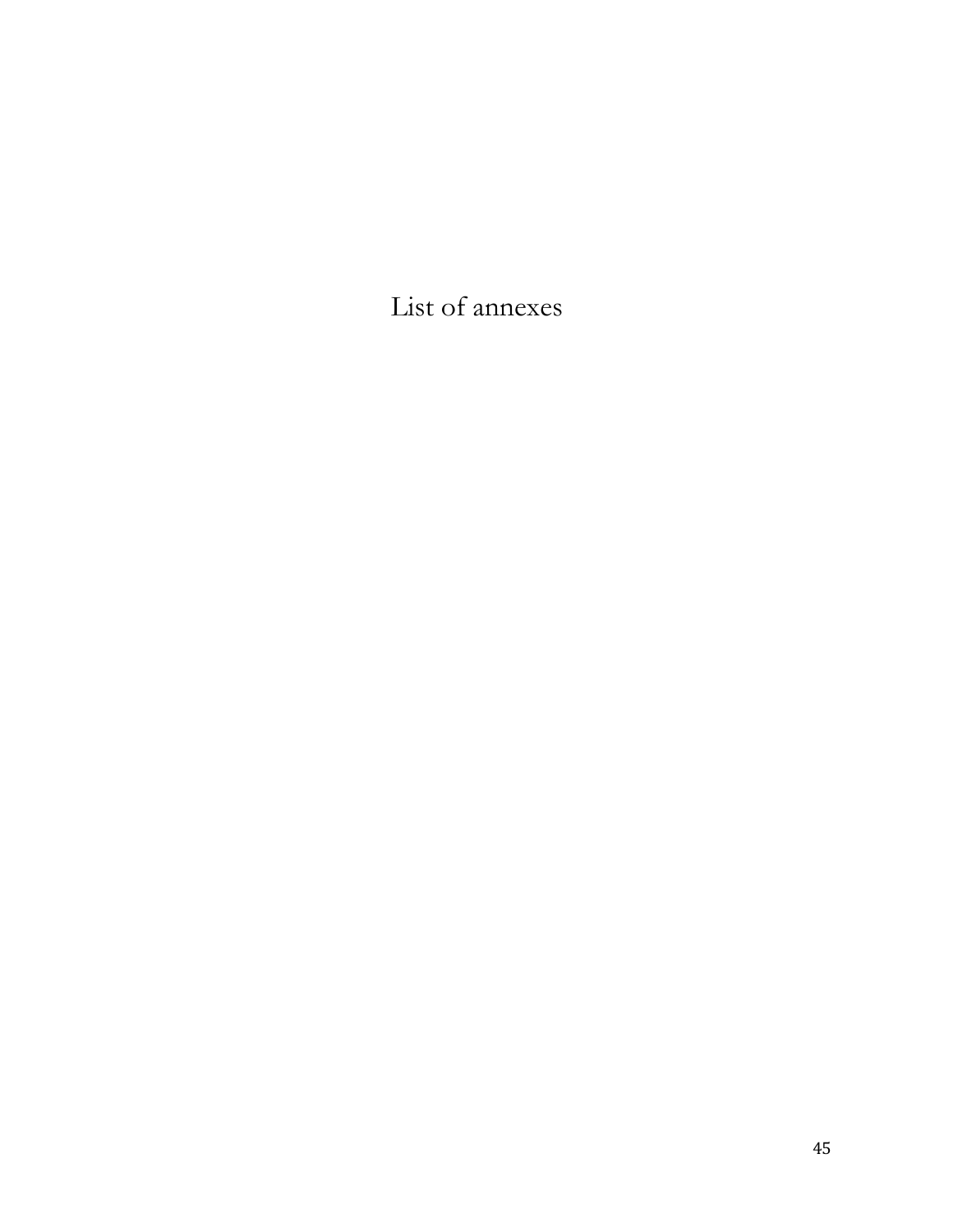# List of annexes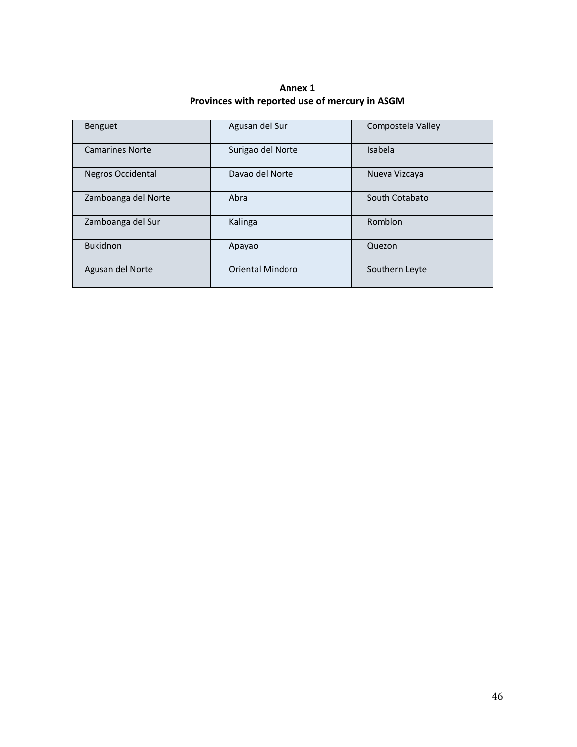**Annex 1**

**Provinces with reported use of mercury in ASGM**

| | | |
|---|---|---|
| Benguet | Agusan del Sur | Compostela Valley |
| Camarines Norte | Surigao del Norte | Isabela |
| Negros Occidental | Davao del Norte | Nueva Vizcaya |
| Zamboanga del Norte | Abra | South Cotabato |
| Zamboanga del Sur | Kalinga | Romblon |
| Bukidnon | Apayao | Quezon |
| Agusan del Norte | Oriental Mindoro | Southern Leyte |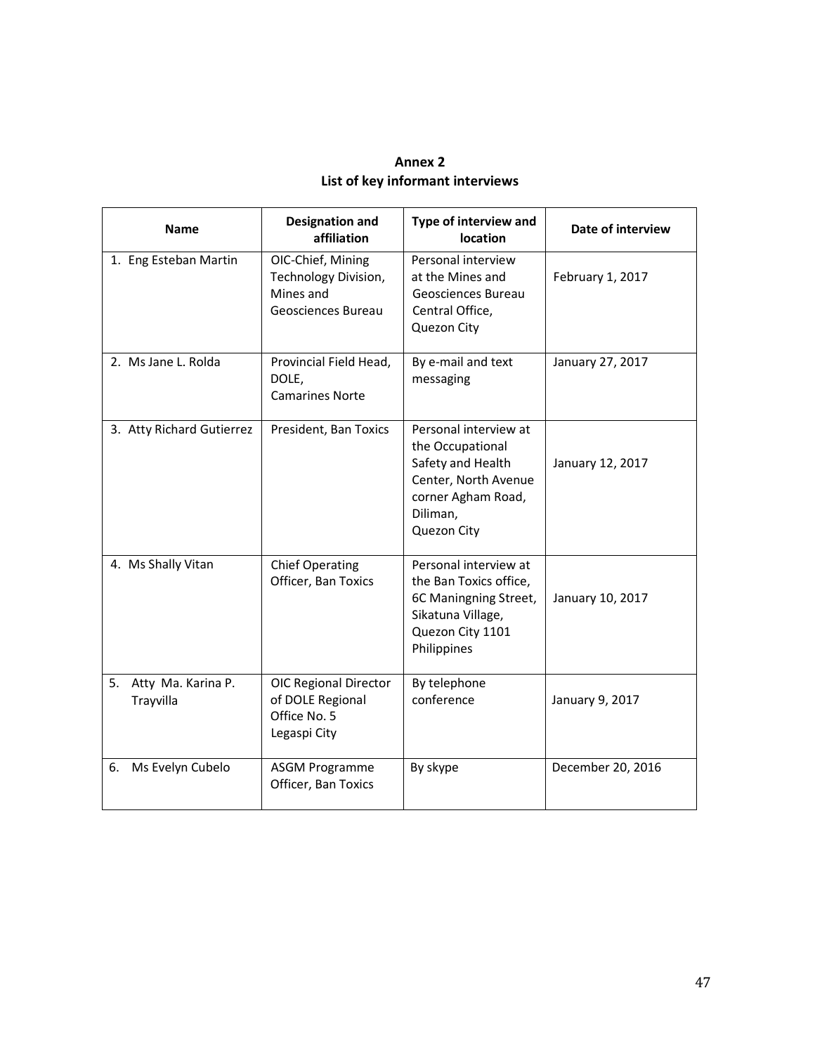# Annex 2
## List of key informant interviews

| Name | Designation and affiliation | Type of interview and location | Date of interview |
|---|---|---|---|
| 1. Eng Esteban Martin | OIC-Chief, Mining Technology Division, Mines and Geosciences Bureau | Personal interview at the Mines and Geosciences Bureau Central Office, Quezon City | February 1, 2017 |
| 2. Ms Jane L. Rolda | Provincial Field Head, DOLE, Camarines Norte | By e-mail and text messaging | January 27, 2017 |
| 3. Atty Richard Gutierrez | President, Ban Toxics | Personal interview at the Occupational Safety and Health Center, North Avenue corner Agham Road, Diliman, Quezon City | January 12, 2017 |
| 4. Ms Shally Vitan | Chief Operating Officer, Ban Toxics | Personal interview at the Ban Toxics office, 6C Maningning Street, Sikatuna Village, Quezon City 1101 Philippines | January 10, 2017 |
| 5. Atty Ma. Karina P. Trayvilla | OIC Regional Director of DOLE Regional Office No. 5 Legaspi City | By telephone conference | January 9, 2017 |
| 6. Ms Evelyn Cubelo | ASGM Programme Officer, Ban Toxics | By skype | December 20, 2016 |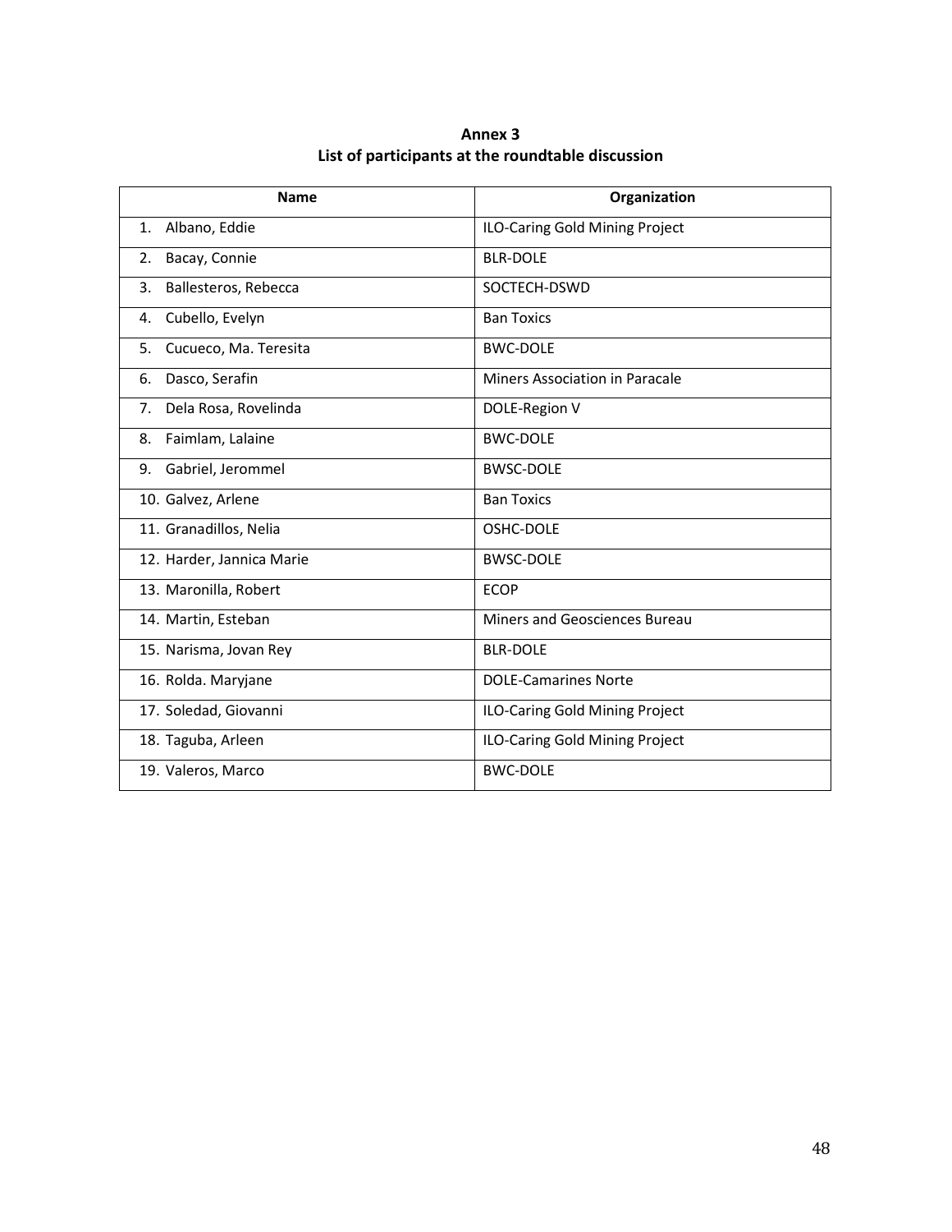**Annex 3**
**List of participants at the roundtable discussion**

| Name | Organization |
|---|---|
| 1. Albano, Eddie | ILO-Caring Gold Mining Project |
| 2. Bacay, Connie | BLR-DOLE |
| 3. Ballesteros, Rebecca | SOCTECH-DSWD |
| 4. Cubello, Evelyn | Ban Toxics |
| 5. Cucueco, Ma. Teresita | BWC-DOLE |
| 6. Dasco, Serafin | Miners Association in Paracale |
| 7. Dela Rosa, Rovelinda | DOLE-Region V |
| 8. Faimlam, Lalaine | BWC-DOLE |
| 9. Gabriel, Jerommel | BWSC-DOLE |
| 10. Galvez, Arlene | Ban Toxics |
| 11. Granadillos, Nelia | OSHC-DOLE |
| 12. Harder, Jannica Marie | BWSC-DOLE |
| 13. Maronilla, Robert | ECOP |
| 14. Martin, Esteban | Miners and Geosciences Bureau |
| 15. Narisma, Jovan Rey | BLR-DOLE |
| 16. Rolda. Maryjane | DOLE-Camarines Norte |
| 17. Soledad, Giovanni | ILO-Caring Gold Mining Project |
| 18. Taguba, Arleen | ILO-Caring Gold Mining Project |
| 19. Valeros, Marco | BWC-DOLE |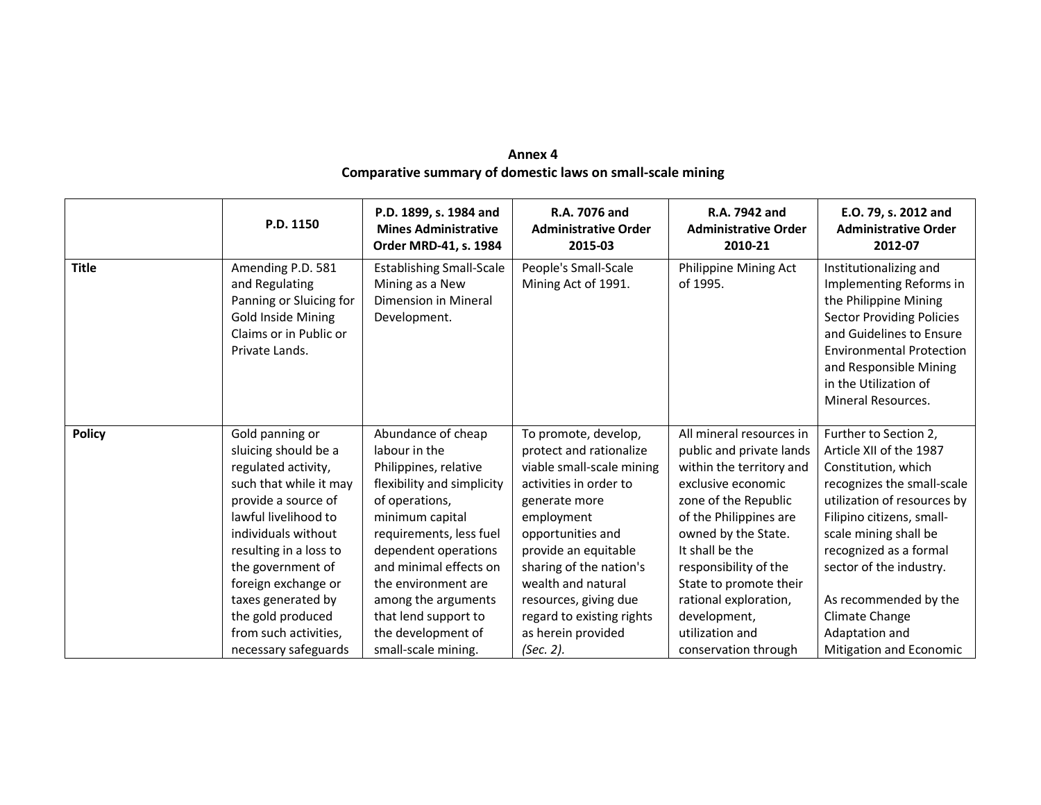**Annex 4**
**Comparative summary of domestic laws on small-scale mining**

| | P.D. 1150 | P.D. 1899, s. 1984 and Mines Administrative Order MRD-41, s. 1984 | R.A. 7076 and Administrative Order 2015-03 | R.A. 7942 and Administrative Order 2010-21 | E.O. 79, s. 2012 and Administrative Order 2012-07 |
|---|---|---|---|---|---|
| **Title** | Amending P.D. 581 and Regulating Panning or Sluicing for Gold Inside Mining Claims or in Public or Private Lands. | Establishing Small-Scale Mining as a New Dimension in Mineral Development. | People's Small-Scale Mining Act of 1991. | Philippine Mining Act of 1995. | Institutionalizing and Implementing Reforms in the Philippine Mining Sector Providing Policies and Guidelines to Ensure Environmental Protection and Responsible Mining in the Utilization of Mineral Resources. |
| **Policy** | Gold panning or sluicing should be a regulated activity, such that while it may provide a source of lawful livelihood to individuals without resulting in a loss to the government of foreign exchange or taxes generated by the gold produced from such activities, necessary safeguards | Abundance of cheap labour in the Philippines, relative flexibility and simplicity of operations, minimum capital requirements, less fuel dependent operations and minimal effects on the environment are among the arguments that lend support to the development of small-scale mining. | To promote, develop, protect and rationalize viable small-scale mining activities in order to generate more employment opportunities and provide an equitable sharing of the nation's wealth and natural resources, giving due regard to existing rights as herein provided *(Sec. 2).* | All mineral resources in public and private lands within the territory and exclusive economic zone of the Republic of the Philippines are owned by the State. It shall be the responsibility of the State to promote their rational exploration, development, utilization and conservation through | Further to Section 2, Article XII of the 1987 Constitution, which recognizes the small-scale utilization of resources by Filipino citizens, small-scale mining shall be recognized as a formal sector of the industry.<br><br>As recommended by the Climate Change Adaptation and Mitigation and Economic |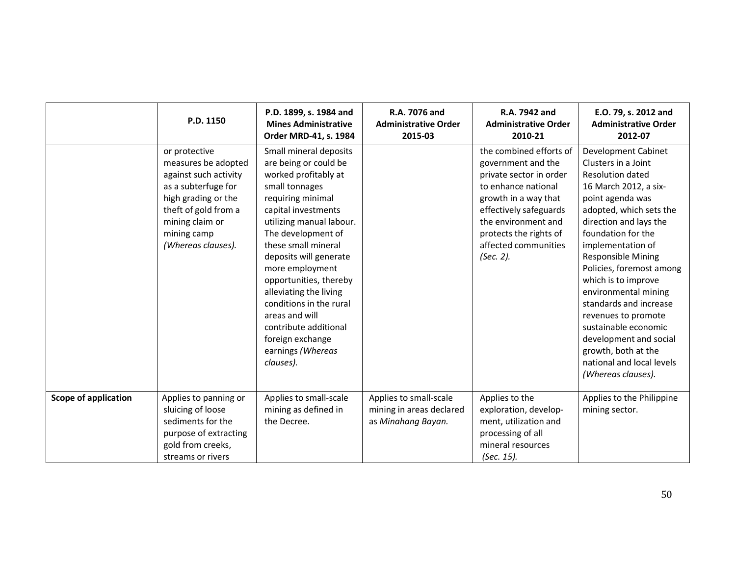| | P.D. 1150 | P.D. 1899, s. 1984 and Mines Administrative Order MRD-41, s. 1984 | R.A. 7076 and Administrative Order 2015-03 | R.A. 7942 and Administrative Order 2010-21 | E.O. 79, s. 2012 and Administrative Order 2012-07 |
|---|---|---|---|---|---|
| | or protective measures be adopted against such activity as a subterfuge for high grading or the theft of gold from a mining claim or mining camp *(Whereas clauses).* | Small mineral deposits are being or could be worked profitably at small tonnages requiring minimal capital investments utilizing manual labour. The development of these small mineral deposits will generate more employment opportunities, thereby alleviating the living conditions in the rural areas and will contribute additional foreign exchange earnings *(Whereas clauses).* | | the combined efforts of government and the private sector in order to enhance national growth in a way that effectively safeguards the environment and protects the rights of affected communities *(Sec. 2).* | Development Cabinet Clusters in a Joint Resolution dated 16 March 2012, a six-point agenda was adopted, which sets the direction and lays the foundation for the implementation of Responsible Mining Policies, foremost among which is to improve environmental mining standards and increase revenues to promote sustainable economic development and social growth, both at the national and local levels *(Whereas clauses).* |
| **Scope of application** | Applies to panning or sluicing of loose sediments for the purpose of extracting gold from creeks, streams or rivers | Applies to small-scale mining as defined in the Decree. | Applies to small-scale mining in areas declared as *Minahang Bayan.* | Applies to the exploration, development, utilization and processing of all mineral resources *(Sec. 15).* | Applies to the Philippine mining sector. |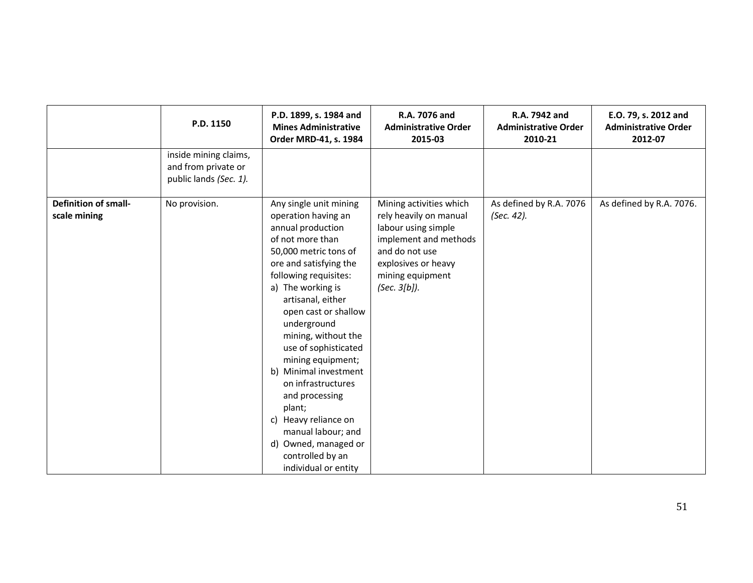| | P.D. 1150 | P.D. 1899, s. 1984 and Mines Administrative Order MRD-41, s. 1984 | R.A. 7076 and Administrative Order 2015-03 | R.A. 7942 and Administrative Order 2010-21 | E.O. 79, s. 2012 and Administrative Order 2012-07 |
|---|---|---|---|---|---|
| | inside mining claims, and from private or public lands *(Sec. 1).* | | | | |
| **Definition of small-scale mining** | No provision. | Any single unit mining operation having an annual production of not more than 50,000 metric tons of ore and satisfying the following requisites: a) The working is artisanal, either open cast or shallow underground mining, without the use of sophisticated mining equipment; b) Minimal investment on infrastructures and processing plant; c) Heavy reliance on manual labour; and d) Owned, managed or controlled by an individual or entity | Mining activities which rely heavily on manual labour using simple implement and methods and do not use explosives or heavy mining equipment *(Sec. 3[b]).* | As defined by R.A. 7076 *(Sec. 42).* | As defined by R.A. 7076. |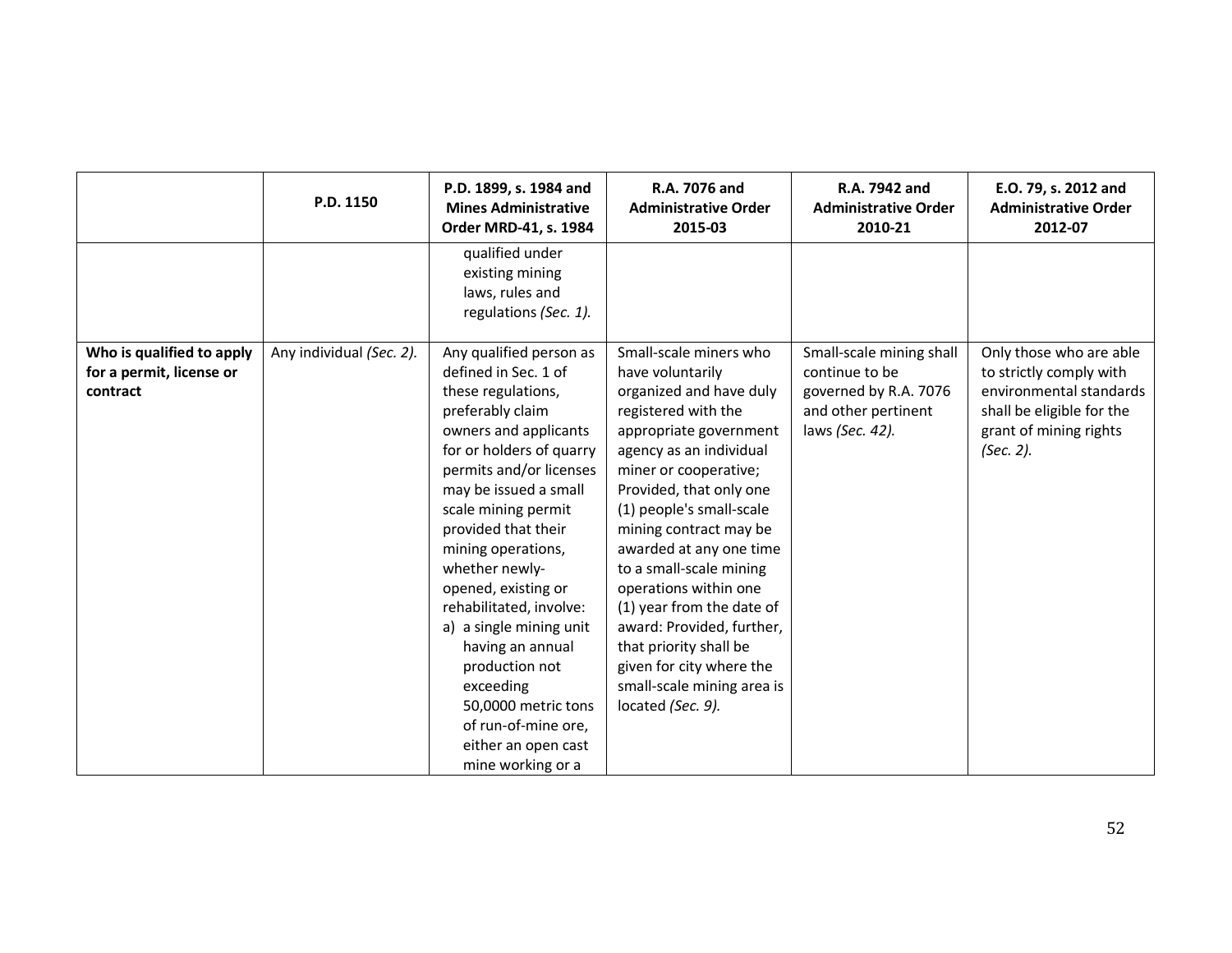| | P.D. 1150 | P.D. 1899, s. 1984 and Mines Administrative Order MRD-41, s. 1984 | R.A. 7076 and Administrative Order 2015-03 | R.A. 7942 and Administrative Order 2010-21 | E.O. 79, s. 2012 and Administrative Order 2012-07 |
|---|---|---|---|---|---|
| | | qualified under existing mining laws, rules and regulations *(Sec. 1).* | | | |
| **Who is qualified to apply for a permit, license or contract** | Any individual *(Sec. 2).* | Any qualified person as defined in Sec. 1 of these regulations, preferably claim owners and applicants for or holders of quarry permits and/or licenses may be issued a small scale mining permit provided that their mining operations, whether newly-opened, existing or rehabilitated, involve: a) a single mining unit having an annual production not exceeding 50,0000 metric tons of run-of-mine ore, either an open cast mine working or a | Small-scale miners who have voluntarily organized and have duly registered with the appropriate government agency as an individual miner or cooperative; Provided, that only one (1) people's small-scale mining contract may be awarded at any one time to a small-scale mining operations within one (1) year from the date of award: Provided, further, that priority shall be given for city where the small-scale mining area is located *(Sec. 9).* | Small-scale mining shall continue to be governed by R.A. 7076 and other pertinent laws *(Sec. 42).* | Only those who are able to strictly comply with environmental standards shall be eligible for the grant of mining rights *(Sec. 2).* |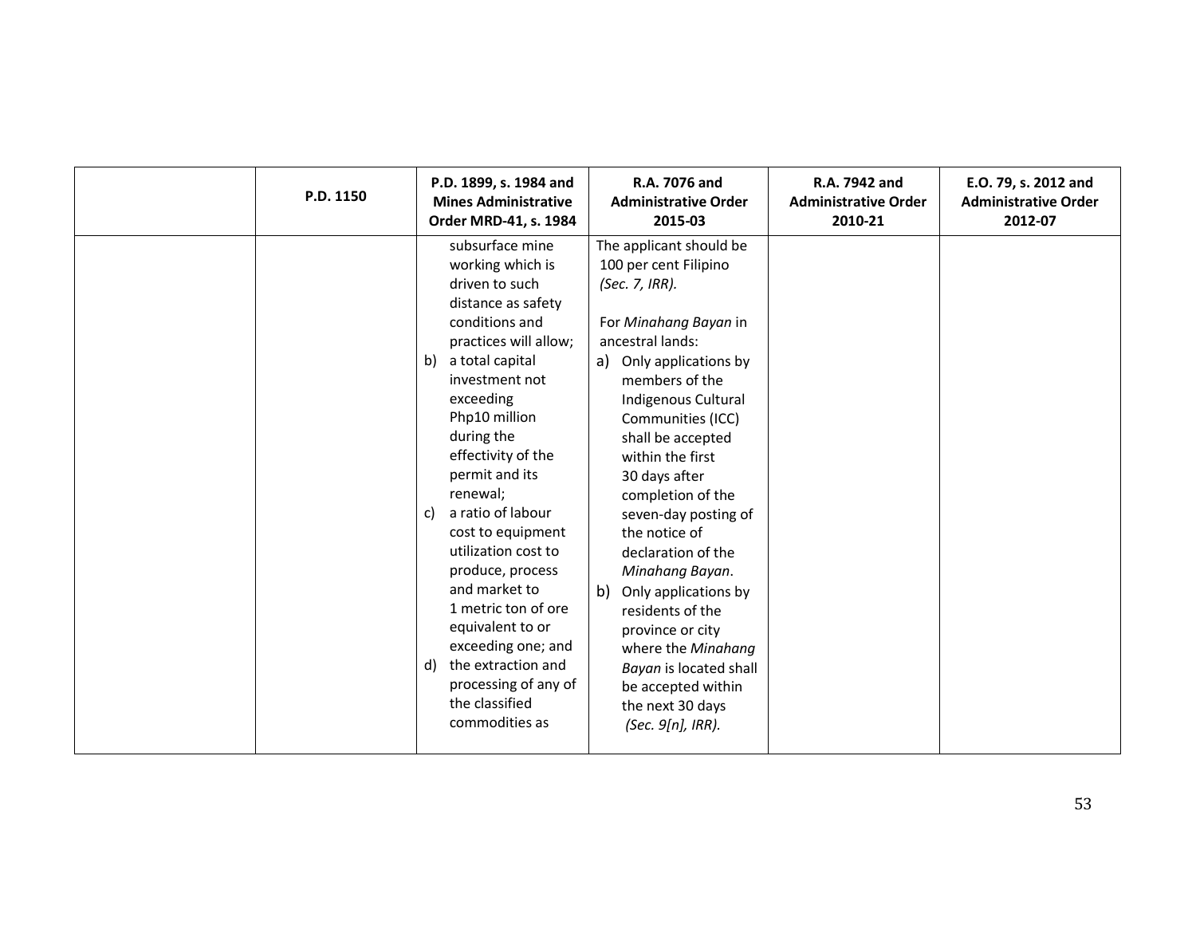| | P.D. 1150 | P.D. 1899, s. 1984 and Mines Administrative Order MRD-41, s. 1984 | R.A. 7076 and Administrative Order 2015-03 | R.A. 7942 and Administrative Order 2010-21 | E.O. 79, s. 2012 and Administrative Order 2012-07 |
|---|---|---|---|---|---|
| | | subsurface mine working which is driven to such distance as safety conditions and practices will allow;<br>b) a total capital investment not exceeding Php10 million during the effectivity of the permit and its renewal;<br>c) a ratio of labour cost to equipment utilization cost to produce, process and market to 1 metric ton of ore equivalent to or exceeding one; and<br>d) the extraction and processing of any of the classified commodities as | The applicant should be 100 per cent Filipino *(Sec. 7, IRR).*<br><br>For *Minahang Bayan* in ancestral lands:<br>a) Only applications by members of the Indigenous Cultural Communities (ICC) shall be accepted within the first 30 days after completion of the seven-day posting of the notice of declaration of the *Minahang Bayan*.<br>b) Only applications by residents of the province or city where the *Minahang Bayan* is located shall be accepted within the next 30 days *(Sec. 9[n], IRR).* | | |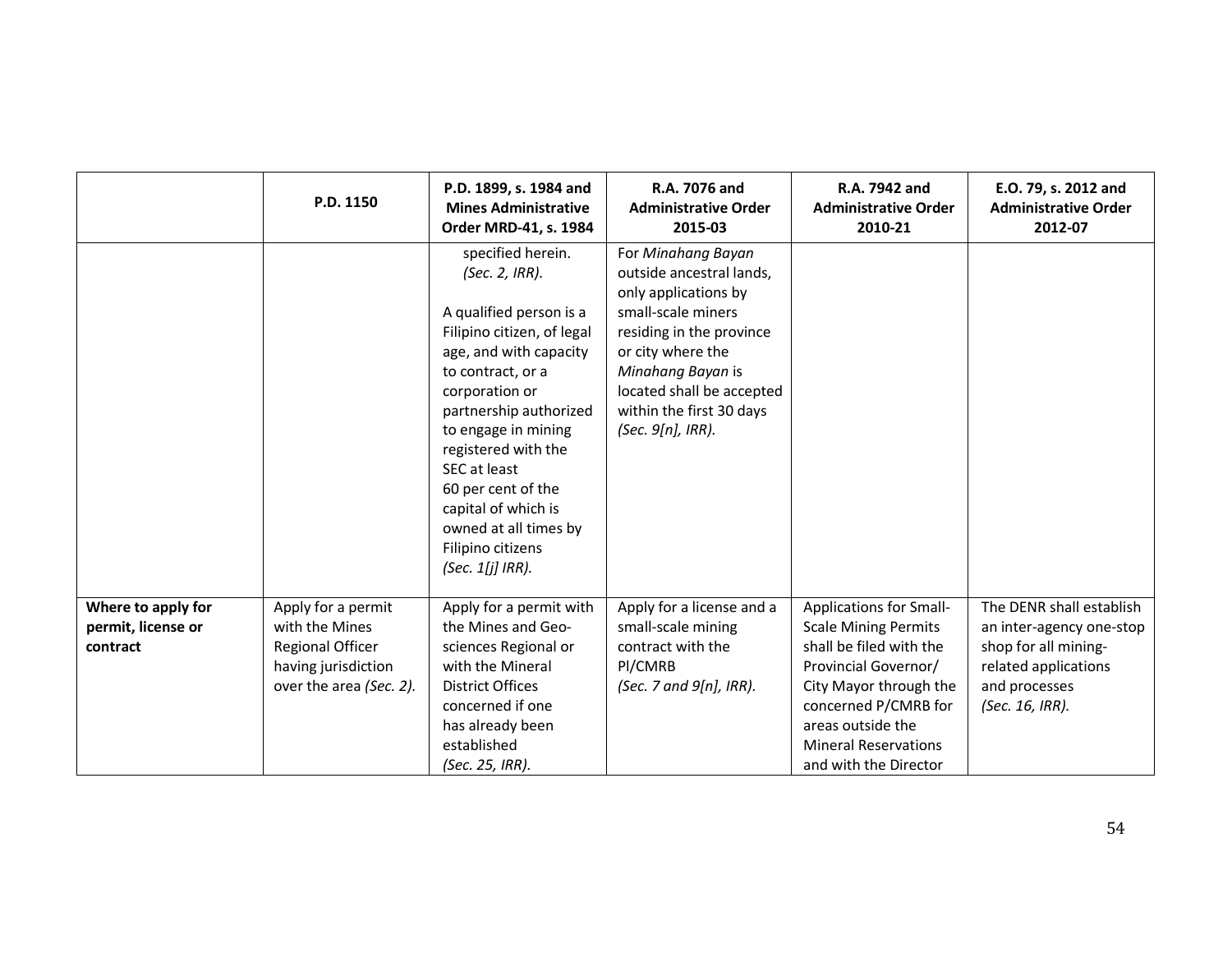| | P.D. 1150 | P.D. 1899, s. 1984 and Mines Administrative Order MRD-41, s. 1984 | R.A. 7076 and Administrative Order 2015-03 | R.A. 7942 and Administrative Order 2010-21 | E.O. 79, s. 2012 and Administrative Order 2012-07 |
|---|---|---|---|---|---|
| | | specified herein. *(Sec. 2, IRR).* A qualified person is a Filipino citizen, of legal age, and with capacity to contract, or a corporation or partnership authorized to engage in mining registered with the SEC at least 60 per cent of the capital of which is owned at all times by Filipino citizens *(Sec. 1[j] IRR).* | For *Minahang Bayan* outside ancestral lands, only applications by small-scale miners residing in the province or city where the *Minahang Bayan* is located shall be accepted within the first 30 days *(Sec. 9[n], IRR).* | | |
| **Where to apply for permit, license or contract** | Apply for a permit with the Mines Regional Officer having jurisdiction over the area *(Sec. 2).* | Apply for a permit with the Mines and Geo-sciences Regional or with the Mineral District Offices concerned if one has already been established *(Sec. 25, IRR).* | Apply for a license and a small-scale mining contract with the Pl/CMRB *(Sec. 7 and 9[n], IRR).* | Applications for Small-Scale Mining Permits shall be filed with the Provincial Governor/ City Mayor through the concerned P/CMRB for areas outside the Mineral Reservations and with the Director | The DENR shall establish an inter-agency one-stop shop for all mining-related applications and processes *(Sec. 16, IRR).* |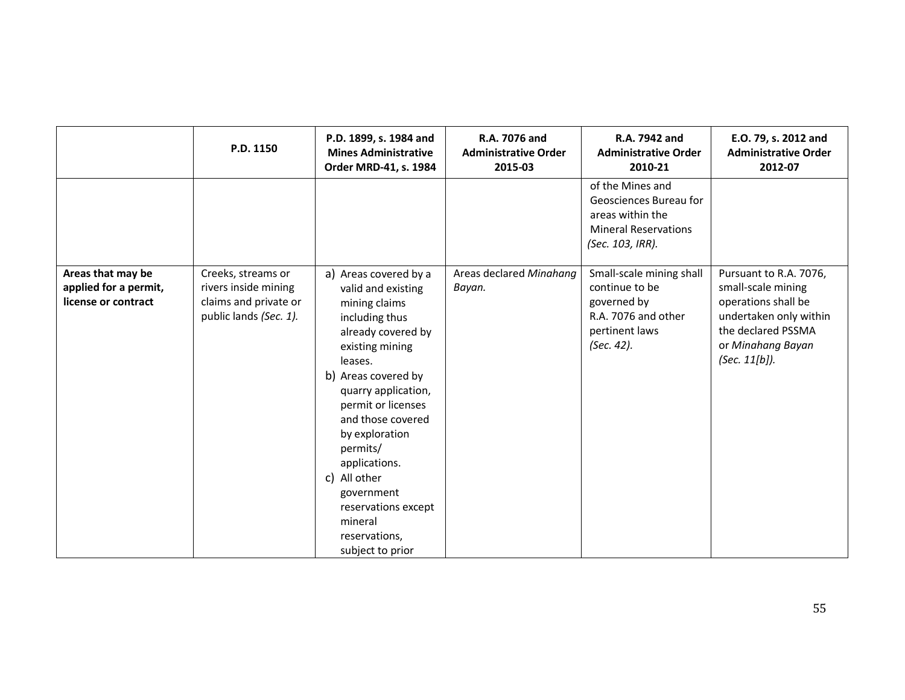| | P.D. 1150 | P.D. 1899, s. 1984 and Mines Administrative Order MRD-41, s. 1984 | R.A. 7076 and Administrative Order 2015-03 | R.A. 7942 and Administrative Order 2010-21 | E.O. 79, s. 2012 and Administrative Order 2012-07 |
|---|---|---|---|---|---|
| | | | | of the Mines and Geosciences Bureau for areas within the Mineral Reservations *(Sec. 103, IRR).* | |
| **Areas that may be applied for a permit, license or contract** | Creeks, streams or rivers inside mining claims and private or public lands *(Sec. 1).* | a) Areas covered by a valid and existing mining claims including thus already covered by existing mining leases.<br>b) Areas covered by quarry application, permit or licenses and those covered by exploration permits/ applications.<br>c) All other government reservations except mineral reservations, subject to prior | Areas declared *Minahang Bayan.* | Small-scale mining shall continue to be governed by R.A. 7076 and other pertinent laws *(Sec. 42).* | Pursuant to R.A. 7076, small-scale mining operations shall be undertaken only within the declared PSSMA or *Minahang Bayan* *(Sec. 11[b]).* |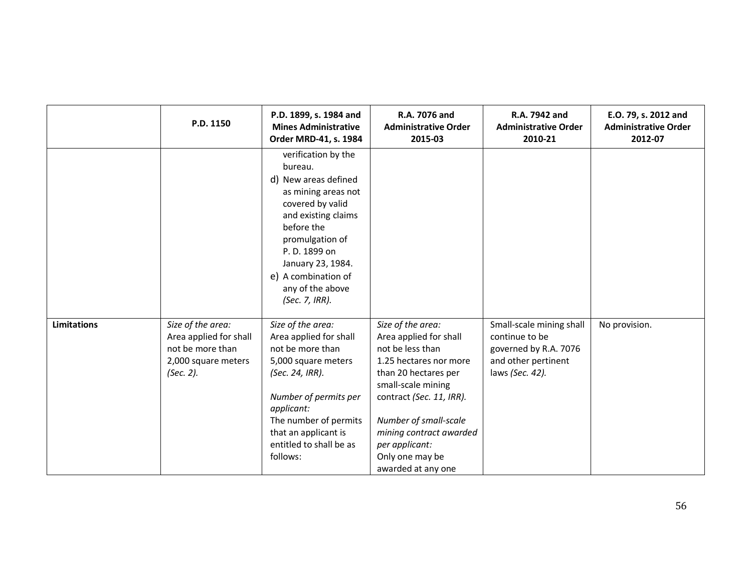|  | P.D. 1150 | P.D. 1899, s. 1984 and Mines Administrative Order MRD-41, s. 1984 | R.A. 7076 and Administrative Order 2015-03 | R.A. 7942 and Administrative Order 2010-21 | E.O. 79, s. 2012 and Administrative Order 2012-07 |
|---|---|---|---|---|---|
|  |  | verification by the bureau.<br>d) New areas defined as mining areas not covered by valid and existing claims before the promulgation of P. D. 1899 on January 23, 1984.<br>e) A combination of any of the above *(Sec. 7, IRR).* |  |  |  |
| **Limitations** | *Size of the area:*<br>Area applied for shall not be more than 2,000 square meters *(Sec. 2).* | *Size of the area:*<br>Area applied for shall not be more than 5,000 square meters *(Sec. 24, IRR).*<br><br>*Number of permits per applicant:*<br>The number of permits that an applicant is entitled to shall be as follows: | *Size of the area:*<br>Area applied for shall not be less than 1.25 hectares nor more than 20 hectares per small-scale mining contract *(Sec. 11, IRR).*<br><br>*Number of small-scale mining contract awarded per applicant:*<br>Only one may be awarded at any one | Small-scale mining shall continue to be governed by R.A. 7076 and other pertinent laws *(Sec. 42).* | No provision. |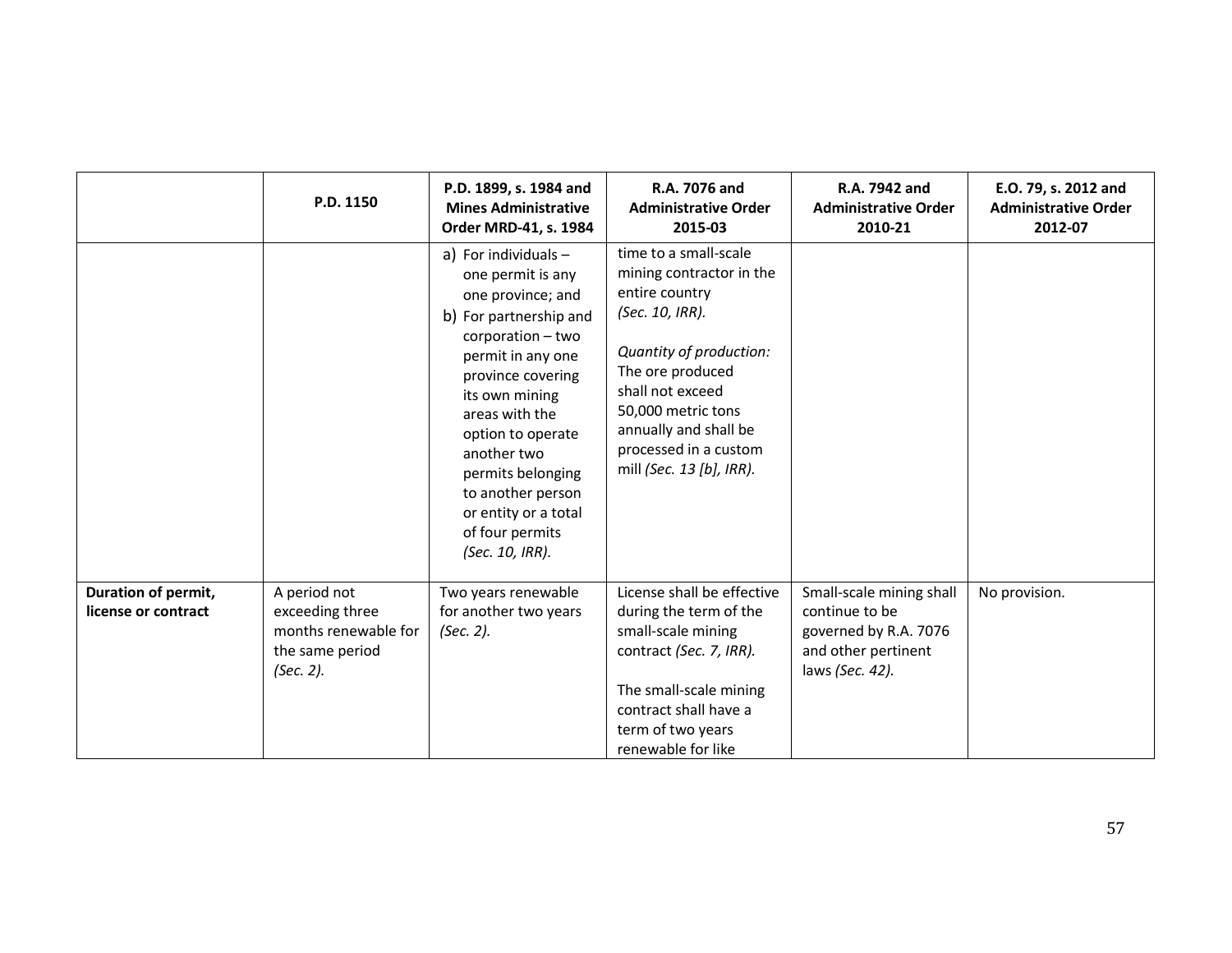| | P.D. 1150 | P.D. 1899, s. 1984 and Mines Administrative Order MRD-41, s. 1984 | R.A. 7076 and Administrative Order 2015-03 | R.A. 7942 and Administrative Order 2010-21 | E.O. 79, s. 2012 and Administrative Order 2012-07 |
|---|---|---|---|---|---|
| | | a) For individuals – one permit is any one province; and<br>b) For partnership and corporation – two permit in any one province covering its own mining areas with the option to operate another two permits belonging to another person or entity or a total of four permits *(Sec. 10, IRR).* | time to a small-scale mining contractor in the entire country *(Sec. 10, IRR).*<br><br>*Quantity of production:* The ore produced shall not exceed 50,000 metric tons annually and shall be processed in a custom mill *(Sec. 13 [b], IRR).* | | |
| **Duration of permit, license or contract** | A period not exceeding three months renewable for the same period *(Sec. 2).* | Two years renewable for another two years *(Sec. 2).* | License shall be effective during the term of the small-scale mining contract *(Sec. 7, IRR).*<br><br>The small-scale mining contract shall have a term of two years renewable for like | Small-scale mining shall continue to be governed by R.A. 7076 and other pertinent laws *(Sec. 42).* | No provision. |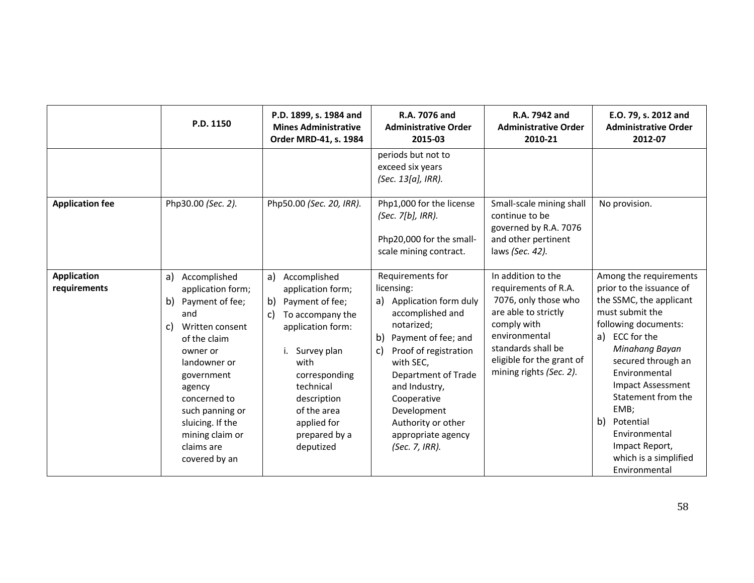| | P.D. 1150 | P.D. 1899, s. 1984 and Mines Administrative Order MRD-41, s. 1984 | R.A. 7076 and Administrative Order 2015-03 | R.A. 7942 and Administrative Order 2010-21 | E.O. 79, s. 2012 and Administrative Order 2012-07 |
|---|---|---|---|---|---|
| | | | periods but not to exceed six years *(Sec. 13[a], IRR).* | | |
| **Application fee** | Php30.00 *(Sec. 2).* | Php50.00 *(Sec. 20, IRR).* | Php1,000 for the license *(Sec. 7[b], IRR).*<br><br>Php20,000 for the small-scale mining contract. | Small-scale mining shall continue to be governed by R.A. 7076 and other pertinent laws *(Sec. 42).* | No provision. |
| **Application requirements** | a) Accomplished application form;<br>b) Payment of fee; and<br>c) Written consent of the claim owner or landowner or government agency concerned to such panning or sluicing. If the mining claim or claims are covered by an | a) Accomplished application form;<br>b) Payment of fee;<br>c) To accompany the application form:<br><br>i. Survey plan with corresponding technical description of the area applied for prepared by a deputized | Requirements for licensing:<br>a) Application form duly accomplished and notarized;<br>b) Payment of fee; and<br>c) Proof of registration with SEC, Department of Trade and Industry, Cooperative Development Authority or other appropriate agency *(Sec. 7, IRR).* | In addition to the requirements of R.A. 7076, only those who are able to strictly comply with environmental standards shall be eligible for the grant of mining rights *(Sec. 2).* | Among the requirements prior to the issuance of the SSMC, the applicant must submit the following documents:<br>a) ECC for the *Minahang Bayan* secured through an Environmental Impact Assessment Statement from the EMB;<br>b) Potential Environmental Impact Report, which is a simplified Environmental |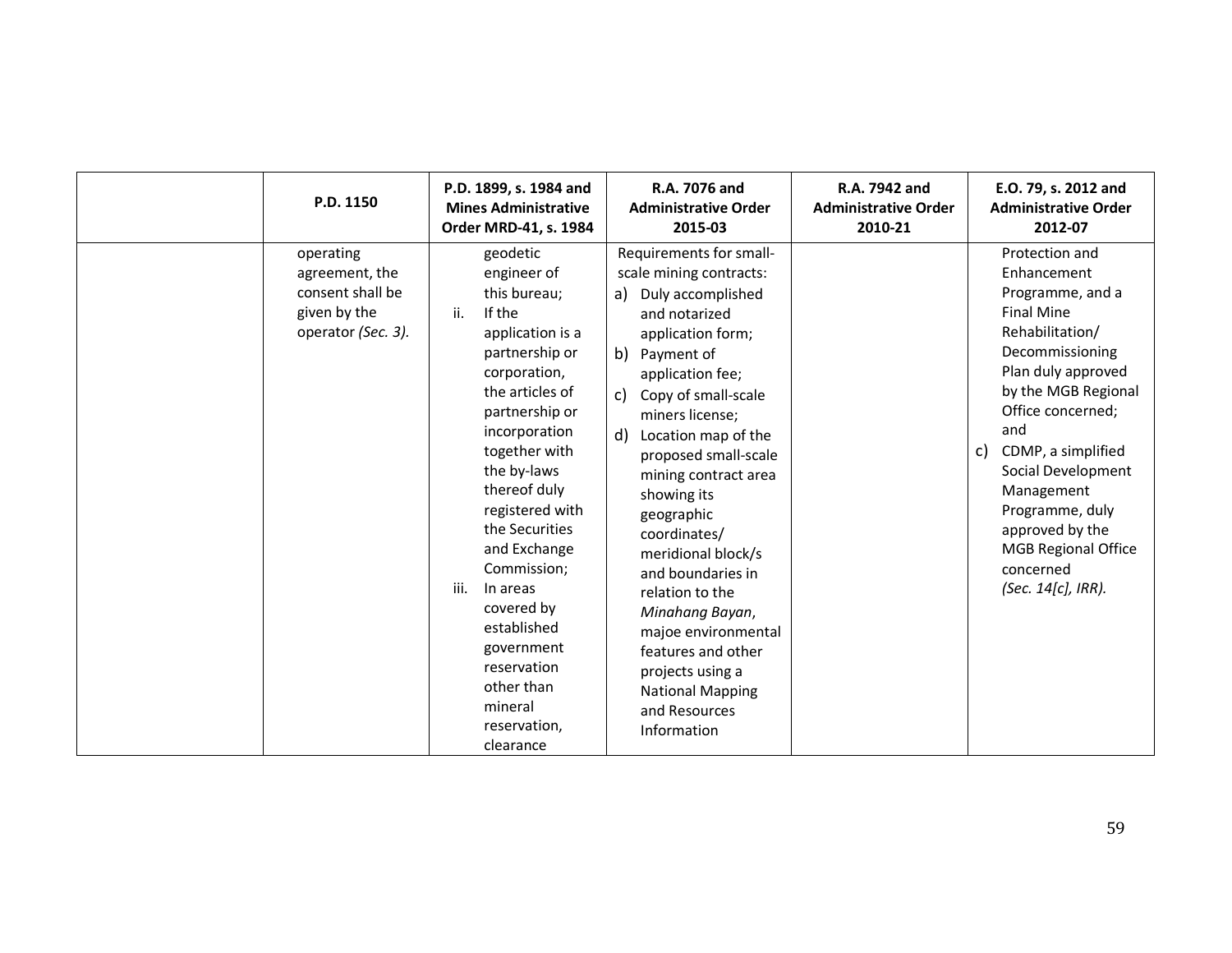| | P.D. 1150 | P.D. 1899, s. 1984 and Mines Administrative Order MRD-41, s. 1984 | R.A. 7076 and Administrative Order 2015-03 | R.A. 7942 and Administrative Order 2010-21 | E.O. 79, s. 2012 and Administrative Order 2012-07 |
|---|---|---|---|---|---|
| | operating agreement, the consent shall be given by the operator *(Sec. 3).* | geodetic engineer of this bureau;<br>ii. If the application is a partnership or corporation, the articles of partnership or incorporation together with the by-laws thereof duly registered with the Securities and Exchange Commission;<br>iii. In areas covered by established government reservation other than mineral reservation, clearance | Requirements for small-scale mining contracts:<br>a) Duly accomplished and notarized application form;<br>b) Payment of application fee;<br>c) Copy of small-scale miners license;<br>d) Location map of the proposed small-scale mining contract area showing its geographic coordinates/ meridional block/s and boundaries in relation to the *Minahang Bayan*, majoe environmental features and other projects using a National Mapping and Resources Information | | Protection and Enhancement Programme, and a Final Mine Rehabilitation/ Decommissioning Plan duly approved by the MGB Regional Office concerned; and<br>c) CDMP, a simplified Social Development Management Programme, duly approved by the MGB Regional Office concerned *(Sec. 14[c], IRR).* |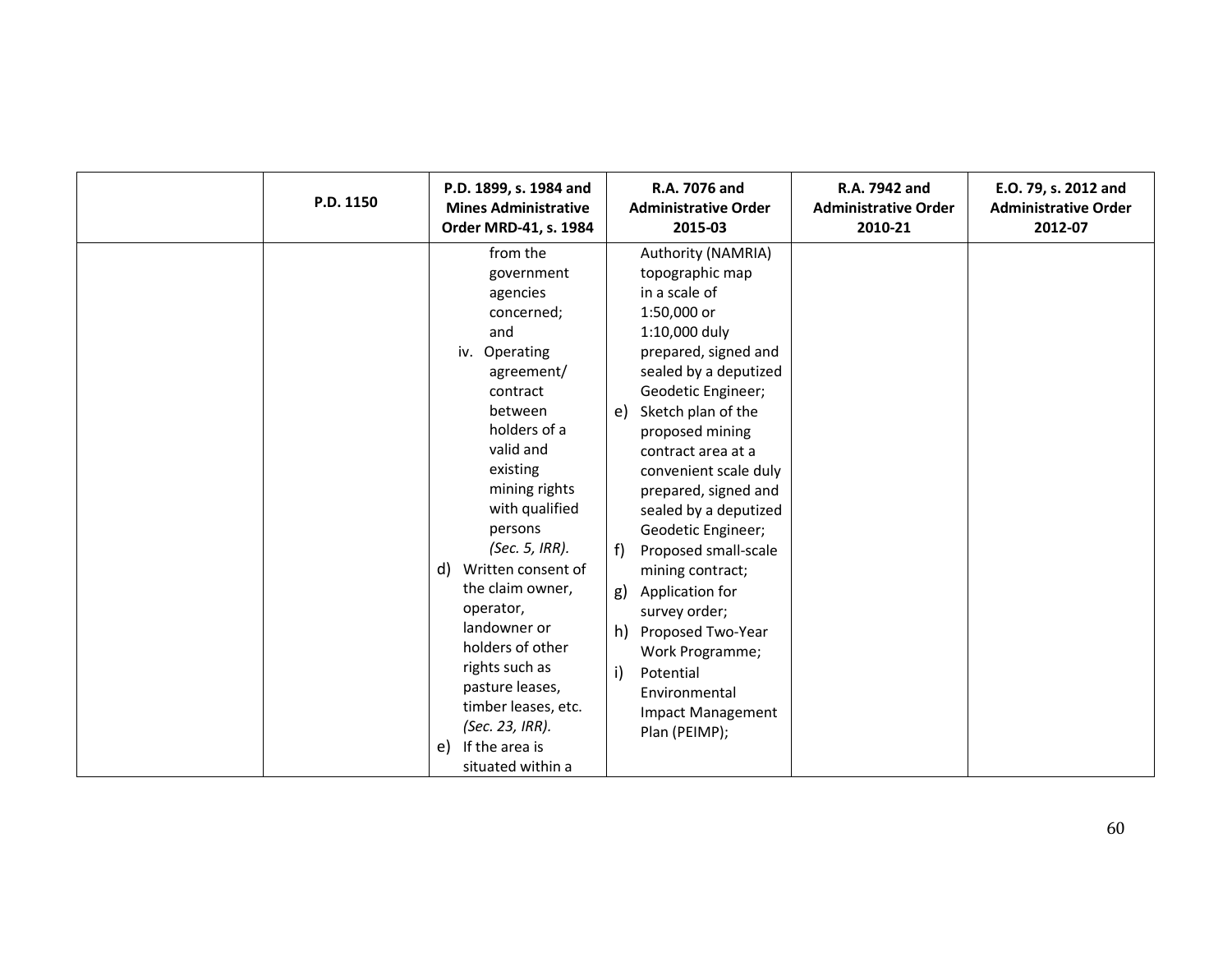| | P.D. 1150 | P.D. 1899, s. 1984 and Mines Administrative Order MRD-41, s. 1984 | R.A. 7076 and Administrative Order 2015-03 | R.A. 7942 and Administrative Order 2010-21 | E.O. 79, s. 2012 and Administrative Order 2012-07 |
|---|---|---|---|---|---|
| | | from the government agencies concerned; and<br>iv. Operating agreement/ contract between holders of a valid and existing mining rights with qualified persons *(Sec. 5, IRR).*<br>d) Written consent of the claim owner, operator, landowner or holders of other rights such as pasture leases, timber leases, etc. *(Sec. 23, IRR).*<br>e) If the area is situated within a | Authority (NAMRIA) topographic map in a scale of 1:50,000 or 1:10,000 duly prepared, signed and sealed by a deputized Geodetic Engineer;<br>e) Sketch plan of the proposed mining contract area at a convenient scale duly prepared, signed and sealed by a deputized Geodetic Engineer;<br>f) Proposed small-scale mining contract;<br>g) Application for survey order;<br>h) Proposed Two-Year Work Programme;<br>i) Potential Environmental Impact Management Plan (PEIMP); | | |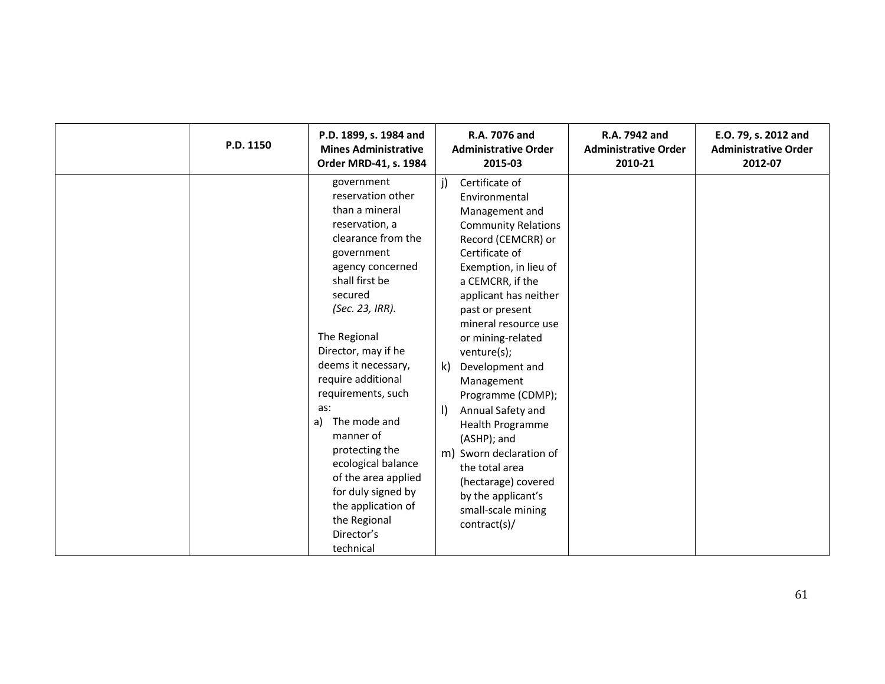| | P.D. 1150 | P.D. 1899, s. 1984 and Mines Administrative Order MRD-41, s. 1984 | R.A. 7076 and Administrative Order 2015-03 | R.A. 7942 and Administrative Order 2010-21 | E.O. 79, s. 2012 and Administrative Order 2012-07 |
|---|---|---|---|---|---|
| | | government reservation other than a mineral reservation, a clearance from the government agency concerned shall first be secured *(Sec. 23, IRR).*<br><br>The Regional Director, may if he deems it necessary, require additional requirements, such as:<br>a) The mode and manner of protecting the ecological balance of the area applied for duly signed by the application of the Regional Director's technical | j) Certificate of Environmental Management and Community Relations Record (CEMCRR) or Certificate of Exemption, in lieu of a CEMCRR, if the applicant has neither past or present mineral resource use or mining-related venture(s);<br>k) Development and Management Programme (CDMP);<br>l) Annual Safety and Health Programme (ASHP); and<br>m) Sworn declaration of the total area (hectarage) covered by the applicant's small-scale mining contract(s)/ | | |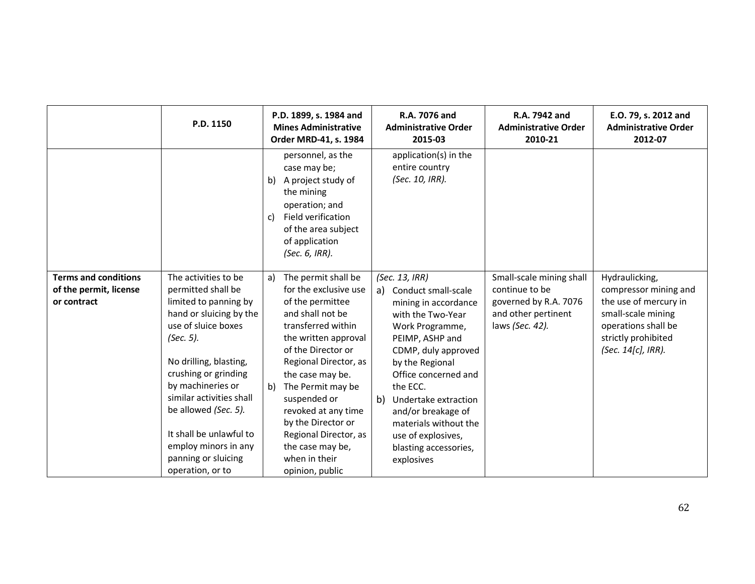| | P.D. 1150 | P.D. 1899, s. 1984 and Mines Administrative Order MRD-41, s. 1984 | R.A. 7076 and Administrative Order 2015-03 | R.A. 7942 and Administrative Order 2010-21 | E.O. 79, s. 2012 and Administrative Order 2012-07 |
|---|---|---|---|---|---|
| | | personnel, as the case may be;<br>b) A project study of the mining operation; and<br>c) Field verification of the area subject of application *(Sec. 6, IRR).* | application(s) in the entire country *(Sec. 10, IRR).* | | |
| **Terms and conditions of the permit, license or contract** | The activities to be permitted shall be limited to panning by hand or sluicing by the use of sluice boxes *(Sec. 5).*<br><br>No drilling, blasting, crushing or grinding by machineries or similar activities shall be allowed *(Sec. 5).*<br><br>It shall be unlawful to employ minors in any panning or sluicing operation, or to | a) The permit shall be for the exclusive use of the permittee and shall not be transferred within the written approval of the Director or Regional Director, as the case may be.<br>b) The Permit may be suspended or revoked at any time by the Director or Regional Director, as the case may be, when in their opinion, public | *(Sec. 13, IRR)*<br>a) Conduct small-scale mining in accordance with the Two-Year Work Programme, PEIMP, ASHP and CDMP, duly approved by the Regional Office concerned and the ECC.<br>b) Undertake extraction and/or breakage of materials without the use of explosives, blasting accessories, explosives | Small-scale mining shall continue to be governed by R.A. 7076 and other pertinent laws *(Sec. 42).* | Hydraulicking, compressor mining and the use of mercury in small-scale mining operations shall be strictly prohibited *(Sec. 14[c], IRR).* |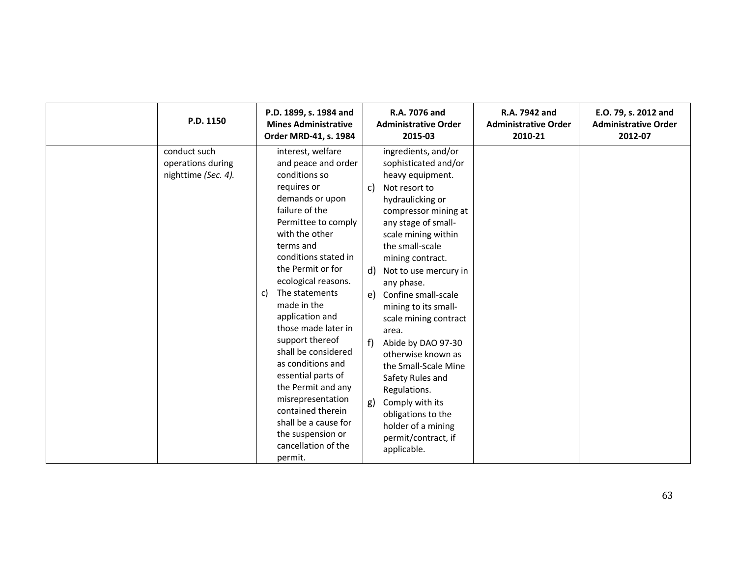| | P.D. 1150 | P.D. 1899, s. 1984 and Mines Administrative Order MRD-41, s. 1984 | R.A. 7076 and Administrative Order 2015-03 | R.A. 7942 and Administrative Order 2010-21 | E.O. 79, s. 2012 and Administrative Order 2012-07 |
|---|---|---|---|---|---|
| | conduct such operations during nighttime *(Sec. 4).* | interest, welfare and peace and order conditions so requires or demands or upon failure of the Permittee to comply with the other terms and conditions stated in the Permit or for ecological reasons.<br>c) The statements made in the application and those made later in support thereof shall be considered as conditions and essential parts of the Permit and any misrepresentation contained therein shall be a cause for the suspension or cancellation of the permit. | ingredients, and/or sophisticated and/or heavy equipment.<br>c) Not resort to hydraulicking or compressor mining at any stage of small-scale mining within the small-scale mining contract.<br>d) Not to use mercury in any phase.<br>e) Confine small-scale mining to its small-scale mining contract area.<br>f) Abide by DAO 97-30 otherwise known as the Small-Scale Mine Safety Rules and Regulations.<br>g) Comply with its obligations to the holder of a mining permit/contract, if applicable. | | |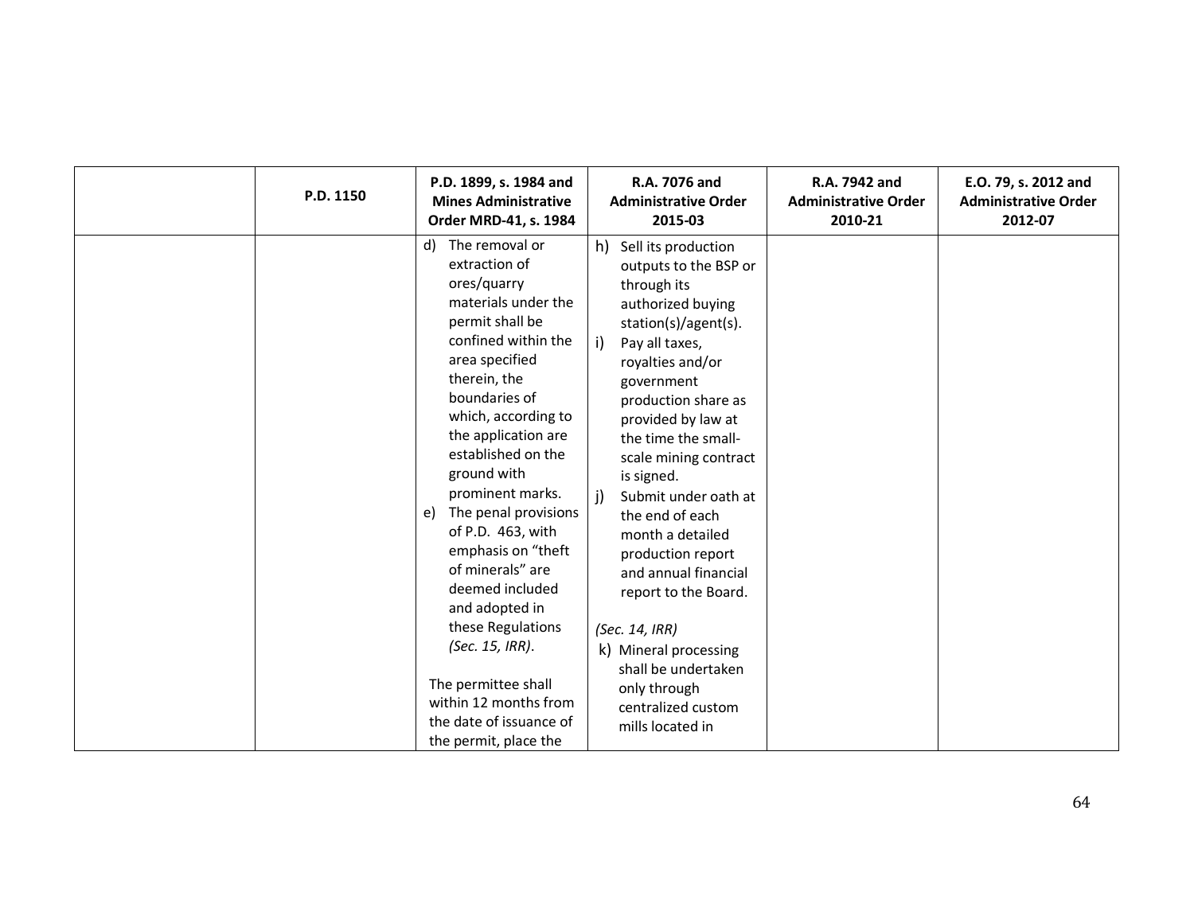|  | P.D. 1150 | P.D. 1899, s. 1984 and Mines Administrative Order MRD-41, s. 1984 | R.A. 7076 and Administrative Order 2015-03 | R.A. 7942 and Administrative Order 2010-21 | E.O. 79, s. 2012 and Administrative Order 2012-07 |
|---|---|---|---|---|---|
|  |  | d) The removal or extraction of ores/quarry materials under the permit shall be confined within the area specified therein, the boundaries of which, according to the application are established on the ground with prominent marks.<br>e) The penal provisions of P.D. 463, with emphasis on "theft of minerals" are deemed included and adopted in these Regulations *(Sec. 15, IRR)*.<br><br>The permittee shall within 12 months from the date of issuance of the permit, place the | h) Sell its production outputs to the BSP or through its authorized buying station(s)/agent(s).<br>i) Pay all taxes, royalties and/or government production share as provided by law at the time the small-scale mining contract is signed.<br>j) Submit under oath at the end of each month a detailed production report and annual financial report to the Board.<br><br>*(Sec. 14, IRR)*<br>k) Mineral processing shall be undertaken only through centralized custom mills located in |  |  |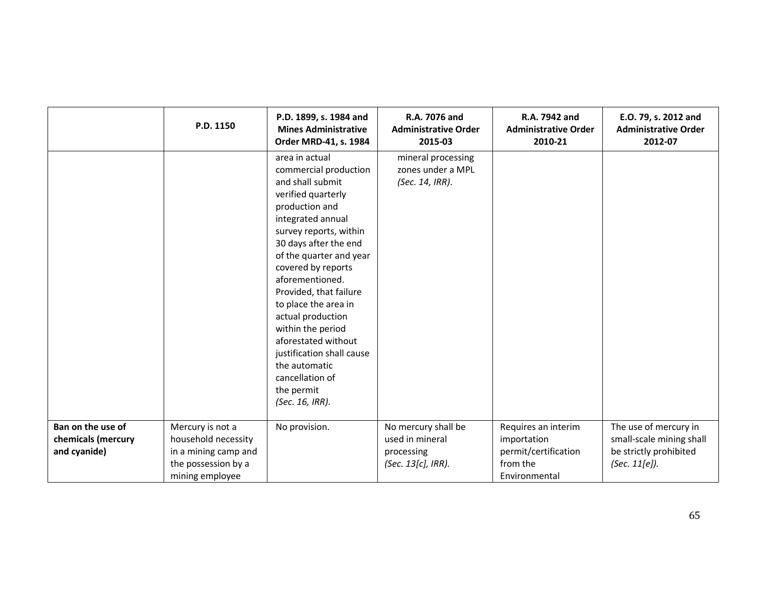| | P.D. 1150 | P.D. 1899, s. 1984 and Mines Administrative Order MRD-41, s. 1984 | R.A. 7076 and Administrative Order 2015-03 | R.A. 7942 and Administrative Order 2010-21 | E.O. 79, s. 2012 and Administrative Order 2012-07 |
|---|---|---|---|---|---|
| | | area in actual commercial production and shall submit verified quarterly production and integrated annual survey reports, within 30 days after the end of the quarter and year covered by reports aforementioned. Provided, that failure to place the area in actual production within the period aforestated without justification shall cause the automatic cancellation of the permit *(Sec. 16, IRR)*. | mineral processing zones under a MPL *(Sec. 14, IRR)*. | | |
| **Ban on the use of chemicals (mercury and cyanide)** | Mercury is not a household necessity in a mining camp and the possession by a mining employee | No provision. | No mercury shall be used in mineral processing *(Sec. 13[c], IRR)*. | Requires an interim importation permit/certification from the Environmental | The use of mercury in small-scale mining shall be strictly prohibited *(Sec. 11[e])*. |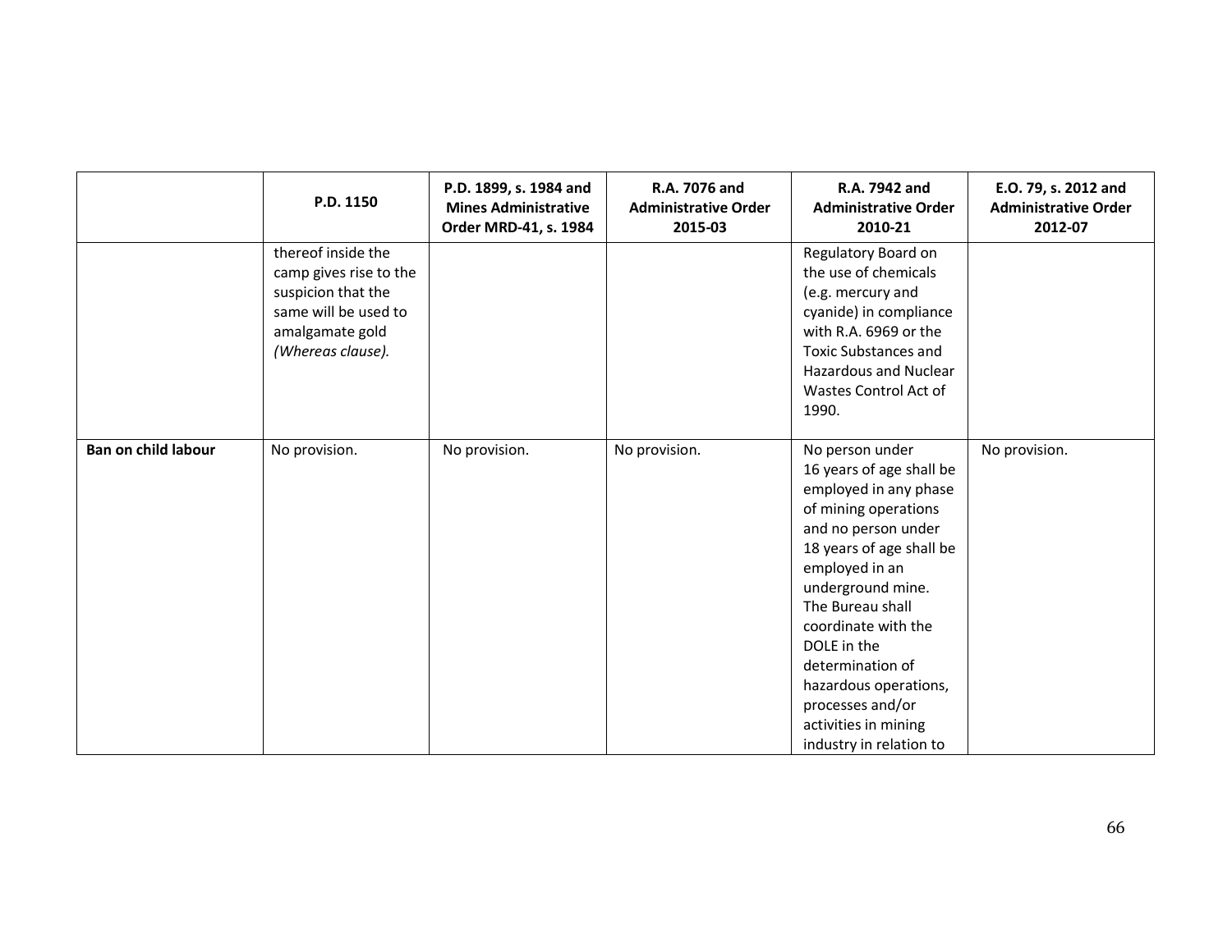| | P.D. 1150 | P.D. 1899, s. 1984 and Mines Administrative Order MRD-41, s. 1984 | R.A. 7076 and Administrative Order 2015-03 | R.A. 7942 and Administrative Order 2010-21 | E.O. 79, s. 2012 and Administrative Order 2012-07 |
|---|---|---|---|---|---|
| | thereof inside the camp gives rise to the suspicion that the same will be used to amalgamate gold *(Whereas clause).* | | | Regulatory Board on the use of chemicals (e.g. mercury and cyanide) in compliance with R.A. 6969 or the Toxic Substances and Hazardous and Nuclear Wastes Control Act of 1990. | |
| **Ban on child labour** | No provision. | No provision. | No provision. | No person under 16 years of age shall be employed in any phase of mining operations and no person under 18 years of age shall be employed in an underground mine. The Bureau shall coordinate with the DOLE in the determination of hazardous operations, processes and/or activities in mining industry in relation to | No provision. |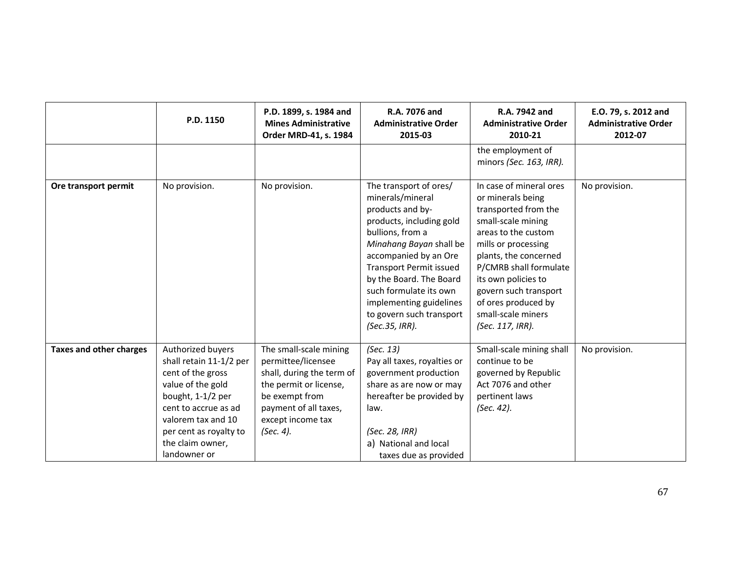| | P.D. 1150 | P.D. 1899, s. 1984 and Mines Administrative Order MRD-41, s. 1984 | R.A. 7076 and Administrative Order 2015-03 | R.A. 7942 and Administrative Order 2010-21 | E.O. 79, s. 2012 and Administrative Order 2012-07 |
|---|---|---|---|---|---|
| | | | | the employment of minors *(Sec. 163, IRR).* | |
| **Ore transport permit** | No provision. | No provision. | The transport of ores/ minerals/mineral products and by-products, including gold bullions, from a *Minahang Bayan* shall be accompanied by an Ore Transport Permit issued by the Board. The Board such formulate its own implementing guidelines to govern such transport *(Sec.35, IRR).* | In case of mineral ores or minerals being transported from the small-scale mining areas to the custom mills or processing plants, the concerned P/CMRB shall formulate its own policies to govern such transport of ores produced by small-scale miners *(Sec. 117, IRR).* | No provision. |
| **Taxes and other charges** | Authorized buyers shall retain 11-1/2 per cent of the gross value of the gold bought, 1-1/2 per cent to accrue as ad valorem tax and 10 per cent as royalty to the claim owner, landowner or | The small-scale mining permittee/licensee shall, during the term of the permit or license, be exempt from payment of all taxes, except income tax *(Sec. 4).* | *(Sec. 13)* Pay all taxes, royalties or government production share as are now or may hereafter be provided by law. *(Sec. 28, IRR)* a) National and local taxes due as provided | Small-scale mining shall continue to be governed by Republic Act 7076 and other pertinent laws *(Sec. 42).* | No provision. |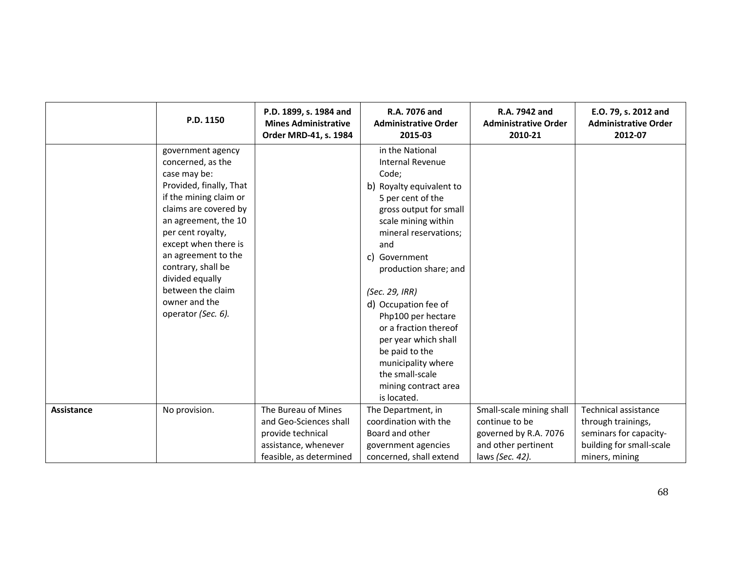|  | P.D. 1150 | P.D. 1899, s. 1984 and Mines Administrative Order MRD-41, s. 1984 | R.A. 7076 and Administrative Order 2015-03 | R.A. 7942 and Administrative Order 2010-21 | E.O. 79, s. 2012 and Administrative Order 2012-07 |
|---|---|---|---|---|---|
|  | government agency concerned, as the case may be: Provided, finally, That if the mining claim or claims are covered by an agreement, the 10 per cent royalty, except when there is an agreement to the contrary, shall be divided equally between the claim owner and the operator *(Sec. 6).* |  | in the National Internal Revenue Code;<br>b) Royalty equivalent to 5 per cent of the gross output for small scale mining within mineral reservations; and<br>c) Government production share; and<br><br>*(Sec. 29, IRR)*<br>d) Occupation fee of Php100 per hectare or a fraction thereof per year which shall be paid to the municipality where the small-scale mining contract area is located. |  |  |
| **Assistance** | No provision. | The Bureau of Mines and Geo-Sciences shall provide technical assistance, whenever feasible, as determined | The Department, in coordination with the Board and other government agencies concerned, shall extend | Small-scale mining shall continue to be governed by R.A. 7076 and other pertinent laws *(Sec. 42).* | Technical assistance through trainings, seminars for capacity-building for small-scale miners, mining |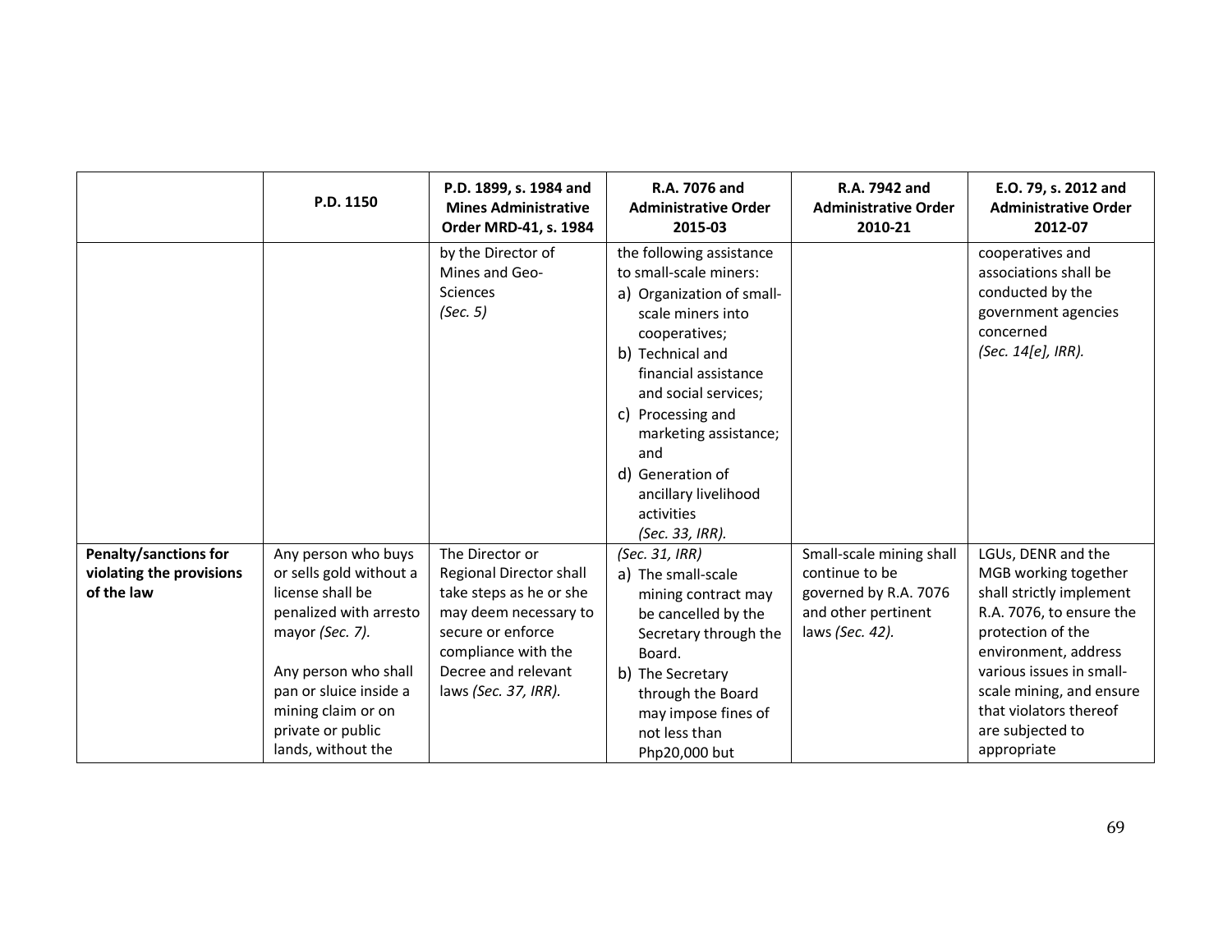| | P.D. 1150 | P.D. 1899, s. 1984 and Mines Administrative Order MRD-41, s. 1984 | R.A. 7076 and Administrative Order 2015-03 | R.A. 7942 and Administrative Order 2010-21 | E.O. 79, s. 2012 and Administrative Order 2012-07 |
|---|---|---|---|---|---|
| | | by the Director of Mines and Geo-Sciences *(Sec. 5)* | the following assistance to small-scale miners:<br>a) Organization of small-scale miners into cooperatives;<br>b) Technical and financial assistance and social services;<br>c) Processing and marketing assistance; and<br>d) Generation of ancillary livelihood activities<br>*(Sec. 33, IRR).* | | cooperatives and associations shall be conducted by the government agencies concerned *(Sec. 14[e], IRR).* |
| **Penalty/sanctions for violating the provisions of the law** | Any person who buys or sells gold without a license shall be penalized with arresto mayor *(Sec. 7).*<br><br>Any person who shall pan or sluice inside a mining claim or on private or public lands, without the | The Director or Regional Director shall take steps as he or she may deem necessary to secure or enforce compliance with the Decree and relevant laws *(Sec. 37, IRR).* | *(Sec. 31, IRR)*<br>a) The small-scale mining contract may be cancelled by the Secretary through the Board.<br>b) The Secretary through the Board may impose fines of not less than Php20,000 but | Small-scale mining shall continue to be governed by R.A. 7076 and other pertinent laws *(Sec. 42).* | LGUs, DENR and the MGB working together shall strictly implement R.A. 7076, to ensure the protection of the environment, address various issues in small-scale mining, and ensure that violators thereof are subjected to appropriate |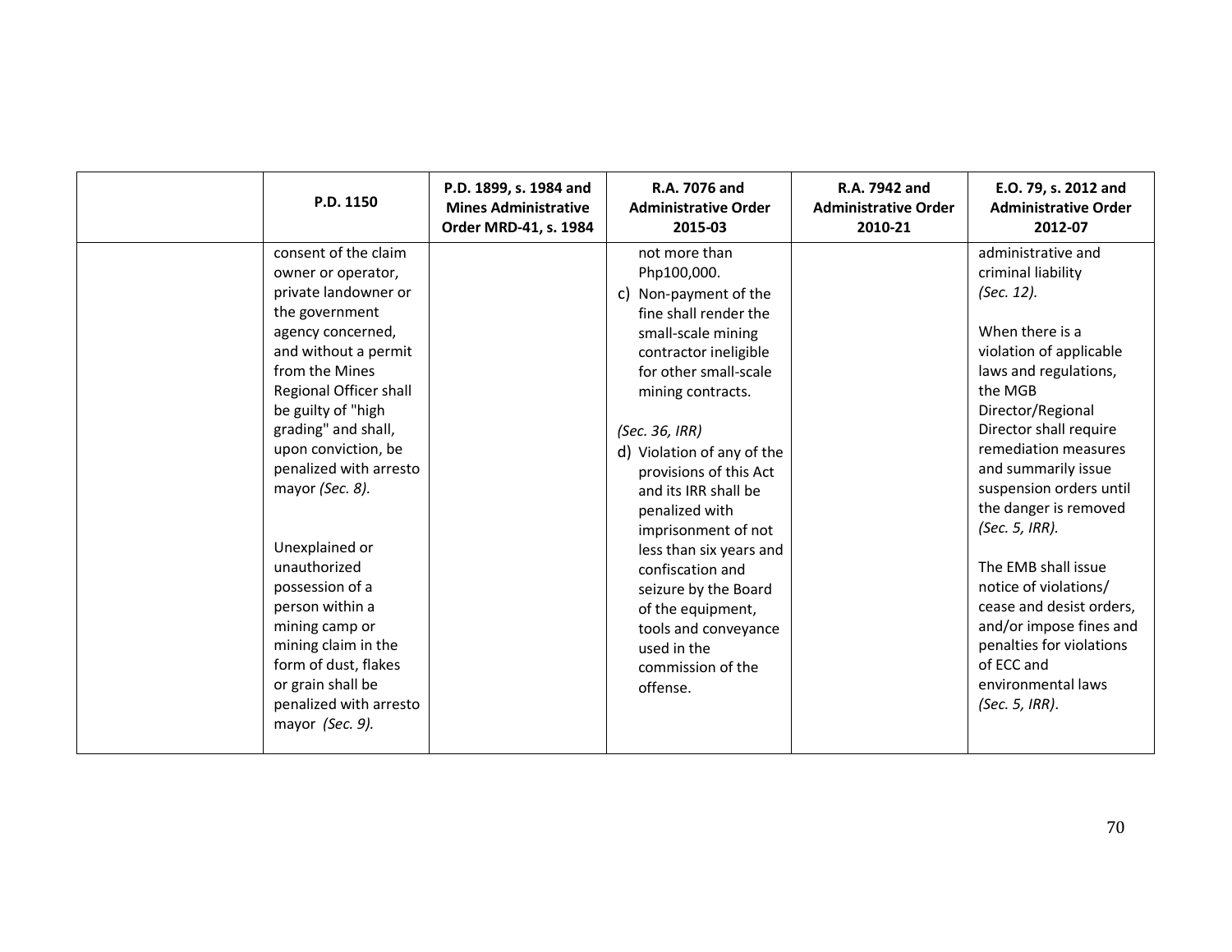| | P.D. 1150 | P.D. 1899, s. 1984 and Mines Administrative Order MRD-41, s. 1984 | R.A. 7076 and Administrative Order 2015-03 | R.A. 7942 and Administrative Order 2010-21 | E.O. 79, s. 2012 and Administrative Order 2012-07 |
|---|---|---|---|---|---|
| | consent of the claim owner or operator, private landowner or the government agency concerned, and without a permit from the Mines Regional Officer shall be guilty of "high grading" and shall, upon conviction, be penalized with arresto mayor *(Sec. 8).*<br><br>Unexplained or unauthorized possession of a person within a mining camp or mining claim in the form of dust, flakes or grain shall be penalized with arresto mayor *(Sec. 9).* | | not more than Php100,000.<br>c) Non-payment of the fine shall render the small-scale mining contractor ineligible for other small-scale mining contracts.<br><br>*(Sec. 36, IRR)*<br>d) Violation of any of the provisions of this Act and its IRR shall be penalized with imprisonment of not less than six years and confiscation and seizure by the Board of the equipment, tools and conveyance used in the commission of the offense. | | administrative and criminal liability *(Sec. 12).*<br><br>When there is a violation of applicable laws and regulations, the MGB Director/Regional Director shall require remediation measures and summarily issue suspension orders until the danger is removed *(Sec. 5, IRR).*<br><br>The EMB shall issue notice of violations/ cease and desist orders, and/or impose fines and penalties for violations of ECC and environmental laws *(Sec. 5, IRR)*. |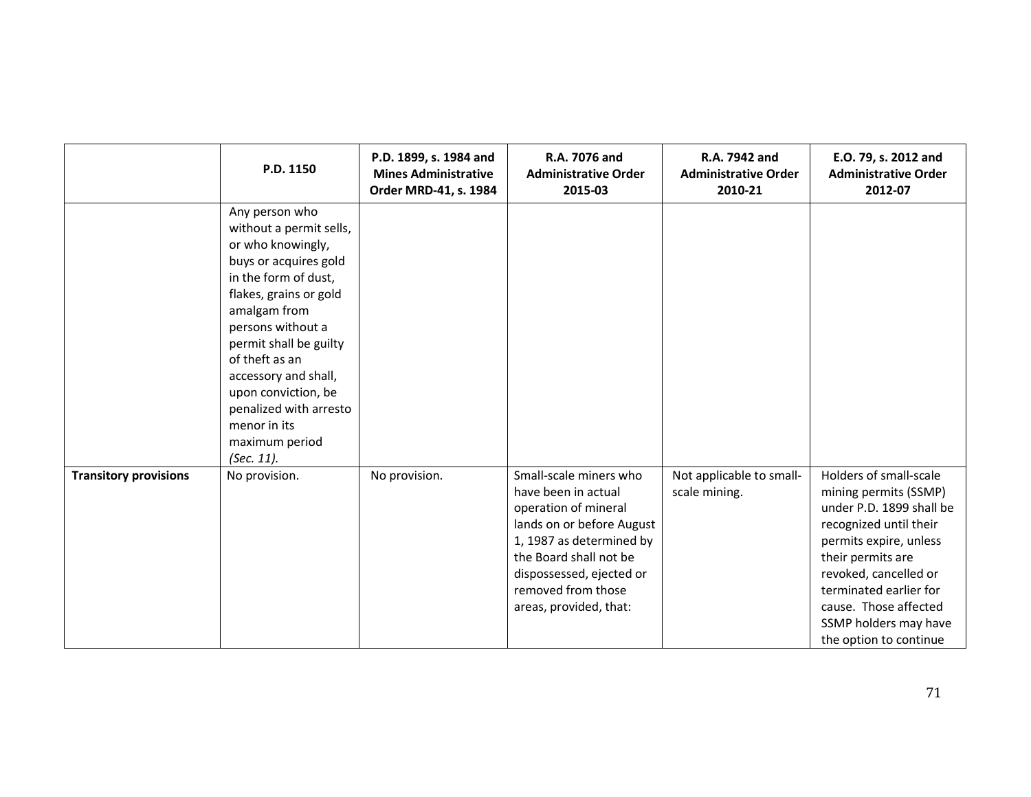| | P.D. 1150 | P.D. 1899, s. 1984 and Mines Administrative Order MRD-41, s. 1984 | R.A. 7076 and Administrative Order 2015-03 | R.A. 7942 and Administrative Order 2010-21 | E.O. 79, s. 2012 and Administrative Order 2012-07 |
|---|---|---|---|---|---|
| | Any person who without a permit sells, or who knowingly, buys or acquires gold in the form of dust, flakes, grains or gold amalgam from persons without a permit shall be guilty of theft as an accessory and shall, upon conviction, be penalized with arresto menor in its maximum period *(Sec. 11).* | | | | |
| **Transitory provisions** | No provision. | No provision. | Small-scale miners who have been in actual operation of mineral lands on or before August 1, 1987 as determined by the Board shall not be dispossessed, ejected or removed from those areas, provided, that: | Not applicable to small-scale mining. | Holders of small-scale mining permits (SSMP) under P.D. 1899 shall be recognized until their permits expire, unless their permits are revoked, cancelled or terminated earlier for cause. Those affected SSMP holders may have the option to continue |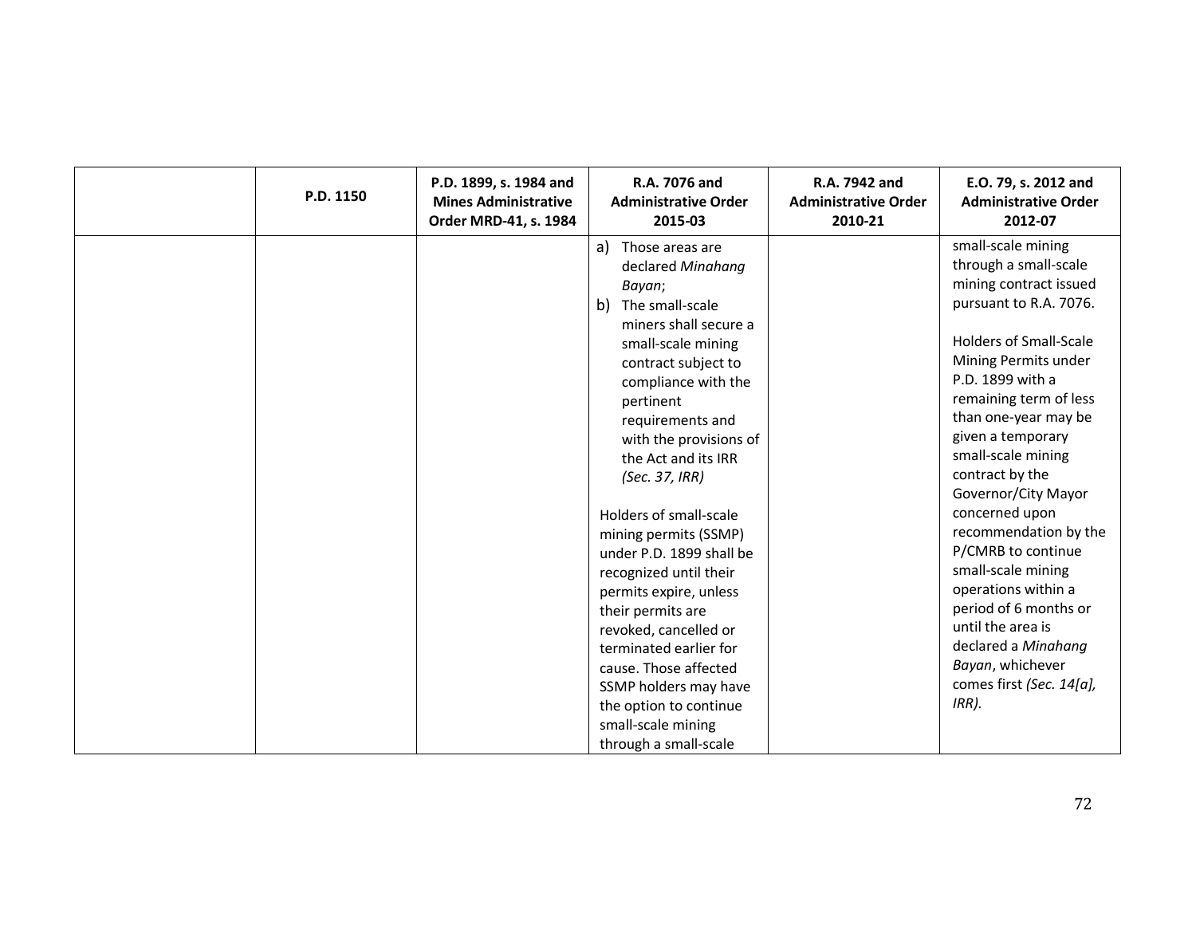| | P.D. 1150 | P.D. 1899, s. 1984 and Mines Administrative Order MRD-41, s. 1984 | R.A. 7076 and Administrative Order 2015-03 | R.A. 7942 and Administrative Order 2010-21 | E.O. 79, s. 2012 and Administrative Order 2012-07 |
|---|---|---|---|---|---|
| | | | a) Those areas are declared *Minahang Bayan*;<br>b) The small-scale miners shall secure a small-scale mining contract subject to compliance with the pertinent requirements and with the provisions of the Act and its IRR *(Sec. 37, IRR)*<br><br>Holders of small-scale mining permits (SSMP) under P.D. 1899 shall be recognized until their permits expire, unless their permits are revoked, cancelled or terminated earlier for cause. Those affected SSMP holders may have the option to continue small-scale mining through a small-scale | | small-scale mining through a small-scale mining contract issued pursuant to R.A. 7076.<br><br>Holders of Small-Scale Mining Permits under P.D. 1899 with a remaining term of less than one-year may be given a temporary small-scale mining contract by the Governor/City Mayor concerned upon recommendation by the P/CMRB to continue small-scale mining operations within a period of 6 months or until the area is declared a *Minahang Bayan*, whichever comes first *(Sec. 14[a], IRR).* |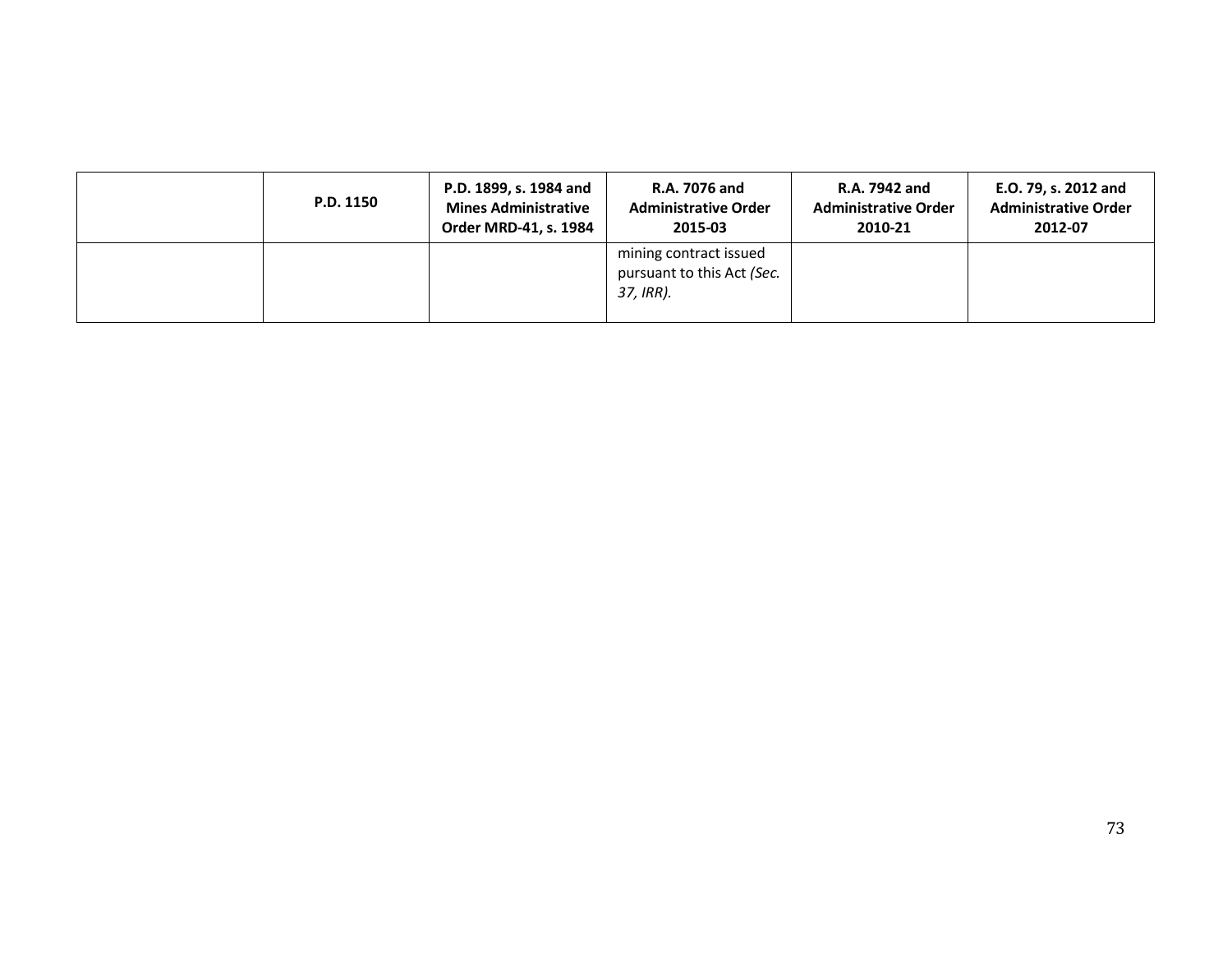| | P.D. 1150 | P.D. 1899, s. 1984 and Mines Administrative Order MRD-41, s. 1984 | R.A. 7076 and Administrative Order 2015-03 | R.A. 7942 and Administrative Order 2010-21 | E.O. 79, s. 2012 and Administrative Order 2012-07 |
|---|---|---|---|---|---|
| | | | mining contract issued pursuant to this Act *(Sec. 37, IRR).* | | |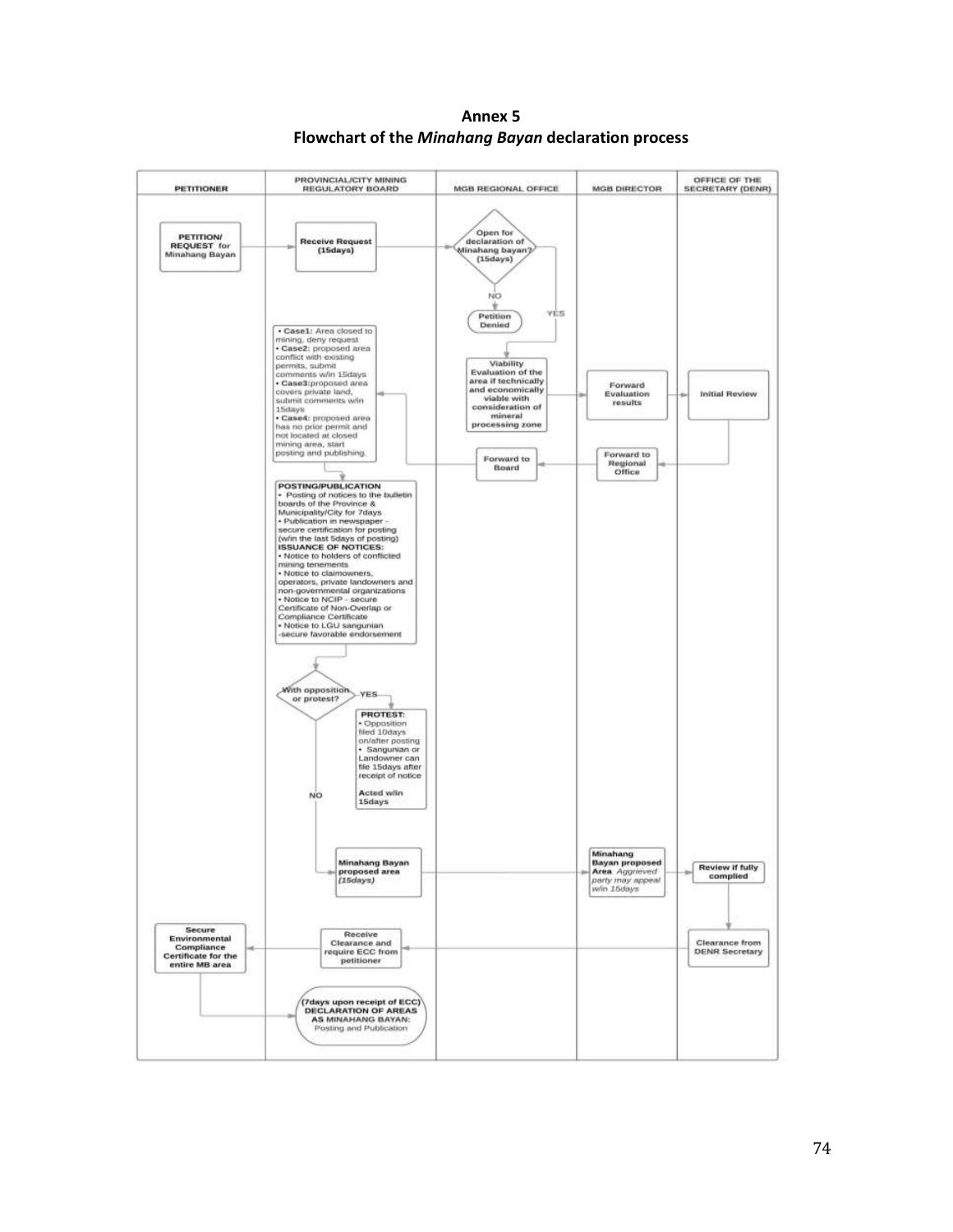**Annex 5**
**Flowchart of the *Minahang Bayan* declaration process**

PETITIONER

PROVINCIAL/CITY MINING REGULATORY BOARD

MGB REGIONAL OFFICE

MGB DIRECTOR

OFFICE OF THE SECRETARY (DENR)

PETITION/ REQUEST for Minahang Bayan

Receive Request (15days)

Open for declaration of Minahang bayan? (15days)

NO

Petition Denied

YES

Viability Evaluation of the area if technically and economically viable with consideration of mineral processing zone

Forward Evaluation results

Initial Review

Forward to Regional Office

Forward to Board

- **Case1:** Area closed to mining, deny request
- **Case2:** proposed area conflict with existing permits, submit comments w/in 15days
- **Case3:** proposed area covers private land, submit comments w/in 15days
- **Case4:** proposed area has no prior permit and not located at closed mining area, start posting and publishing.

**POSTING/PUBLICATION**
- Posting of notices to the bulletin boards of the Province & Municipality/City for 7days
- Publication in newspaper - secure certification for posting (w/in the last 5days of posting)

**ISSUANCE OF NOTICES:**
- Notice to holders of conflicted mining tenements
- Notice to claimowners, operators, private landowners and non-governmental organizations
- Notice to NCIP - secure Certificate of Non-Overlap or Compliance Certificate
- Notice to LGU sangunian -secure favorable endorsement

With opposition or protest?

YES

**PROTEST:**
- Opposition filed 10days on/after posting
- Sangunian or Landowner can file 15days after receipt of notice

Acted w/in 15days

NO

Minahang Bayan proposed area (15days)

Minahang Bayan proposed Area Aggrieved party may appeal w/in 15days

Review if fully complied

Clearance from DENR Secretary

Receive Clearance and require ECC from petitioner

Secure Environmental Compliance Certificate for the entire MB area

(7days upon receipt of ECC) DECLARATION OF AREAS AS MINAHANG BAYAN: Posting and Publication